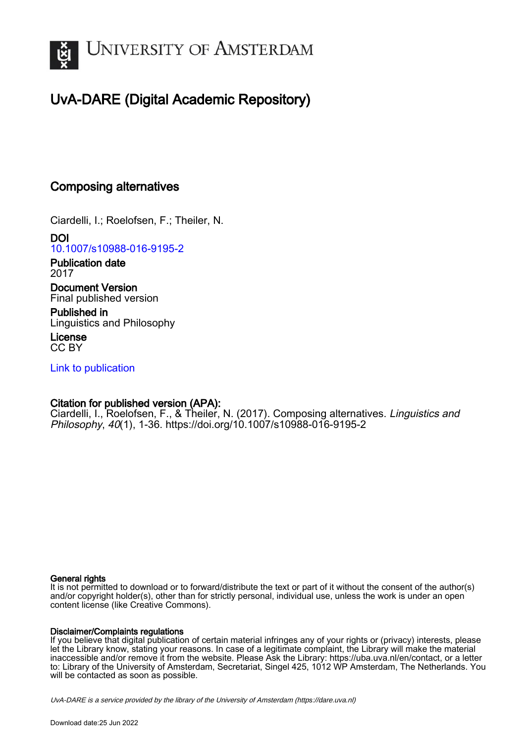UNIVERSITY OF AMSTERDAM

# UvA-DARE (Digital Academic Repository)

## Composing alternatives

Ciardelli, I.; Roelofsen, F.; Theiler, N.

**DOI**
10.1007/s10988-016-9195-2

**Publication date**
2017

**Document Version**
Final published version

**Published in**
Linguistics and Philosophy

**License**
CC BY

Link to publication

**Citation for published version (APA):**
Ciardelli, I., Roelofsen, F., & Theiler, N. (2017). Composing alternatives. *Linguistics and Philosophy*, *40*(1), 1-36. https://doi.org/10.1007/s10988-016-9195-2

**General rights**
It is not permitted to download or to forward/distribute the text or part of it without the consent of the author(s) and/or copyright holder(s), other than for strictly personal, individual use, unless the work is under an open content license (like Creative Commons).

**Disclaimer/Complaints regulations**
If you believe that digital publication of certain material infringes any of your rights or (privacy) interests, please let the Library know, stating your reasons. In case of a legitimate complaint, the Library will make the material inaccessible and/or remove it from the website. Please Ask the Library: https://uba.uva.nl/en/contact, or a letter to: Library of the University of Amsterdam, Secretariat, Singel 425, 1012 WP Amsterdam, The Netherlands. You will be contacted as soon as possible.

*UvA-DARE is a service provided by the library of the University of Amsterdam (https://dare.uva.nl)*

Download date:25 Jun 2022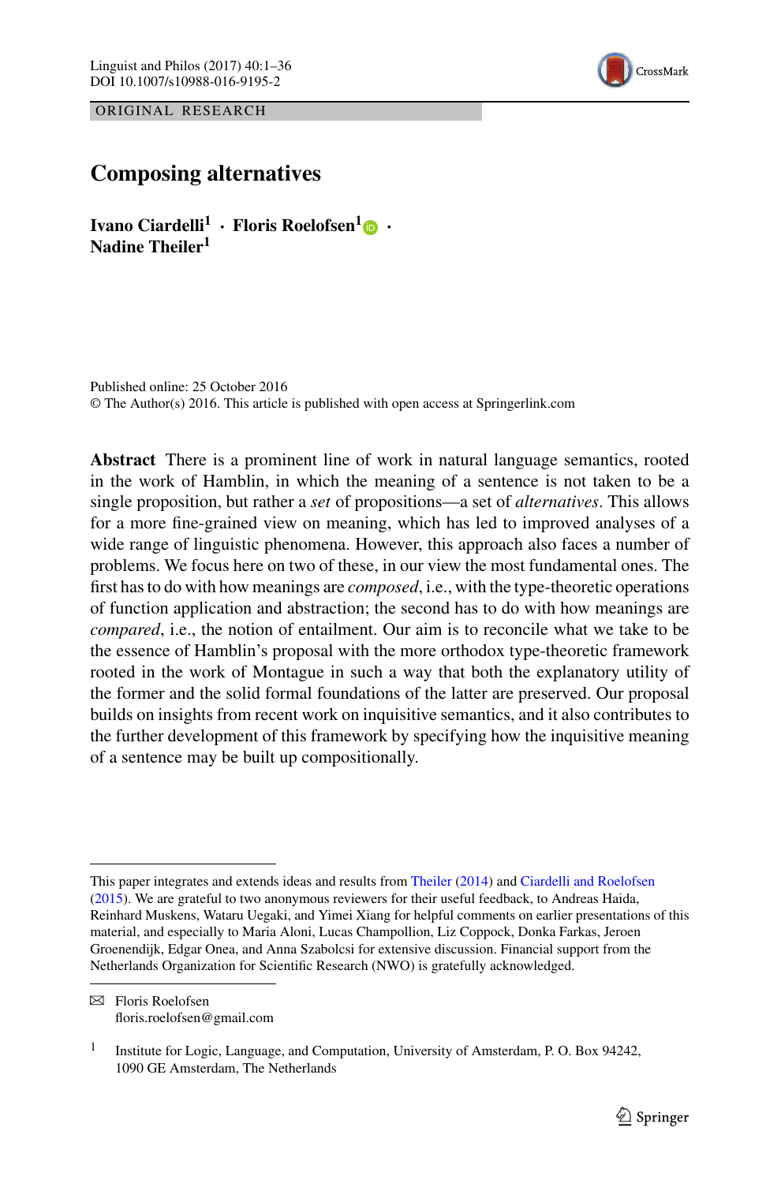ORIGINAL RESEARCH

# Composing alternatives

**Ivano Ciardelli[1] · Floris Roelofsen[1] · Nadine Theiler[1]**

Published online: 25 October 2016
© The Author(s) 2016. This article is published with open access at Springerlink.com

**Abstract** There is a prominent line of work in natural language semantics, rooted in the work of Hamblin, in which the meaning of a sentence is not taken to be a single proposition, but rather a *set* of propositions—a set of *alternatives*. This allows for a more fine-grained view on meaning, which has led to improved analyses of a wide range of linguistic phenomena. However, this approach also faces a number of problems. We focus here on two of these, in our view the most fundamental ones. The first has to do with how meanings are *composed*, i.e., with the type-theoretic operations of function application and abstraction; the second has to do with how meanings are *compared*, i.e., the notion of entailment. Our aim is to reconcile what we take to be the essence of Hamblin's proposal with the more orthodox type-theoretic framework rooted in the work of Montague in such a way that both the explanatory utility of the former and the solid formal foundations of the latter are preserved. Our proposal builds on insights from recent work on inquisitive semantics, and it also contributes to the further development of this framework by specifying how the inquisitive meaning of a sentence may be built up compositionally.

---

This paper integrates and extends ideas and results from Theiler (2014) and Ciardelli and Roelofsen (2015). We are grateful to two anonymous reviewers for their useful feedback, to Andreas Haida, Reinhard Muskens, Wataru Uegaki, and Yimei Xiang for helpful comments on earlier presentations of this material, and especially to Maria Aloni, Lucas Champollion, Liz Coppock, Donka Farkas, Jeroen Groenendijk, Edgar Onea, and Anna Szabolcsi for extensive discussion. Financial support from the Netherlands Organization for Scientific Research (NWO) is gratefully acknowledged.

✉ Floris Roelofsen
floris.roelofsen@gmail.com

[1] Institute for Logic, Language, and Computation, University of Amsterdam, P. O. Box 94242, 1090 GE Amsterdam, The Netherlands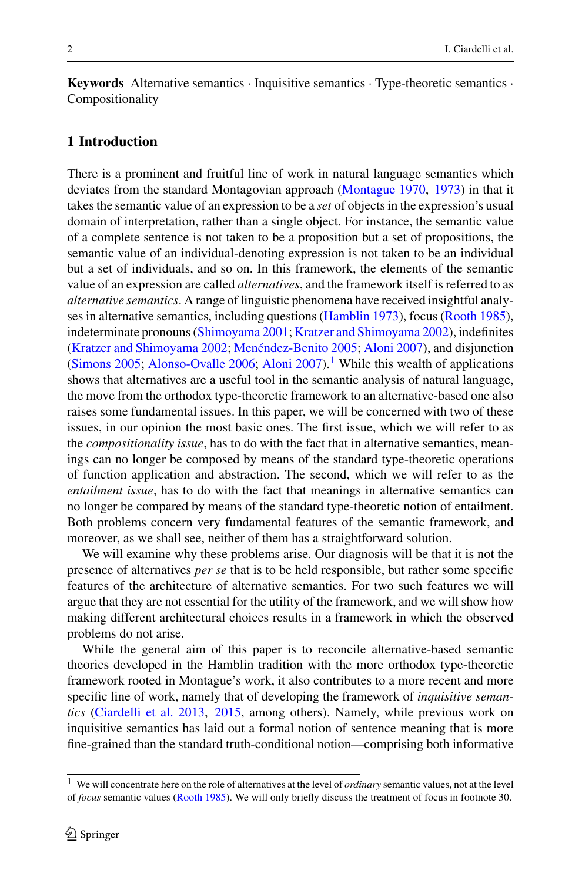**Keywords** Alternative semantics · Inquisitive semantics · Type-theoretic semantics · Compositionality

## 1 Introduction

There is a prominent and fruitful line of work in natural language semantics which deviates from the standard Montagovian approach (Montague 1970, 1973) in that it takes the semantic value of an expression to be a *set* of objects in the expression's usual domain of interpretation, rather than a single object. For instance, the semantic value of a complete sentence is not taken to be a proposition but a set of propositions, the semantic value of an individual-denoting expression is not taken to be an individual but a set of individuals, and so on. In this framework, the elements of the semantic value of an expression are called *alternatives*, and the framework itself is referred to as *alternative semantics*. A range of linguistic phenomena have received insightful analyses in alternative semantics, including questions (Hamblin 1973), focus (Rooth 1985), indeterminate pronouns (Shimoyama 2001; Kratzer and Shimoyama 2002), indefinites (Kratzer and Shimoyama 2002; Menéndez-Benito 2005; Aloni 2007), and disjunction (Simons 2005; Alonso-Ovalle 2006; Aloni 2007).[1] While this wealth of applications shows that alternatives are a useful tool in the semantic analysis of natural language, the move from the orthodox type-theoretic framework to an alternative-based one also raises some fundamental issues. In this paper, we will be concerned with two of these issues, in our opinion the most basic ones. The first issue, which we will refer to as the *compositionality issue*, has to do with the fact that in alternative semantics, meanings can no longer be composed by means of the standard type-theoretic operations of function application and abstraction. The second, which we will refer to as the *entailment issue*, has to do with the fact that meanings in alternative semantics can no longer be compared by means of the standard type-theoretic notion of entailment. Both problems concern very fundamental features of the semantic framework, and moreover, as we shall see, neither of them has a straightforward solution.

We will examine why these problems arise. Our diagnosis will be that it is not the presence of alternatives *per se* that is to be held responsible, but rather some specific features of the architecture of alternative semantics. For two such features we will argue that they are not essential for the utility of the framework, and we will show how making different architectural choices results in a framework in which the observed problems do not arise.

While the general aim of this paper is to reconcile alternative-based semantic theories developed in the Hamblin tradition with the more orthodox type-theoretic framework rooted in Montague's work, it also contributes to a more recent and more specific line of work, namely that of developing the framework of *inquisitive semantics* (Ciardelli et al. 2013, 2015, among others). Namely, while previous work on inquisitive semantics has laid out a formal notion of sentence meaning that is more fine-grained than the standard truth-conditional notion—comprising both informative

[1] We will concentrate here on the role of alternatives at the level of *ordinary* semantic values, not at the level of *focus* semantic values (Rooth 1985). We will only briefly discuss the treatment of focus in footnote 30.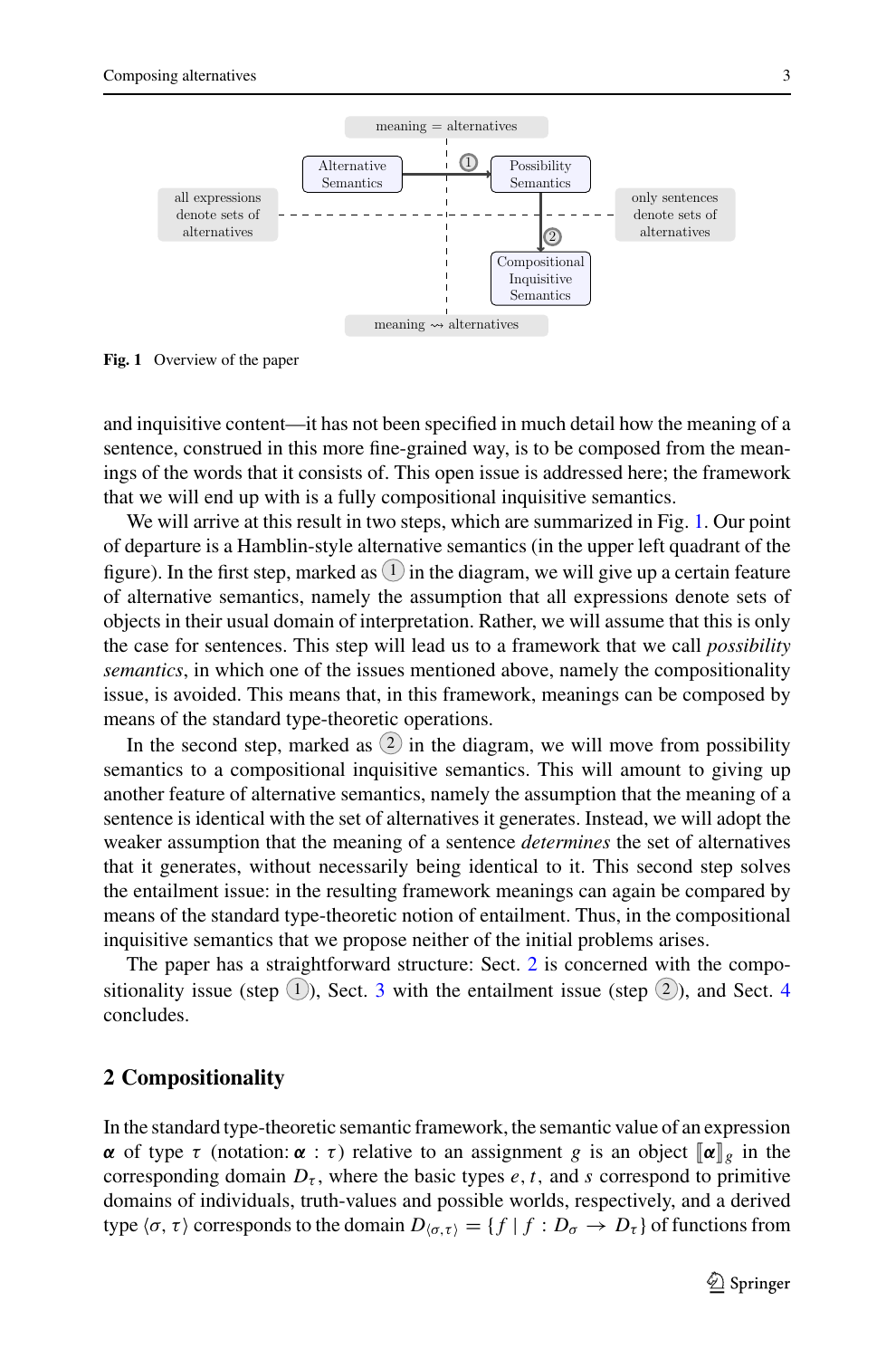meaning = alternatives

Alternative Semantics → (1) → Possibility Semantics

all expressions denote sets of alternatives | only sentences denote sets of alternatives

Possibility Semantics → (2) → Compositional Inquisitive Semantics

meaning ⇝ alternatives

**Fig. 1** Overview of the paper

and inquisitive content—it has not been specified in much detail how the meaning of a sentence, construed in this more fine-grained way, is to be composed from the meanings of the words that it consists of. This open issue is addressed here; the framework that we will end up with is a fully compositional inquisitive semantics.

We will arrive at this result in two steps, which are summarized in Fig. 1. Our point of departure is a Hamblin-style alternative semantics (in the upper left quadrant of the figure). In the first step, marked as (1) in the diagram, we will give up a certain feature of alternative semantics, namely the assumption that all expressions denote sets of objects in their usual domain of interpretation. Rather, we will assume that this is only the case for sentences. This step will lead us to a framework that we call *possibility semantics*, in which one of the issues mentioned above, namely the compositionality issue, is avoided. This means that, in this framework, meanings can be composed by means of the standard type-theoretic operations.

In the second step, marked as (2) in the diagram, we will move from possibility semantics to a compositional inquisitive semantics. This will amount to giving up another feature of alternative semantics, namely the assumption that the meaning of a sentence is identical with the set of alternatives it generates. Instead, we will adopt the weaker assumption that the meaning of a sentence *determines* the set of alternatives that it generates, without necessarily being identical to it. This second step solves the entailment issue: in the resulting framework meanings can again be compared by means of the standard type-theoretic notion of entailment. Thus, in the compositional inquisitive semantics that we propose neither of the initial problems arises.

The paper has a straightforward structure: Sect. 2 is concerned with the compositionality issue (step (1)), Sect. 3 with the entailment issue (step (2)), and Sect. 4 concludes.

## 2 Compositionality

In the standard type-theoretic semantic framework, the semantic value of an expression $\boldsymbol{\alpha}$ of type $\tau$ (notation: $\boldsymbol{\alpha} : \tau$) relative to an assignment $g$ is an object $[\![\boldsymbol{\alpha}]\!]_g$ in the corresponding domain $D_\tau$, where the basic types $e, t$, and $s$ correspond to primitive domains of individuals, truth-values and possible worlds, respectively, and a derived type $\langle \sigma, \tau \rangle$ corresponds to the domain $D_{\langle \sigma,\tau \rangle} = \{f \mid f : D_\sigma \rightarrow D_\tau\}$ of functions from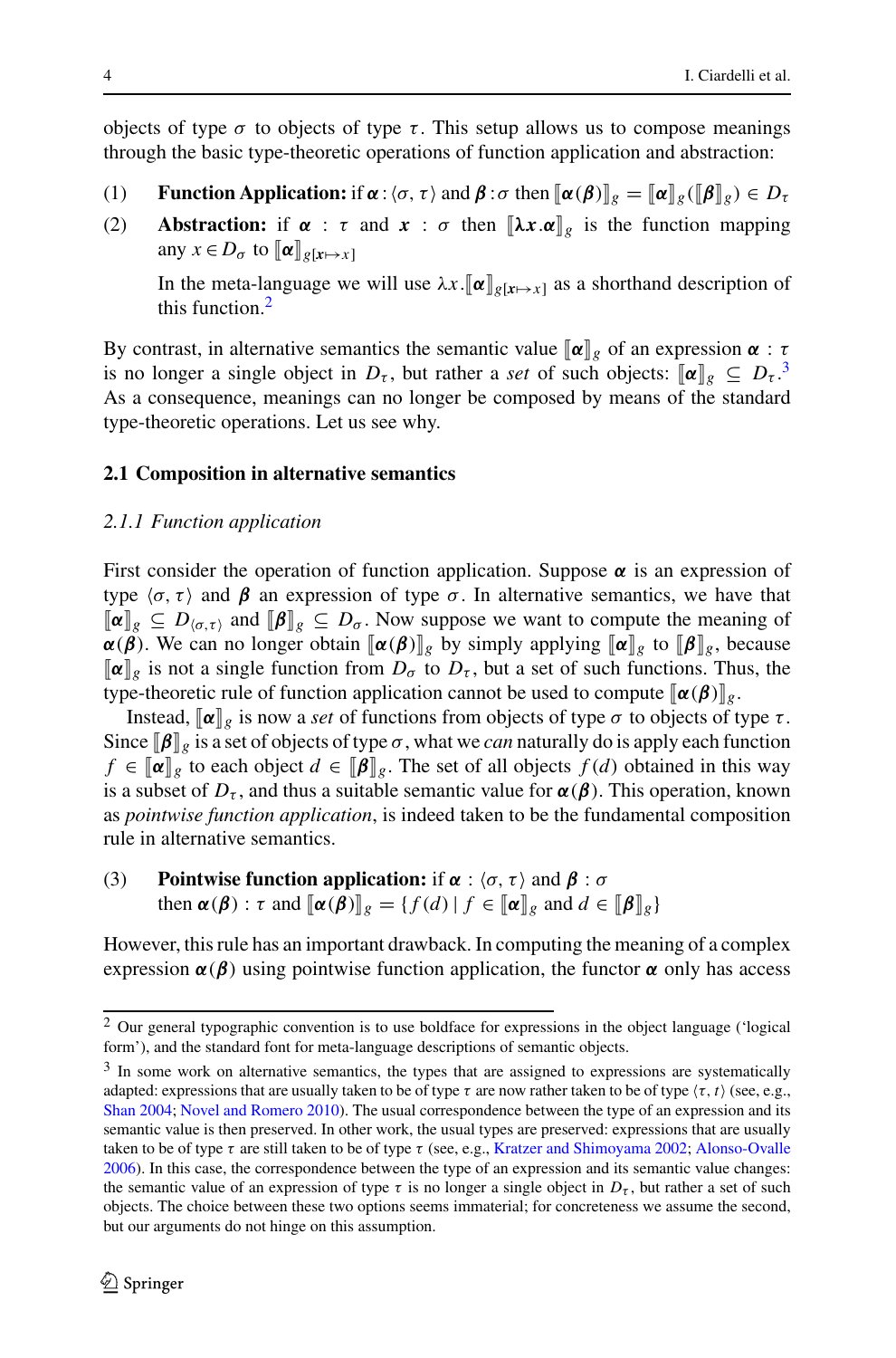objects of type $\sigma$ to objects of type $\tau$. This setup allows us to compose meanings through the basic type-theoretic operations of function application and abstraction:

(1) **Function Application:** if $\boldsymbol{\alpha} : \langle\sigma, \tau\rangle$ and $\boldsymbol{\beta} : \sigma$ then $[\![\boldsymbol{\alpha}(\boldsymbol{\beta})]\!]_g = [\![\boldsymbol{\alpha}]\!]_g([\![\boldsymbol{\beta}]\!]_g) \in D_\tau$

(2) **Abstraction:** if $\boldsymbol{\alpha} : \tau$ and $\boldsymbol{x} : \sigma$ then $[\![\boldsymbol{\lambda x}.\boldsymbol{\alpha}]\!]_g$ is the function mapping any $x \in D_\sigma$ to $[\![\boldsymbol{\alpha}]\!]_{g[\boldsymbol{x} \mapsto x]}$

In the meta-language we will use $\lambda x.[\![\boldsymbol{\alpha}]\!]_{g[\boldsymbol{x} \mapsto x]}$ as a shorthand description of this function.[2]

By contrast, in alternative semantics the semantic value $[\![\boldsymbol{\alpha}]\!]_g$ of an expression $\boldsymbol{\alpha} : \tau$ is no longer a single object in $D_\tau$, but rather a *set* of such objects: $[\![\boldsymbol{\alpha}]\!]_g \subseteq D_\tau$.[3] As a consequence, meanings can no longer be composed by means of the standard type-theoretic operations. Let us see why.

### 2.1 Composition in alternative semantics

#### *2.1.1 Function application*

First consider the operation of function application. Suppose $\boldsymbol{\alpha}$ is an expression of type $\langle\sigma, \tau\rangle$ and $\boldsymbol{\beta}$ an expression of type $\sigma$. In alternative semantics, we have that $[\![\boldsymbol{\alpha}]\!]_g \subseteq D_{\langle\sigma,\tau\rangle}$ and $[\![\boldsymbol{\beta}]\!]_g \subseteq D_\sigma$. Now suppose we want to compute the meaning of $\boldsymbol{\alpha}(\boldsymbol{\beta})$. We can no longer obtain $[\![\boldsymbol{\alpha}(\boldsymbol{\beta})]\!]_g$ by simply applying $[\![\boldsymbol{\alpha}]\!]_g$ to $[\![\boldsymbol{\beta}]\!]_g$, because $[\![\boldsymbol{\alpha}]\!]_g$ is not a single function from $D_\sigma$ to $D_\tau$, but a set of such functions. Thus, the type-theoretic rule of function application cannot be used to compute $[\![\boldsymbol{\alpha}(\boldsymbol{\beta})]\!]_g$.

Instead, $[\![\boldsymbol{\alpha}]\!]_g$ is now a *set* of functions from objects of type $\sigma$ to objects of type $\tau$. Since $[\![\boldsymbol{\beta}]\!]_g$ is a set of objects of type $\sigma$, what we *can* naturally do is apply each function $f \in [\![\boldsymbol{\alpha}]\!]_g$ to each object $d \in [\![\boldsymbol{\beta}]\!]_g$. The set of all objects $f(d)$ obtained in this way is a subset of $D_\tau$, and thus a suitable semantic value for $\boldsymbol{\alpha}(\boldsymbol{\beta})$. This operation, known as *pointwise function application*, is indeed taken to be the fundamental composition rule in alternative semantics.

(3) **Pointwise function application:** if $\boldsymbol{\alpha} : \langle\sigma, \tau\rangle$ and $\boldsymbol{\beta} : \sigma$ then $\boldsymbol{\alpha}(\boldsymbol{\beta}) : \tau$ and $[\![\boldsymbol{\alpha}(\boldsymbol{\beta})]\!]_g = \{f(d) \mid f \in [\![\boldsymbol{\alpha}]\!]_g \text{ and } d \in [\![\boldsymbol{\beta}]\!]_g\}$

However, this rule has an important drawback. In computing the meaning of a complex expression $\boldsymbol{\alpha}(\boldsymbol{\beta})$ using pointwise function application, the functor $\boldsymbol{\alpha}$ only has access

---

[2] Our general typographic convention is to use boldface for expressions in the object language ('logical form'), and the standard font for meta-language descriptions of semantic objects.

[3] In some work on alternative semantics, the types that are assigned to expressions are systematically adapted: expressions that are usually taken to be of type $\tau$ are now rather taken to be of type $\langle\tau, t\rangle$ (see, e.g., Shan 2004; Novel and Romero 2010). The usual correspondence between the type of an expression and its semantic value is then preserved. In other work, the usual types are preserved: expressions that are usually taken to be of type $\tau$ are still taken to be of type $\tau$ (see, e.g., Kratzer and Shimoyama 2002; Alonso-Ovalle 2006). In this case, the correspondence between the type of an expression and its semantic value changes: the semantic value of an expression of type $\tau$ is no longer a single object in $D_\tau$, but rather a set of such objects. The choice between these two options seems immaterial; for concreteness we assume the second, but our arguments do not hinge on this assumption.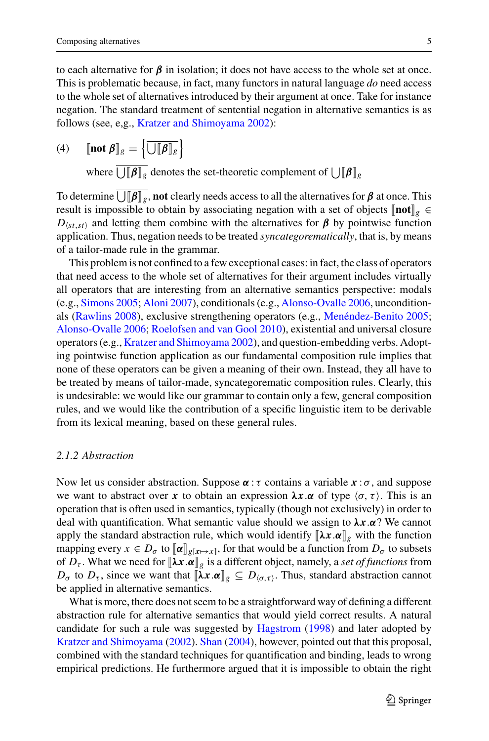to each alternative for $\boldsymbol{\beta}$ in isolation; it does not have access to the whole set at once. This is problematic because, in fact, many functors in natural language *do* need access to the whole set of alternatives introduced by their argument at once. Take for instance negation. The standard treatment of sentential negation in alternative semantics is as follows (see, e,g., Kratzer and Shimoyama 2002):

(4) $[\![\textbf{not } \boldsymbol{\beta}]\!]_g = \left\{\overline{\bigcup[\![\boldsymbol{\beta}]\!]_g}\right\}$

where $\overline{\bigcup[\![\boldsymbol{\beta}]\!]_g}$ denotes the set-theoretic complement of $\bigcup[\![\boldsymbol{\beta}]\!]_g$

To determine $\overline{\bigcup[\![\boldsymbol{\beta}]\!]_g}$, **not** clearly needs access to all the alternatives for $\boldsymbol{\beta}$ at once. This result is impossible to obtain by associating negation with a set of objects $[\![\textbf{not}]\!]_g \in D_{\langle st,st \rangle}$ and letting them combine with the alternatives for $\boldsymbol{\beta}$ by pointwise function application. Thus, negation needs to be treated *syncategorematically*, that is, by means of a tailor-made rule in the grammar.

This problem is not confined to a few exceptional cases: in fact, the class of operators that need access to the whole set of alternatives for their argument includes virtually all operators that are interesting from an alternative semantics perspective: modals (e.g., Simons 2005; Aloni 2007), conditionals (e.g., Alonso-Ovalle 2006, unconditionals (Rawlins 2008), exclusive strengthening operators (e.g., Menéndez-Benito 2005; Alonso-Ovalle 2006; Roelofsen and van Gool 2010), existential and universal closure operators (e.g., Kratzer and Shimoyama 2002), and question-embedding verbs. Adopting pointwise function application as our fundamental composition rule implies that none of these operators can be given a meaning of their own. Instead, they all have to be treated by means of tailor-made, syncategorematic composition rules. Clearly, this is undesirable: we would like our grammar to contain only a few, general composition rules, and we would like the contribution of a specific linguistic item to be derivable from its lexical meaning, based on these general rules.

### *2.1.2 Abstraction*

Now let us consider abstraction. Suppose $\boldsymbol{\alpha} : \tau$ contains a variable $\boldsymbol{x} : \sigma$, and suppose we want to abstract over $\boldsymbol{x}$ to obtain an expression $\boldsymbol{\lambda x.\alpha}$ of type $\langle \sigma, \tau \rangle$. This is an operation that is often used in semantics, typically (though not exclusively) in order to deal with quantification. What semantic value should we assign to $\boldsymbol{\lambda x.\alpha}$? We cannot apply the standard abstraction rule, which would identify $[\![\boldsymbol{\lambda x.\alpha}]\!]_g$ with the function mapping every $x \in D_\sigma$ to $[\![\boldsymbol{\alpha}]\!]_{g[\boldsymbol{x} \mapsto x]}$, for that would be a function from $D_\sigma$ to subsets of $D_\tau$. What we need for $[\![\boldsymbol{\lambda x.\alpha}]\!]_g$ is a different object, namely, a *set of functions* from $D_\sigma$ to $D_\tau$, since we want that $[\![\boldsymbol{\lambda x.\alpha}]\!]_g \subseteq D_{\langle \sigma, \tau \rangle}$. Thus, standard abstraction cannot be applied in alternative semantics.

What is more, there does not seem to be a straightforward way of defining a different abstraction rule for alternative semantics that would yield correct results. A natural candidate for such a rule was suggested by Hagstrom (1998) and later adopted by Kratzer and Shimoyama (2002). Shan (2004), however, pointed out that this proposal, combined with the standard techniques for quantification and binding, leads to wrong empirical predictions. He furthermore argued that it is impossible to obtain the right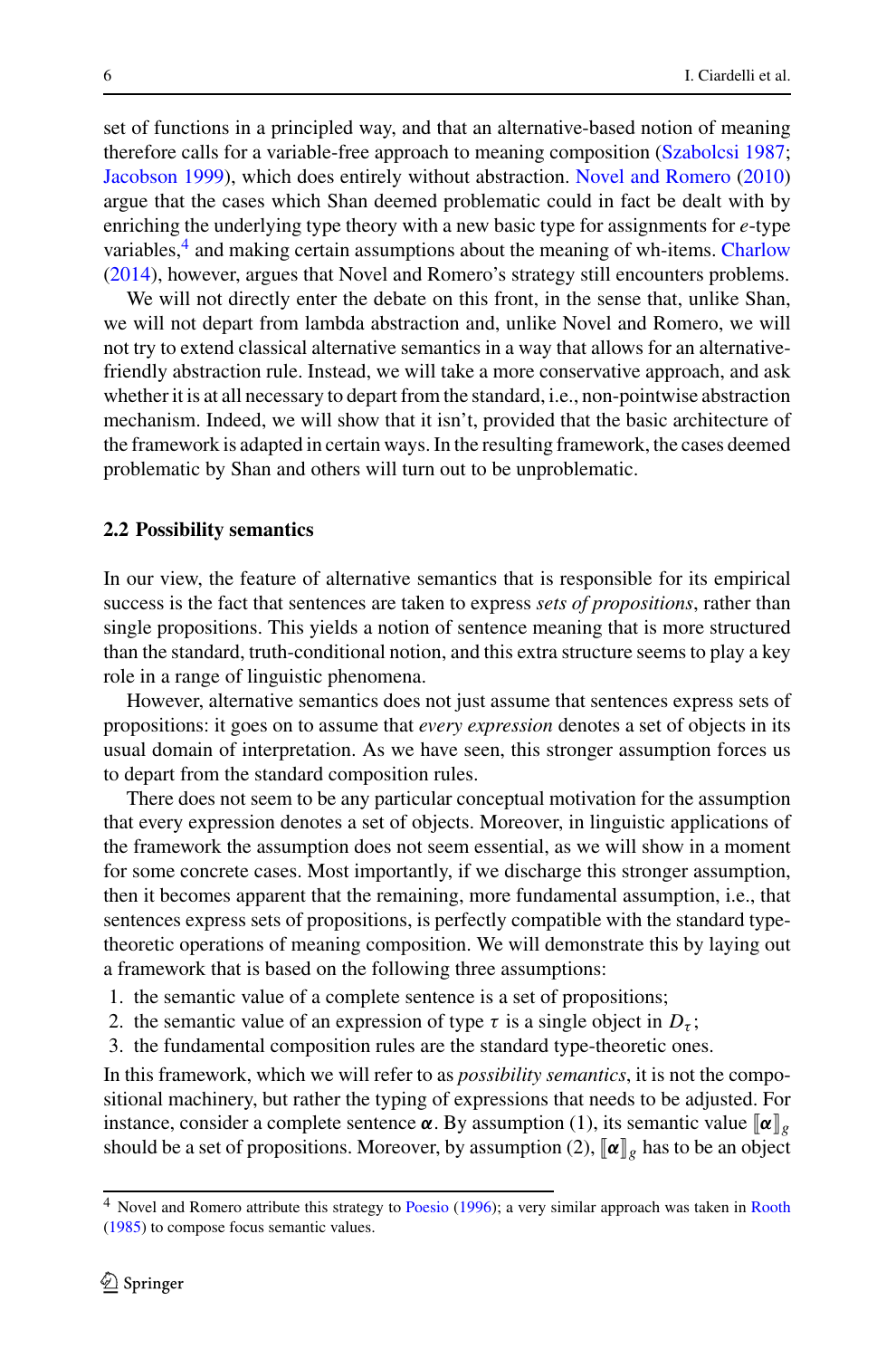set of functions in a principled way, and that an alternative-based notion of meaning therefore calls for a variable-free approach to meaning composition (Szabolcsi 1987; Jacobson 1999), which does entirely without abstraction. Novel and Romero (2010) argue that the cases which Shan deemed problematic could in fact be dealt with by enriching the underlying type theory with a new basic type for assignments for $e$-type variables,[4] and making certain assumptions about the meaning of wh-items. Charlow (2014), however, argues that Novel and Romero's strategy still encounters problems.

We will not directly enter the debate on this front, in the sense that, unlike Shan, we will not depart from lambda abstraction and, unlike Novel and Romero, we will not try to extend classical alternative semantics in a way that allows for an alternative-friendly abstraction rule. Instead, we will take a more conservative approach, and ask whether it is at all necessary to depart from the standard, i.e., non-pointwise abstraction mechanism. Indeed, we will show that it isn't, provided that the basic architecture of the framework is adapted in certain ways. In the resulting framework, the cases deemed problematic by Shan and others will turn out to be unproblematic.

### 2.2 Possibility semantics

In our view, the feature of alternative semantics that is responsible for its empirical success is the fact that sentences are taken to express *sets of propositions*, rather than single propositions. This yields a notion of sentence meaning that is more structured than the standard, truth-conditional notion, and this extra structure seems to play a key role in a range of linguistic phenomena.

However, alternative semantics does not just assume that sentences express sets of propositions: it goes on to assume that *every expression* denotes a set of objects in its usual domain of interpretation. As we have seen, this stronger assumption forces us to depart from the standard composition rules.

There does not seem to be any particular conceptual motivation for the assumption that every expression denotes a set of objects. Moreover, in linguistic applications of the framework the assumption does not seem essential, as we will show in a moment for some concrete cases. Most importantly, if we discharge this stronger assumption, then it becomes apparent that the remaining, more fundamental assumption, i.e., that sentences express sets of propositions, is perfectly compatible with the standard type-theoretic operations of meaning composition. We will demonstrate this by laying out a framework that is based on the following three assumptions:

1. the semantic value of a complete sentence is a set of propositions;
2. the semantic value of an expression of type $\tau$ is a single object in $D_\tau$;
3. the fundamental composition rules are the standard type-theoretic ones.

In this framework, which we will refer to as *possibility semantics*, it is not the compositional machinery, but rather the typing of expressions that needs to be adjusted. For instance, consider a complete sentence $\boldsymbol{\alpha}$. By assumption (1), its semantic value $[\![\boldsymbol{\alpha}]\!]_g$ should be a set of propositions. Moreover, by assumption (2), $[\![\boldsymbol{\alpha}]\!]_g$ has to be an object

[4] Novel and Romero attribute this strategy to Poesio (1996); a very similar approach was taken in Rooth (1985) to compose focus semantic values.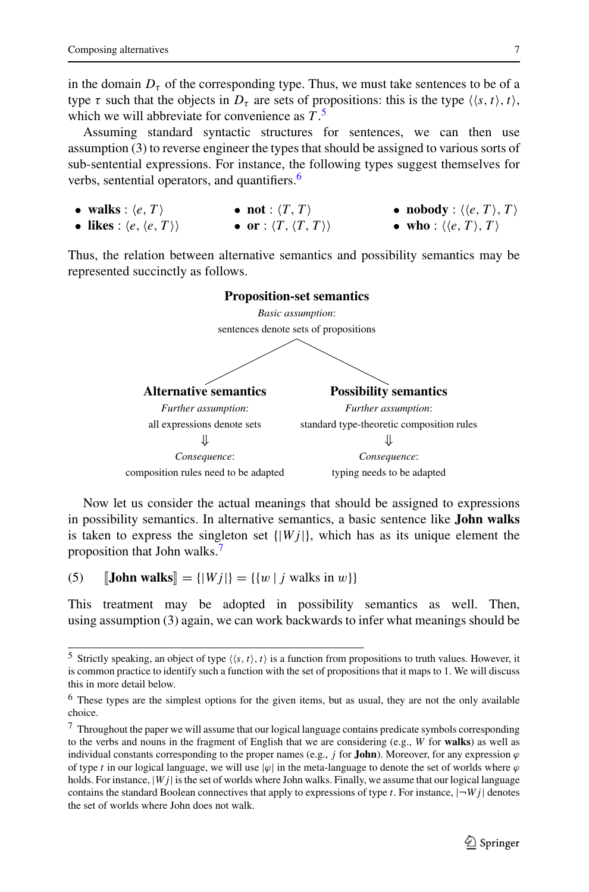in the domain $D_\tau$ of the corresponding type. Thus, we must take sentences to be of a type $\tau$ such that the objects in $D_\tau$ are sets of propositions: this is the type $\langle\langle s, t\rangle, t\rangle$, which we will abbreviate for convenience as $T$.[5]

Assuming standard syntactic structures for sentences, we can then use assumption (3) to reverse engineer the types that should be assigned to various sorts of sub-sentential expressions. For instance, the following types suggest themselves for verbs, sentential operators, and quantifiers.[6]

- **walks** : $\langle e, T\rangle$
- **likes** : $\langle e, \langle e, T\rangle\rangle$
- **not** : $\langle T, T\rangle$
- **or** : $\langle T, \langle T, T\rangle\rangle$
- **nobody** : $\langle\langle e, T\rangle, T\rangle$
- **who** : $\langle\langle e, T\rangle, T\rangle$

Thus, the relation between alternative semantics and possibility semantics may be represented succinctly as follows.

**Proposition-set semantics**
*Basic assumption*:
sentences denote sets of propositions

| **Alternative semantics** | **Possibility semantics** |
|---|---|
| *Further assumption*: | *Further assumption*: |
| all expressions denote sets | standard type-theoretic composition rules |
| ⇓ | ⇓ |
| *Consequence*: | *Consequence*: |
| composition rules need to be adapted | typing needs to be adapted |

Now let us consider the actual meanings that should be assigned to expressions in possibility semantics. In alternative semantics, a basic sentence like **John walks** is taken to express the singleton set $\{|Wj|\}$, which has as its unique element the proposition that John walks.[7]

(5) $[\![\textbf{John walks}]\!] = \{|Wj|\} = \{\{w \mid j \text{ walks in } w\}\}$

This treatment may be adopted in possibility semantics as well. Then, using assumption (3) again, we can work backwards to infer what meanings should be

---

[5] Strictly speaking, an object of type $\langle\langle s, t\rangle, t\rangle$ is a function from propositions to truth values. However, it is common practice to identify such a function with the set of propositions that it maps to 1. We will discuss this in more detail below.

[6] These types are the simplest options for the given items, but as usual, they are not the only available choice.

[7] Throughout the paper we will assume that our logical language contains predicate symbols corresponding to the verbs and nouns in the fragment of English that we are considering (e.g., $W$ for **walks**) as well as individual constants corresponding to the proper names (e.g., $j$ for **John**). Moreover, for any expression $\varphi$ of type $t$ in our logical language, we will use $|\varphi|$ in the meta-language to denote the set of worlds where $\varphi$ holds. For instance, $|Wj|$ is the set of worlds where John walks. Finally, we assume that our logical language contains the standard Boolean connectives that apply to expressions of type $t$. For instance, $|\neg Wj|$ denotes the set of worlds where John does not walk.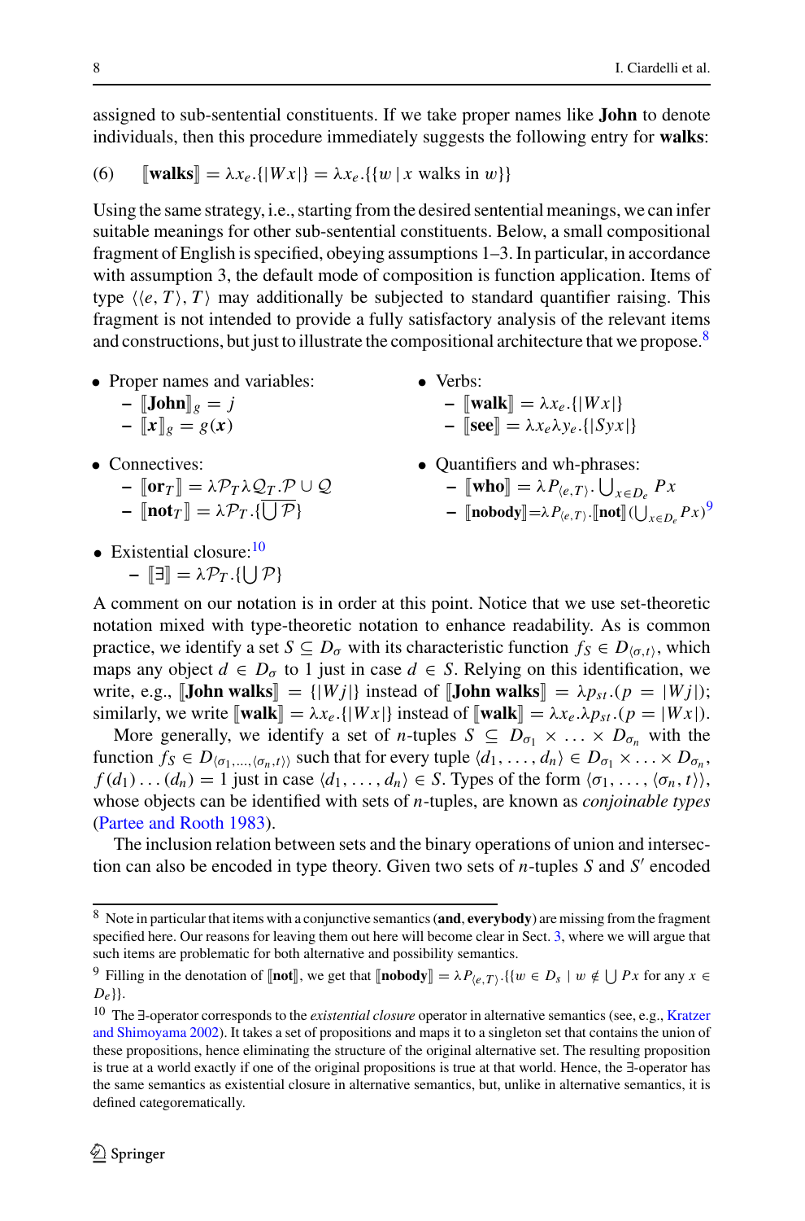assigned to sub-sentential constituents. If we take proper names like **John** to denote individuals, then this procedure immediately suggests the following entry for **walks**:

(6) $[\![\textbf{walks}]\!] = \lambda x_e.\{|Wx|\} = \lambda x_e.\{\{w \mid x \text{ walks in } w\}\}$

Using the same strategy, i.e., starting from the desired sentential meanings, we can infer suitable meanings for other sub-sentential constituents. Below, a small compositional fragment of English is specified, obeying assumptions 1–3. In particular, in accordance with assumption 3, the default mode of composition is function application. Items of type $\langle\langle e, T\rangle, T\rangle$ may additionally be subjected to standard quantifier raising. This fragment is not intended to provide a fully satisfactory analysis of the relevant items and constructions, but just to illustrate the compositional architecture that we propose.[8]

- Proper names and variables:
  - $[\![\textbf{John}]\!]_g = j$
  - $[\![\boldsymbol{x}]\!]_g = g(\boldsymbol{x})$
- Connectives:
  - $[\![\textbf{or}_T]\!] = \lambda\mathcal{P}_T\lambda\mathcal{Q}_T.\mathcal{P} \cup \mathcal{Q}$
  - $[\![\textbf{not}_T]\!] = \lambda\mathcal{P}_T.\{\overline{\bigcup\mathcal{P}}\}$
- Existential closure:[10]
  - $[\![\exists]\!] = \lambda\mathcal{P}_T.\{\bigcup\mathcal{P}\}$
- Verbs:
  - $[\![\textbf{walk}]\!] = \lambda x_e.\{|Wx|\}$
  - $[\![\textbf{see}]\!] = \lambda x_e\lambda y_e.\{|Syx|\}$
- Quantifiers and wh-phrases:
  - $[\![\textbf{who}]\!] = \lambda P_{\langle e,T\rangle}.\bigcup_{x\in D_e} Px$
  - $[\![\textbf{nobody}]\!] = \lambda P_{\langle e,T\rangle}.[\![\textbf{not}]\!](\bigcup_{x\in D_e} Px)$[9]

A comment on our notation is in order at this point. Notice that we use set-theoretic notation mixed with type-theoretic notation to enhance readability. As is common practice, we identify a set $S \subseteq D_\sigma$ with its characteristic function $f_S \in D_{\langle\sigma,t\rangle}$, which maps any object $d \in D_\sigma$ to 1 just in case $d \in S$. Relying on this identification, we write, e.g., $[\![\textbf{John walks}]\!] = \{|Wj|\}$ instead of $[\![\textbf{John walks}]\!] = \lambda p_{st}.(p = |Wj|)$; similarly, we write $[\![\textbf{walk}]\!] = \lambda x_e.\{|Wx|\}$ instead of $[\![\textbf{walk}]\!] = \lambda x_e.\lambda p_{st}.(p = |Wx|)$.

More generally, we identify a set of $n$-tuples $S \subseteq D_{\sigma_1} \times \ldots \times D_{\sigma_n}$ with the function $f_S \in D_{\langle\sigma_1,\ldots,\langle\sigma_n,t\rangle\rangle}$ such that for every tuple $\langle d_1, \ldots, d_n\rangle \in D_{\sigma_1} \times \ldots \times D_{\sigma_n}$, $f(d_1)\ldots(d_n) = 1$ just in case $\langle d_1, \ldots, d_n\rangle \in S$. Types of the form $\langle\sigma_1, \ldots, \langle\sigma_n, t\rangle\rangle$, whose objects can be identified with sets of $n$-tuples, are known as *conjoinable types* (Partee and Rooth 1983).

The inclusion relation between sets and the binary operations of union and intersection can also be encoded in type theory. Given two sets of $n$-tuples $S$ and $S'$ encoded

---

[8] Note in particular that items with a conjunctive semantics (**and**, **everybody**) are missing from the fragment specified here. Our reasons for leaving them out here will become clear in Sect. 3, where we will argue that such items are problematic for both alternative and possibility semantics.

[9] Filling in the denotation of $[\![\textbf{not}]\!]$, we get that $[\![\textbf{nobody}]\!] = \lambda P_{\langle e,T\rangle}.\{\{w \in D_s \mid w \notin \bigcup Px \text{ for any } x \in D_e\}\}$.

[10] The $\exists$-operator corresponds to the *existential closure* operator in alternative semantics (see, e.g., Kratzer and Shimoyama 2002). It takes a set of propositions and maps it to a singleton set that contains the union of these propositions, hence eliminating the structure of the original alternative set. The resulting proposition is true at a world exactly if one of the original propositions is true at that world. Hence, the $\exists$-operator has the same semantics as existential closure in alternative semantics, but, unlike in alternative semantics, it is defined categorematically.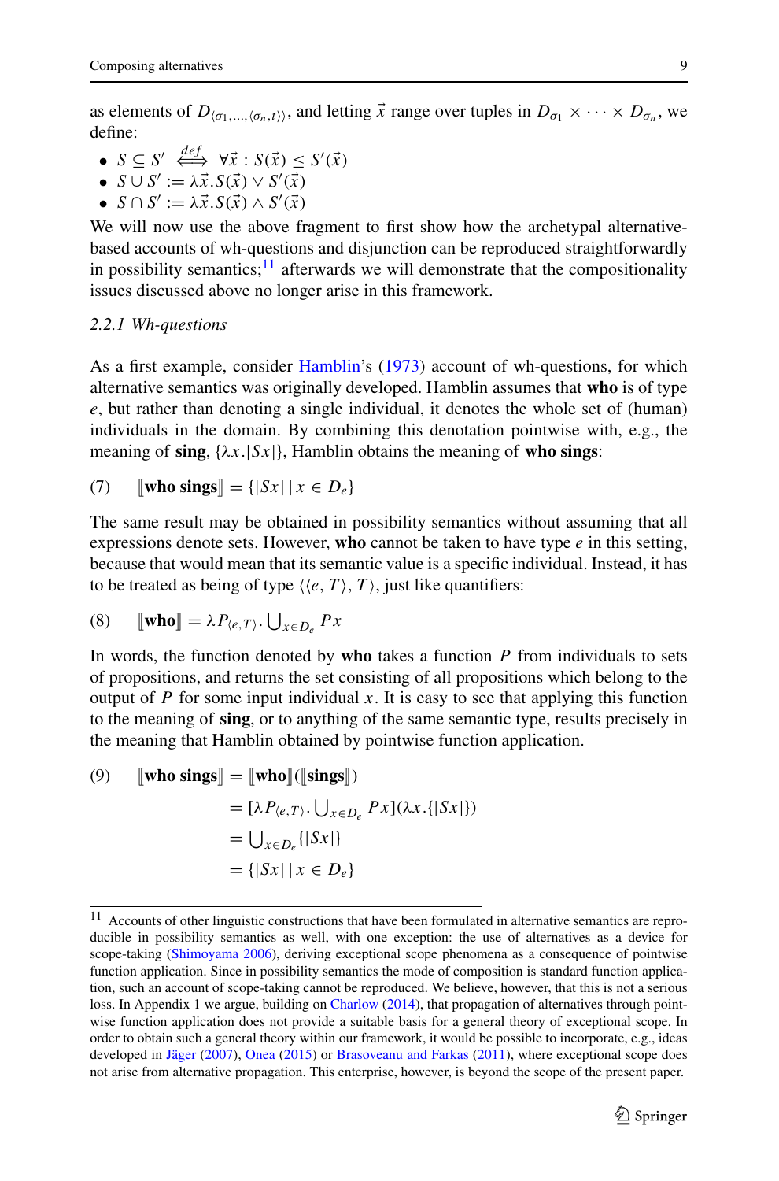as elements of $D_{\langle\sigma_1,\ldots,\langle\sigma_n,t\rangle\rangle}$, and letting $\vec{x}$ range over tuples in $D_{\sigma_1} \times \cdots \times D_{\sigma_n}$, we define:

- $S \subseteq S' \overset{def}{\iff} \forall\vec{x} : S(\vec{x}) \leq S'(\vec{x})$
- $S \cup S' := \lambda\vec{x}.S(\vec{x}) \vee S'(\vec{x})$
- $S \cap S' := \lambda\vec{x}.S(\vec{x}) \wedge S'(\vec{x})$

We will now use the above fragment to first show how the archetypal alternative-based accounts of wh-questions and disjunction can be reproduced straightforwardly in possibility semantics;[11] afterwards we will demonstrate that the compositionality issues discussed above no longer arise in this framework.

### 2.2.1 Wh-questions

As a first example, consider Hamblin's (1973) account of wh-questions, for which alternative semantics was originally developed. Hamblin assumes that **who** is of type $e$, but rather than denoting a single individual, it denotes the whole set of (human) individuals in the domain. By combining this denotation pointwise with, e.g., the meaning of **sing**, $\{\lambda x.|Sx|\}$, Hamblin obtains the meaning of **who sings**:

(7) $[\![\textbf{who sings}]\!] = \{|Sx| \mid x \in D_e\}$

The same result may be obtained in possibility semantics without assuming that all expressions denote sets. However, **who** cannot be taken to have type $e$ in this setting, because that would mean that its semantic value is a specific individual. Instead, it has to be treated as being of type $\langle\langle e, T\rangle, T\rangle$, just like quantifiers:

(8) $[\![\textbf{who}]\!] = \lambda P_{\langle e,T\rangle}.\bigcup_{x\in D_e} Px$

In words, the function denoted by **who** takes a function $P$ from individuals to sets of propositions, and returns the set consisting of all propositions which belong to the output of $P$ for some input individual $x$. It is easy to see that applying this function to the meaning of **sing**, or to anything of the same semantic type, results precisely in the meaning that Hamblin obtained by pointwise function application.

(9)
$$
\begin{aligned}
[\![\textbf{who sings}]\!] &= [\![\textbf{who}]\!]([\![\textbf{sings}]\!]) \\
&= [\lambda P_{\langle e,T\rangle}.\textstyle\bigcup_{x\in D_e} Px](\lambda x.\{|Sx|\}) \\
&= \textstyle\bigcup_{x\in D_e}\{|Sx|\} \\
&= \{|Sx| \mid x \in D_e\}
\end{aligned}
$$

[11] Accounts of other linguistic constructions that have been formulated in alternative semantics are reproducible in possibility semantics as well, with one exception: the use of alternatives as a device for scope-taking (Shimoyama 2006), deriving exceptional scope phenomena as a consequence of pointwise function application. Since in possibility semantics the mode of composition is standard function application, such an account of scope-taking cannot be reproduced. We believe, however, that this is not a serious loss. In Appendix 1 we argue, building on Charlow (2014), that propagation of alternatives through pointwise function application does not provide a suitable basis for a general theory of exceptional scope. In order to obtain such a general theory within our framework, it would be possible to incorporate, e.g., ideas developed in Jäger (2007), Onea (2015) or Brasoveanu and Farkas (2011), where exceptional scope does not arise from alternative propagation. This enterprise, however, is beyond the scope of the present paper.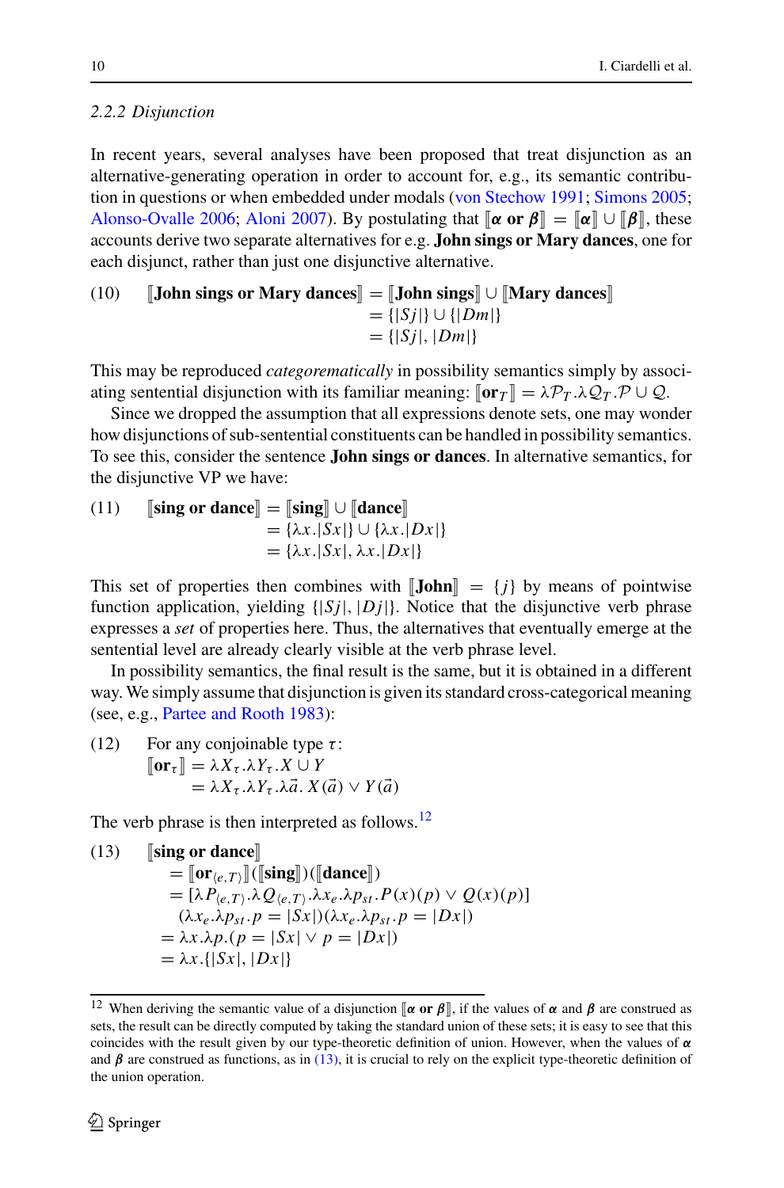### 2.2.2 Disjunction

In recent years, several analyses have been proposed that treat disjunction as an alternative-generating operation in order to account for, e.g., its semantic contribution in questions or when embedded under modals (von Stechow 1991; Simons 2005; Alonso-Ovalle 2006; Aloni 2007). By postulating that $[\![\boldsymbol{\alpha} \textbf{ or } \boldsymbol{\beta}]\!] = [\![\boldsymbol{\alpha}]\!] \cup [\![\boldsymbol{\beta}]\!]$, these accounts derive two separate alternatives for e.g. **John sings or Mary dances**, one for each disjunct, rather than just one disjunctive alternative.

(10) $$\begin{aligned}[\![\textbf{John sings or Mary dances}]\!] &= [\![\textbf{John sings}]\!] \cup [\![\textbf{Mary dances}]\!] \\ &= \{|Sj|\} \cup \{|Dm|\} \\ &= \{|Sj|, |Dm|\}\end{aligned}$$

This may be reproduced *categorematically* in possibility semantics simply by associating sentential disjunction with its familiar meaning: $[\![\textbf{or}_T]\!] = \lambda \mathcal{P}_T.\lambda \mathcal{Q}_T.\mathcal{P} \cup \mathcal{Q}$.

Since we dropped the assumption that all expressions denote sets, one may wonder how disjunctions of sub-sentential constituents can be handled in possibility semantics. To see this, consider the sentence **John sings or dances**. In alternative semantics, for the disjunctive VP we have:

(11) $$\begin{aligned}[\![\textbf{sing or dance}]\!] &= [\![\textbf{sing}]\!] \cup [\![\textbf{dance}]\!] \\ &= \{\lambda x.|Sx|\} \cup \{\lambda x.|Dx|\} \\ &= \{\lambda x.|Sx|, \lambda x.|Dx|\}\end{aligned}$$

This set of properties then combines with $[\![\textbf{John}]\!] = \{j\}$ by means of pointwise function application, yielding $\{|Sj|, |Dj|\}$. Notice that the disjunctive verb phrase expresses a *set* of properties here. Thus, the alternatives that eventually emerge at the sentential level are already clearly visible at the verb phrase level.

In possibility semantics, the final result is the same, but it is obtained in a different way. We simply assume that disjunction is given its standard cross-categorical meaning (see, e.g., Partee and Rooth 1983):

(12) For any conjoinable type $\tau$:
$$\begin{aligned}[\![\textbf{or}_\tau]\!] &= \lambda X_\tau.\lambda Y_\tau.X \cup Y \\ &= \lambda X_\tau.\lambda Y_\tau.\lambda \vec{a}.\, X(\vec{a}) \vee Y(\vec{a})\end{aligned}$$

The verb phrase is then interpreted as follows.[12]

(13) $$\begin{aligned}&[\![\textbf{sing or dance}]\!] \\ &= [\![\textbf{or}_{\langle e,T\rangle}]\!]([\![\textbf{sing}]\!])([\![\textbf{dance}]\!]) \\ &= [\lambda P_{\langle e,T\rangle}.\lambda Q_{\langle e,T\rangle}.\lambda x_e.\lambda p_{st}.P(x)(p) \vee Q(x)(p)] \\ &\quad (\lambda x_e.\lambda p_{st}.p = |Sx|)(\lambda x_e.\lambda p_{st}.p = |Dx|) \\ &= \lambda x.\lambda p.(p = |Sx| \vee p = |Dx|) \\ &= \lambda x.\{|Sx|, |Dx|\}\end{aligned}$$

---

[12] When deriving the semantic value of a disjunction $[\![\boldsymbol{\alpha} \textbf{ or } \boldsymbol{\beta}]\!]$, if the values of $\boldsymbol{\alpha}$ and $\boldsymbol{\beta}$ are construed as sets, the result can be directly computed by taking the standard union of these sets; it is easy to see that this coincides with the result given by our type-theoretic definition of union. However, when the values of $\boldsymbol{\alpha}$ and $\boldsymbol{\beta}$ are construed as functions, as in (13), it is crucial to rely on the explicit type-theoretic definition of the union operation.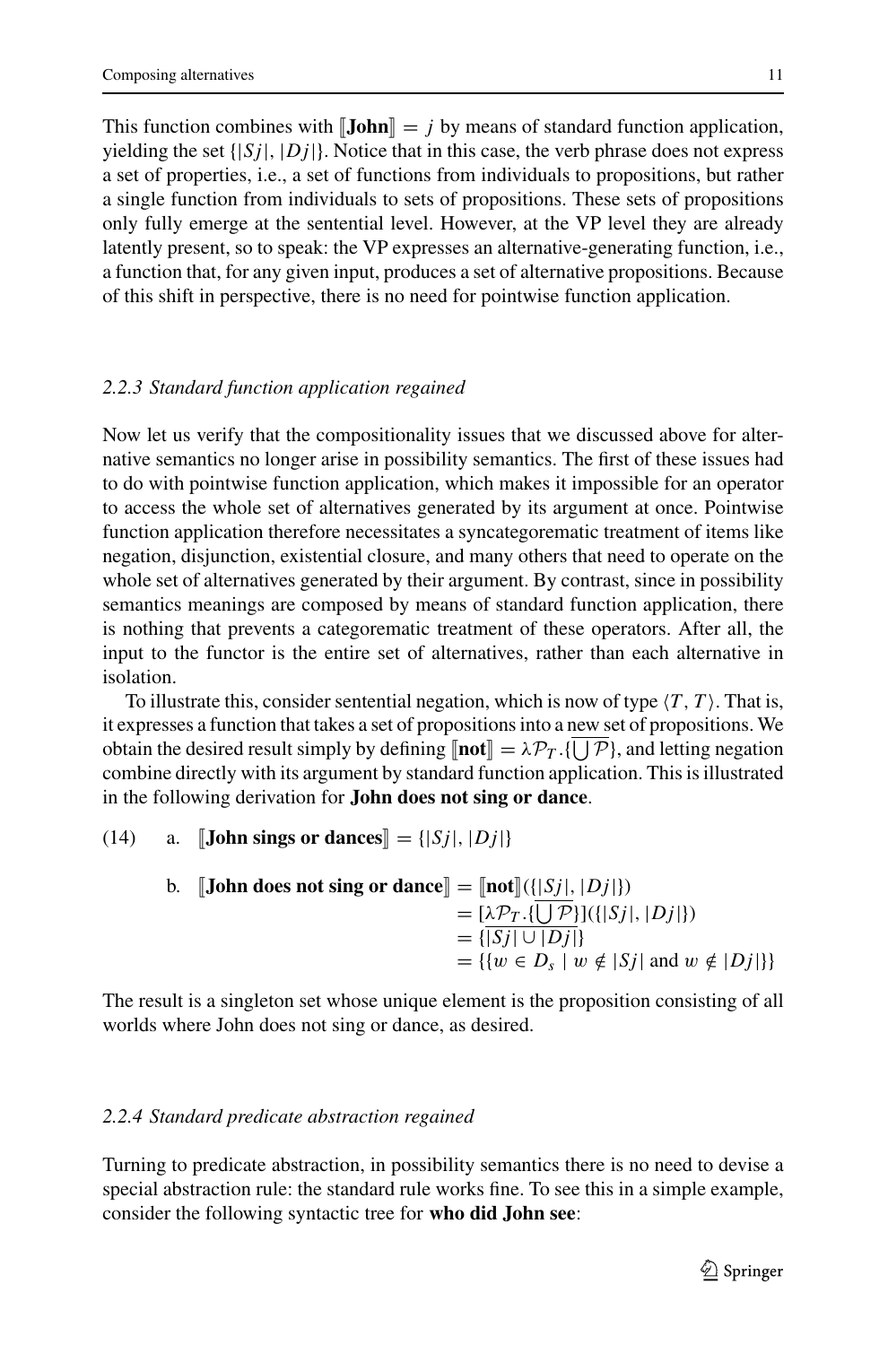This function combines with $[\![\textbf{John}]\!] = j$ by means of standard function application, yielding the set $\{|Sj|, |Dj|\}$. Notice that in this case, the verb phrase does not express a set of properties, i.e., a set of functions from individuals to propositions, but rather a single function from individuals to sets of propositions. These sets of propositions only fully emerge at the sentential level. However, at the VP level they are already latently present, so to speak: the VP expresses an alternative-generating function, i.e., a function that, for any given input, produces a set of alternative propositions. Because of this shift in perspective, there is no need for pointwise function application.

### *2.2.3 Standard function application regained*

Now let us verify that the compositionality issues that we discussed above for alternative semantics no longer arise in possibility semantics. The first of these issues had to do with pointwise function application, which makes it impossible for an operator to access the whole set of alternatives generated by its argument at once. Pointwise function application therefore necessitates a syncategorematic treatment of items like negation, disjunction, existential closure, and many others that need to operate on the whole set of alternatives generated by their argument. By contrast, since in possibility semantics meanings are composed by means of standard function application, there is nothing that prevents a categorematic treatment of these operators. After all, the input to the functor is the entire set of alternatives, rather than each alternative in isolation.

To illustrate this, consider sentential negation, which is now of type $\langle T, T\rangle$. That is, it expresses a function that takes a set of propositions into a new set of propositions. We obtain the desired result simply by defining $[\![\textbf{not}]\!] = \lambda \mathcal{P}_T.\{\overline{\bigcup \mathcal{P}}\}$, and letting negation combine directly with its argument by standard function application. This is illustrated in the following derivation for **John does not sing or dance**.

(14) a. $[\![\textbf{John sings or dances}]\!] = \{|Sj|, |Dj|\}$

b. $$\begin{aligned}[\![\textbf{John does not sing or dance}]\!] &= [\![\textbf{not}]\!](\{|Sj|, |Dj|\}) \\ &= [\lambda \mathcal{P}_T.\{\overline{\bigcup \mathcal{P}}\}](\{|Sj|, |Dj|\}) \\ &= \{\overline{|Sj| \cup |Dj|}\} \\ &= \{\{w \in D_s \mid w \notin |Sj| \text{ and } w \notin |Dj|\}\}\end{aligned}$$

The result is a singleton set whose unique element is the proposition consisting of all worlds where John does not sing or dance, as desired.

### *2.2.4 Standard predicate abstraction regained*

Turning to predicate abstraction, in possibility semantics there is no need to devise a special abstraction rule: the standard rule works fine. To see this in a simple example, consider the following syntactic tree for **who did John see**: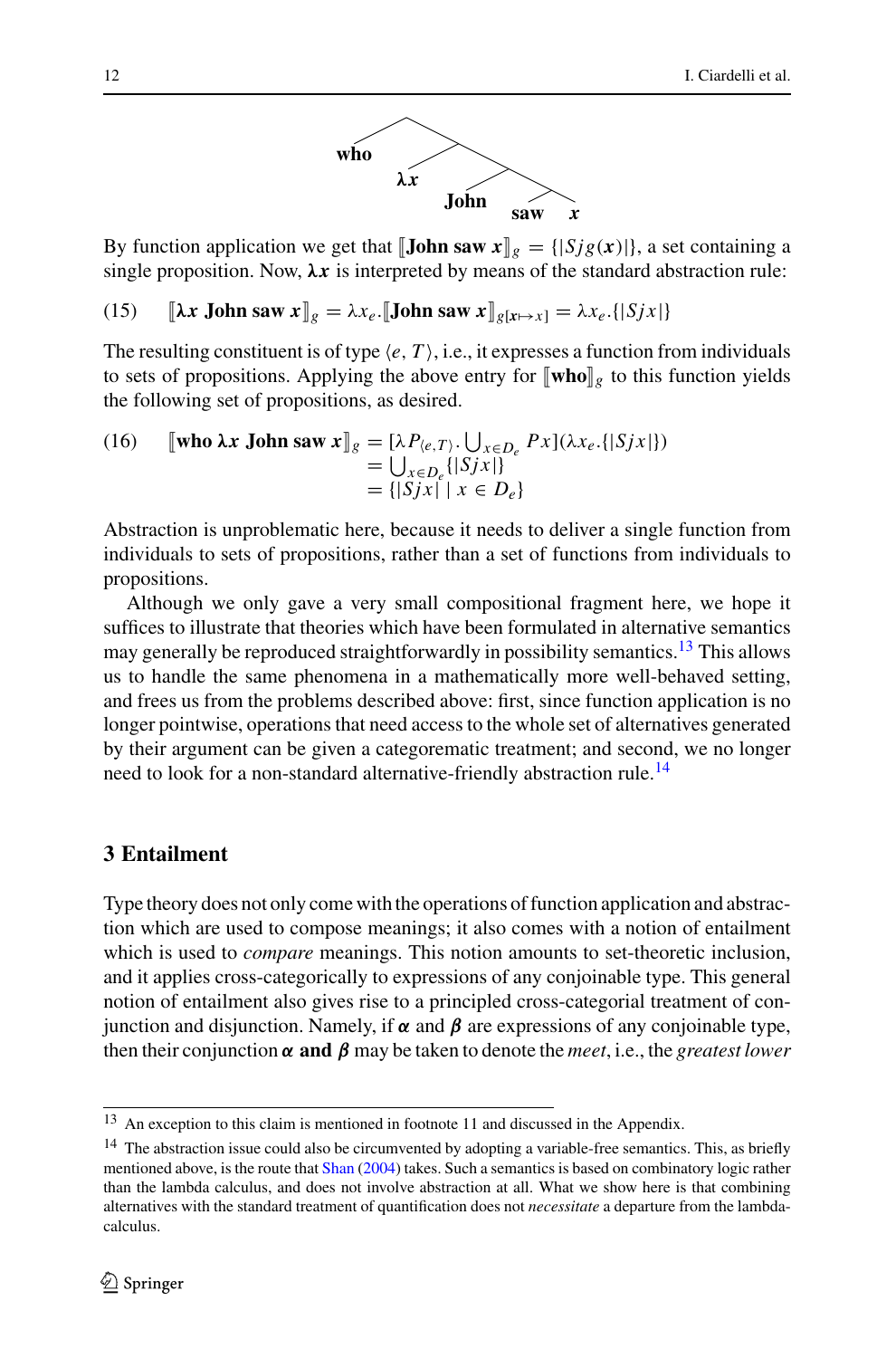$$[\textbf{who} \; [\boldsymbol{\lambda x} \; [\textbf{John} \; [\textbf{saw} \; \boldsymbol{x}]]]]$$

By function application we get that $[\![\textbf{John saw } \boldsymbol{x}]\!]_g = \{|Sjg(\boldsymbol{x})|\}$, a set containing a single proposition. Now, $\boldsymbol{\lambda x}$ is interpreted by means of the standard abstraction rule:

(15) $\quad [\![\boldsymbol{\lambda x} \textbf{ John saw } \boldsymbol{x}]\!]_g = \lambda x_e.[\![\textbf{John saw } \boldsymbol{x}]\!]_{g[\boldsymbol{x}\mapsto x]} = \lambda x_e.\{|Sjx|\}$

The resulting constituent is of type $\langle e, T\rangle$, i.e., it expresses a function from individuals to sets of propositions. Applying the above entry for $[\![\textbf{who}]\!]_g$ to this function yields the following set of propositions, as desired.

(16)
$$\begin{aligned}
[\![\textbf{who } \boldsymbol{\lambda x} \textbf{ John saw } \boldsymbol{x}]\!]_g &= [\lambda P_{\langle e,T\rangle}.\textstyle\bigcup_{x\in D_e} Px](\lambda x_e.\{|Sjx|\}) \\
&= \textstyle\bigcup_{x\in D_e}\{|Sjx|\} \\
&= \{|Sjx| \mid x \in D_e\}
\end{aligned}$$

Abstraction is unproblematic here, because it needs to deliver a single function from individuals to sets of propositions, rather than a set of functions from individuals to propositions.

Although we only gave a very small compositional fragment here, we hope it suffices to illustrate that theories which have been formulated in alternative semantics may generally be reproduced straightforwardly in possibility semantics.[13] This allows us to handle the same phenomena in a mathematically more well-behaved setting, and frees us from the problems described above: first, since function application is no longer pointwise, operations that need access to the whole set of alternatives generated by their argument can be given a categorematic treatment; and second, we no longer need to look for a non-standard alternative-friendly abstraction rule.[14]

## 3 Entailment

Type theory does not only come with the operations of function application and abstraction which are used to compose meanings; it also comes with a notion of entailment which is used to *compare* meanings. This notion amounts to set-theoretic inclusion, and it applies cross-categorically to expressions of any conjoinable type. This general notion of entailment also gives rise to a principled cross-categorial treatment of conjunction and disjunction. Namely, if $\boldsymbol{\alpha}$ and $\boldsymbol{\beta}$ are expressions of any conjoinable type, then their conjunction $\boldsymbol{\alpha}$ **and** $\boldsymbol{\beta}$ may be taken to denote the *meet*, i.e., the *greatest lower*

[13] An exception to this claim is mentioned in footnote 11 and discussed in the Appendix.

[14] The abstraction issue could also be circumvented by adopting a variable-free semantics. This, as briefly mentioned above, is the route that Shan (2004) takes. Such a semantics is based on combinatory logic rather than the lambda calculus, and does not involve abstraction at all. What we show here is that combining alternatives with the standard treatment of quantification does not *necessitate* a departure from the lambda-calculus.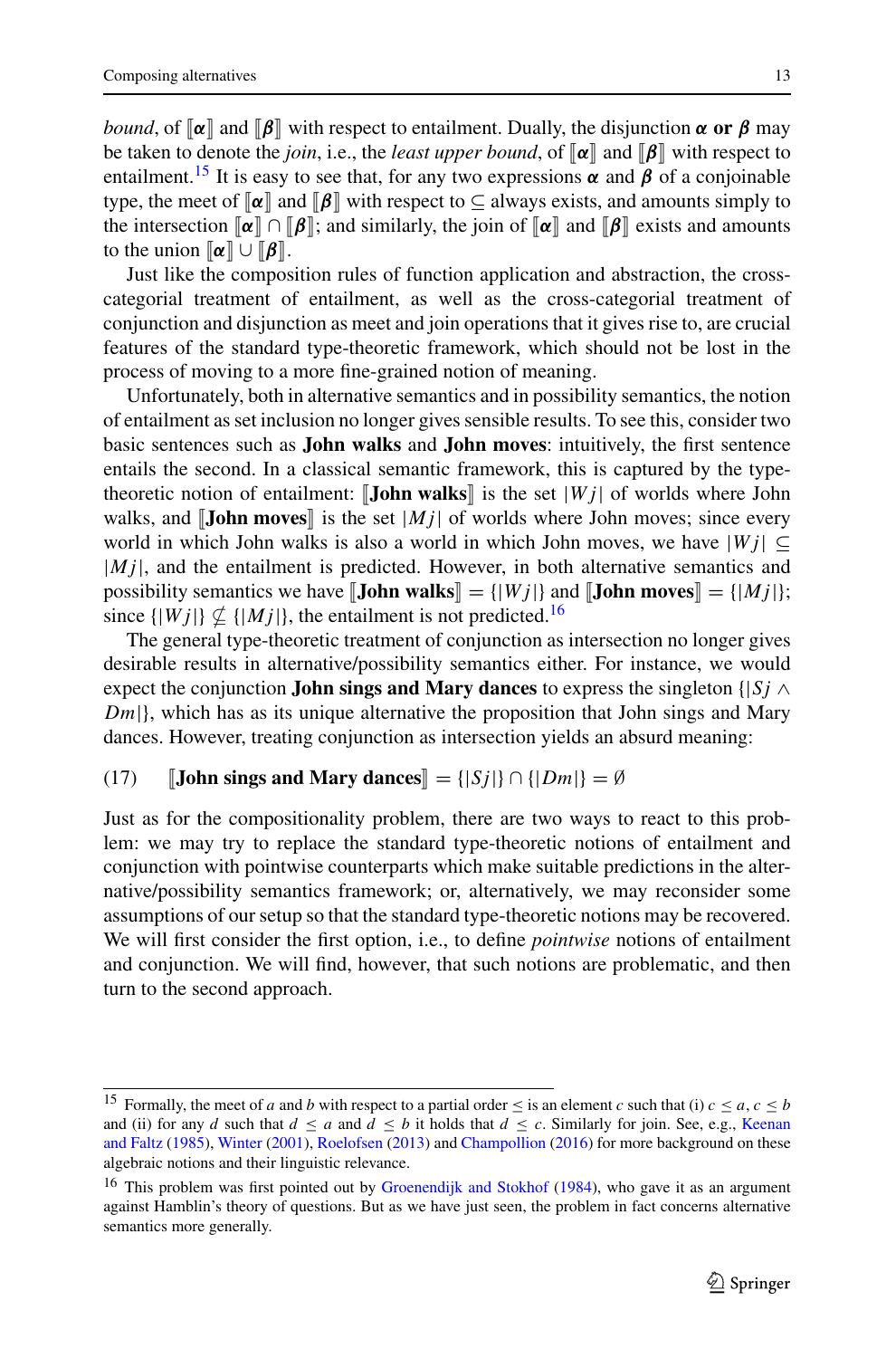*bound*, of $[\![\boldsymbol{\alpha}]\!]$ and $[\![\boldsymbol{\beta}]\!]$ with respect to entailment. Dually, the disjunction $\boldsymbol{\alpha}$ **or** $\boldsymbol{\beta}$ may be taken to denote the *join*, i.e., the *least upper bound*, of $[\![\boldsymbol{\alpha}]\!]$ and $[\![\boldsymbol{\beta}]\!]$ with respect to entailment.[15] It is easy to see that, for any two expressions $\boldsymbol{\alpha}$ and $\boldsymbol{\beta}$ of a conjoinable type, the meet of $[\![\boldsymbol{\alpha}]\!]$ and $[\![\boldsymbol{\beta}]\!]$ with respect to $\subseteq$ always exists, and amounts simply to the intersection $[\![\boldsymbol{\alpha}]\!] \cap [\![\boldsymbol{\beta}]\!]$; and similarly, the join of $[\![\boldsymbol{\alpha}]\!]$ and $[\![\boldsymbol{\beta}]\!]$ exists and amounts to the union $[\![\boldsymbol{\alpha}]\!] \cup [\![\boldsymbol{\beta}]\!]$.

Just like the composition rules of function application and abstraction, the cross-categorial treatment of entailment, as well as the cross-categorial treatment of conjunction and disjunction as meet and join operations that it gives rise to, are crucial features of the standard type-theoretic framework, which should not be lost in the process of moving to a more fine-grained notion of meaning.

Unfortunately, both in alternative semantics and in possibility semantics, the notion of entailment as set inclusion no longer gives sensible results. To see this, consider two basic sentences such as **John walks** and **John moves**: intuitively, the first sentence entails the second. In a classical semantic framework, this is captured by the type-theoretic notion of entailment: $[\![$**John walks**$]\!]$ is the set $|Wj|$ of worlds where John walks, and $[\![$**John moves**$]\!]$ is the set $|Mj|$ of worlds where John moves; since every world in which John walks is also a world in which John moves, we have $|Wj| \subseteq |Mj|$, and the entailment is predicted. However, in both alternative semantics and possibility semantics we have $[\![$**John walks**$]\!] = \{|Wj|\}$ and $[\![$**John moves**$]\!] = \{|Mj|\}$; since $\{|Wj|\} \nsubseteq \{|Mj|\}$, the entailment is not predicted.[16]

The general type-theoretic treatment of conjunction as intersection no longer gives desirable results in alternative/possibility semantics either. For instance, we would expect the conjunction **John sings and Mary dances** to express the singleton $\{|Sj \wedge Dm|\}$, which has as its unique alternative the proposition that John sings and Mary dances. However, treating conjunction as intersection yields an absurd meaning:

(17) $[\![$**John sings and Mary dances**$]\!] = \{|Sj|\} \cap \{|Dm|\} = \emptyset$

Just as for the compositionality problem, there are two ways to react to this problem: we may try to replace the standard type-theoretic notions of entailment and conjunction with pointwise counterparts which make suitable predictions in the alternative/possibility semantics framework; or, alternatively, we may reconsider some assumptions of our setup so that the standard type-theoretic notions may be recovered. We will first consider the first option, i.e., to define *pointwise* notions of entailment and conjunction. We will find, however, that such notions are problematic, and then turn to the second approach.

---

[15] Formally, the meet of $a$ and $b$ with respect to a partial order $\leq$ is an element $c$ such that (i) $c \leq a, c \leq b$ and (ii) for any $d$ such that $d \leq a$ and $d \leq b$ it holds that $d \leq c$. Similarly for join. See, e.g., Keenan and Faltz (1985), Winter (2001), Roelofsen (2013) and Champollion (2016) for more background on these algebraic notions and their linguistic relevance.

[16] This problem was first pointed out by Groenendijk and Stokhof (1984), who gave it as an argument against Hamblin's theory of questions. But as we have just seen, the problem in fact concerns alternative semantics more generally.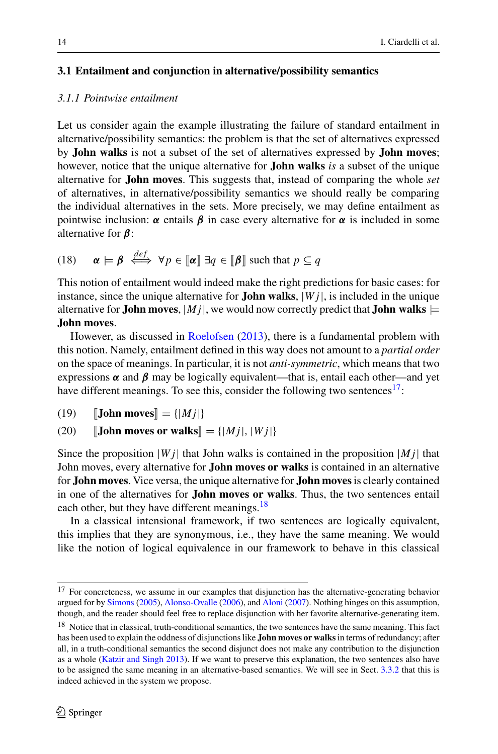### 3.1 Entailment and conjunction in alternative/possibility semantics

#### *3.1.1 Pointwise entailment*

Let us consider again the example illustrating the failure of standard entailment in alternative/possibility semantics: the problem is that the set of alternatives expressed by **John walks** is not a subset of the set of alternatives expressed by **John moves**; however, notice that the unique alternative for **John walks** *is* a subset of the unique alternative for **John moves**. This suggests that, instead of comparing the whole *set* of alternatives, in alternative/possibility semantics we should really be comparing the individual alternatives in the sets. More precisely, we may define entailment as pointwise inclusion: $\boldsymbol{\alpha}$ entails $\boldsymbol{\beta}$ in case every alternative for $\boldsymbol{\alpha}$ is included in some alternative for $\boldsymbol{\beta}$:

(18) $\quad \boldsymbol{\alpha} \models \boldsymbol{\beta} \overset{def}{\Longleftrightarrow} \forall p \in [\![\boldsymbol{\alpha}]\!] \; \exists q \in [\![\boldsymbol{\beta}]\!]$ such that $p \subseteq q$

This notion of entailment would indeed make the right predictions for basic cases: for instance, since the unique alternative for **John walks**, $|Wj|$, is included in the unique alternative for **John moves**, $|Mj|$, we would now correctly predict that **John walks** $\models$ **John moves**.

However, as discussed in Roelofsen (2013), there is a fundamental problem with this notion. Namely, entailment defined in this way does not amount to a *partial order* on the space of meanings. In particular, it is not *anti-symmetric*, which means that two expressions $\boldsymbol{\alpha}$ and $\boldsymbol{\beta}$ may be logically equivalent—that is, entail each other—and yet have different meanings. To see this, consider the following two sentences[17]:

(19) $\quad [\![$**John moves**$]\!] = \{|Mj|\}$

(20) $\quad [\![$**John moves or walks**$]\!] = \{|Mj|, |Wj|\}$

Since the proposition $|Wj|$ that John walks is contained in the proposition $|Mj|$ that John moves, every alternative for **John moves or walks** is contained in an alternative for **John moves**. Vice versa, the unique alternative for **John moves** is clearly contained in one of the alternatives for **John moves or walks**. Thus, the two sentences entail each other, but they have different meanings.[18]

In a classical intensional framework, if two sentences are logically equivalent, this implies that they are synonymous, i.e., they have the same meaning. We would like the notion of logical equivalence in our framework to behave in this classical

---

[17] For concreteness, we assume in our examples that disjunction has the alternative-generating behavior argued for by Simons (2005), Alonso-Ovalle (2006), and Aloni (2007). Nothing hinges on this assumption, though, and the reader should feel free to replace disjunction with her favorite alternative-generating item.

[18] Notice that in classical, truth-conditional semantics, the two sentences have the same meaning. This fact has been used to explain the oddness of disjunctions like **John moves or walks** in terms of redundancy; after all, in a truth-conditional semantics the second disjunct does not make any contribution to the disjunction as a whole (Katzir and Singh 2013). If we want to preserve this explanation, the two sentences also have to be assigned the same meaning in an alternative-based semantics. We will see in Sect. 3.3.2 that this is indeed achieved in the system we propose.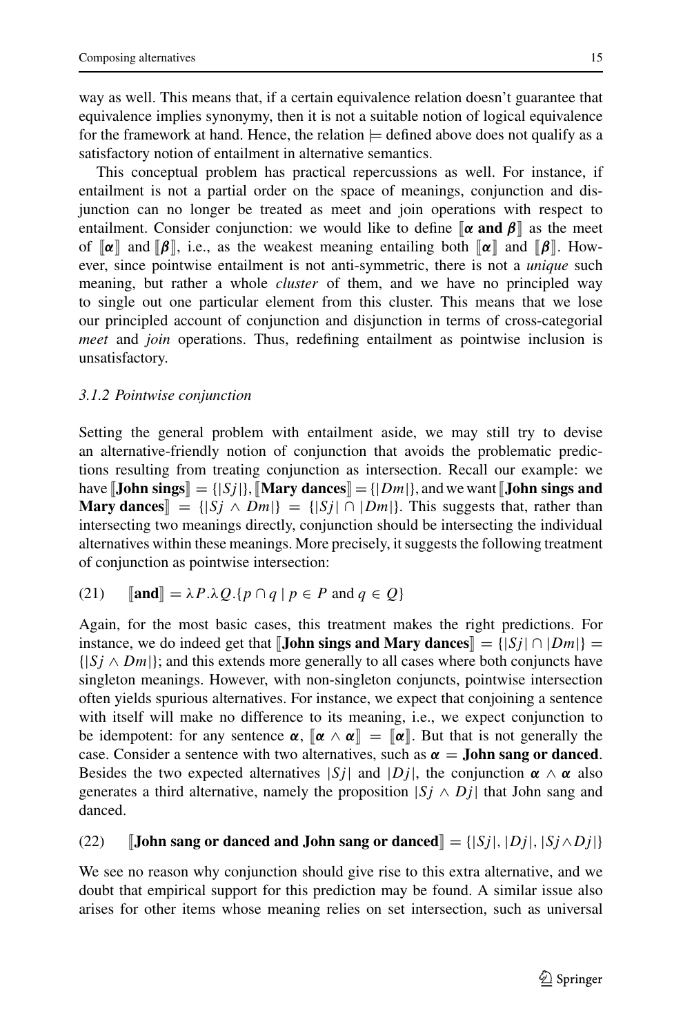way as well. This means that, if a certain equivalence relation doesn't guarantee that equivalence implies synonymy, then it is not a suitable notion of logical equivalence for the framework at hand. Hence, the relation $\models$ defined above does not qualify as a satisfactory notion of entailment in alternative semantics.

This conceptual problem has practical repercussions as well. For instance, if entailment is not a partial order on the space of meanings, conjunction and disjunction can no longer be treated as meet and join operations with respect to entailment. Consider conjunction: we would like to define $[\![\boldsymbol{\alpha}\ \textbf{and}\ \boldsymbol{\beta}]\!]$ as the meet of $[\![\boldsymbol{\alpha}]\!]$ and $[\![\boldsymbol{\beta}]\!]$, i.e., as the weakest meaning entailing both $[\![\boldsymbol{\alpha}]\!]$ and $[\![\boldsymbol{\beta}]\!]$. However, since pointwise entailment is not anti-symmetric, there is not a *unique* such meaning, but rather a whole *cluster* of them, and we have no principled way to single out one particular element from this cluster. This means that we lose our principled account of conjunction and disjunction in terms of cross-categorial *meet* and *join* operations. Thus, redefining entailment as pointwise inclusion is unsatisfactory.

### *3.1.2 Pointwise conjunction*

Setting the general problem with entailment aside, we may still try to devise an alternative-friendly notion of conjunction that avoids the problematic predictions resulting from treating conjunction as intersection. Recall our example: we have $[\![\textbf{John sings}]\!] = \{|Sj|\}$, $[\![\textbf{Mary dances}]\!] = \{|Dm|\}$, and we want $[\![\textbf{John sings and Mary dances}]\!] = \{|Sj \wedge Dm|\} = \{|Sj| \cap |Dm|\}$. This suggests that, rather than intersecting two meanings directly, conjunction should be intersecting the individual alternatives within these meanings. More precisely, it suggests the following treatment of conjunction as pointwise intersection:

(21) $\quad [\![\textbf{and}]\!] = \lambda P.\lambda Q.\{p \cap q \mid p \in P \text{ and } q \in Q\}$

Again, for the most basic cases, this treatment makes the right predictions. For instance, we do indeed get that $[\![\textbf{John sings and Mary dances}]\!] = \{|Sj| \cap |Dm|\} = \{|Sj \wedge Dm|\}$; and this extends more generally to all cases where both conjuncts have singleton meanings. However, with non-singleton conjuncts, pointwise intersection often yields spurious alternatives. For instance, we expect that conjoining a sentence with itself will make no difference to its meaning, i.e., we expect conjunction to be idempotent: for any sentence $\boldsymbol{\alpha}$, $[\![\boldsymbol{\alpha} \wedge \boldsymbol{\alpha}]\!] = [\![\boldsymbol{\alpha}]\!]$. But that is not generally the case. Consider a sentence with two alternatives, such as $\boldsymbol{\alpha} =$ **John sang or danced**. Besides the two expected alternatives $|Sj|$ and $|Dj|$, the conjunction $\boldsymbol{\alpha} \wedge \boldsymbol{\alpha}$ also generates a third alternative, namely the proposition $|Sj \wedge Dj|$ that John sang and danced.

(22) $\quad [\![\textbf{John sang or danced and John sang or danced}]\!] = \{|Sj|, |Dj|, |Sj \wedge Dj|\}$

We see no reason why conjunction should give rise to this extra alternative, and we doubt that empirical support for this prediction may be found. A similar issue also arises for other items whose meaning relies on set intersection, such as universal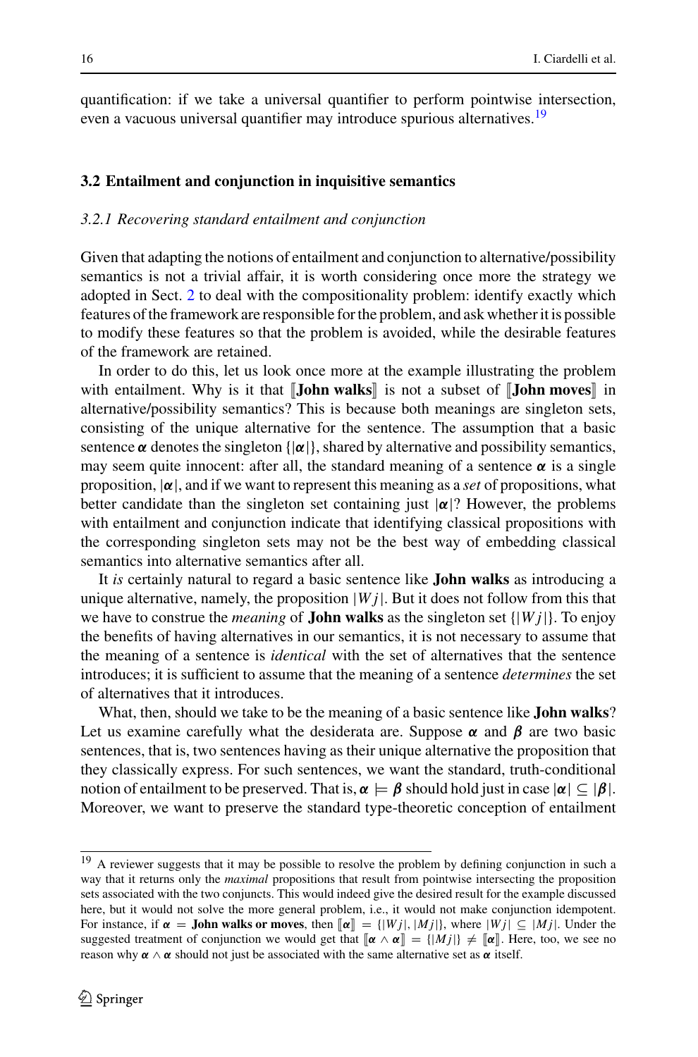quantification: if we take a universal quantifier to perform pointwise intersection, even a vacuous universal quantifier may introduce spurious alternatives.[19]

## 3.2 Entailment and conjunction in inquisitive semantics

### *3.2.1 Recovering standard entailment and conjunction*

Given that adapting the notions of entailment and conjunction to alternative/possibility semantics is not a trivial affair, it is worth considering once more the strategy we adopted in Sect. 2 to deal with the compositionality problem: identify exactly which features of the framework are responsible for the problem, and ask whether it is possible to modify these features so that the problem is avoided, while the desirable features of the framework are retained.

In order to do this, let us look once more at the example illustrating the problem with entailment. Why is it that $[\![\textbf{John walks}]\!]$ is not a subset of $[\![\textbf{John moves}]\!]$ in alternative/possibility semantics? This is because both meanings are singleton sets, consisting of the unique alternative for the sentence. The assumption that a basic sentence $\boldsymbol{\alpha}$ denotes the singleton $\{|\boldsymbol{\alpha}|\}$, shared by alternative and possibility semantics, may seem quite innocent: after all, the standard meaning of a sentence $\boldsymbol{\alpha}$ is a single proposition, $|\boldsymbol{\alpha}|$, and if we want to represent this meaning as a *set* of propositions, what better candidate than the singleton set containing just $|\boldsymbol{\alpha}|$? However, the problems with entailment and conjunction indicate that identifying classical propositions with the corresponding singleton sets may not be the best way of embedding classical semantics into alternative semantics after all.

It *is* certainly natural to regard a basic sentence like **John walks** as introducing a unique alternative, namely, the proposition $|Wj|$. But it does not follow from this that we have to construe the *meaning* of **John walks** as the singleton set $\{|Wj|\}$. To enjoy the benefits of having alternatives in our semantics, it is not necessary to assume that the meaning of a sentence is *identical* with the set of alternatives that the sentence introduces; it is sufficient to assume that the meaning of a sentence *determines* the set of alternatives that it introduces.

What, then, should we take to be the meaning of a basic sentence like **John walks**? Let us examine carefully what the desiderata are. Suppose $\boldsymbol{\alpha}$ and $\boldsymbol{\beta}$ are two basic sentences, that is, two sentences having as their unique alternative the proposition that they classically express. For such sentences, we want the standard, truth-conditional notion of entailment to be preserved. That is, $\boldsymbol{\alpha} \models \boldsymbol{\beta}$ should hold just in case $|\boldsymbol{\alpha}| \subseteq |\boldsymbol{\beta}|$. Moreover, we want to preserve the standard type-theoretic conception of entailment

[19] A reviewer suggests that it may be possible to resolve the problem by defining conjunction in such a way that it returns only the *maximal* propositions that result from pointwise intersecting the proposition sets associated with the two conjuncts. This would indeed give the desired result for the example discussed here, but it would not solve the more general problem, i.e., it would not make conjunction idempotent. For instance, if $\boldsymbol{\alpha} = \textbf{John walks or moves}$, then $[\![\boldsymbol{\alpha}]\!] = \{|Wj|, |Mj|\}$, where $|Wj| \subseteq |Mj|$. Under the suggested treatment of conjunction we would get that $[\![\boldsymbol{\alpha} \wedge \boldsymbol{\alpha}]\!] = \{|Mj|\} \neq [\![\boldsymbol{\alpha}]\!]$. Here, too, we see no reason why $\boldsymbol{\alpha} \wedge \boldsymbol{\alpha}$ should not just be associated with the same alternative set as $\boldsymbol{\alpha}$ itself.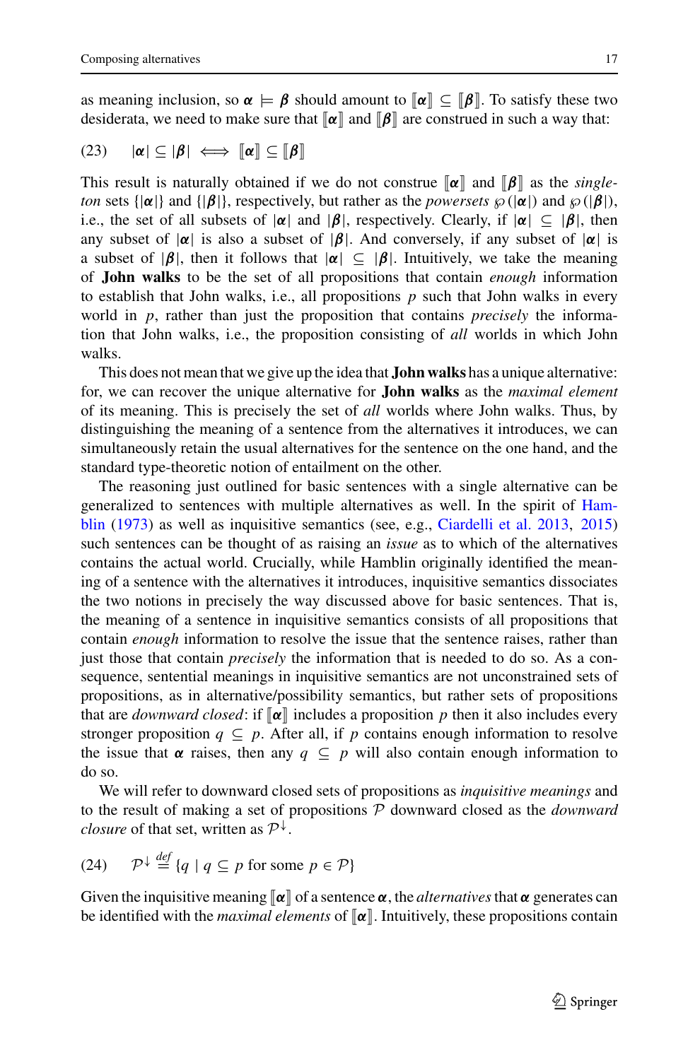as meaning inclusion, so $\boldsymbol{\alpha} \models \boldsymbol{\beta}$ should amount to $[\![\boldsymbol{\alpha}]\!] \subseteq [\![\boldsymbol{\beta}]\!]$. To satisfy these two desiderata, we need to make sure that $[\![\boldsymbol{\alpha}]\!]$ and $[\![\boldsymbol{\beta}]\!]$ are construed in such a way that:

(23) $\quad |\boldsymbol{\alpha}| \subseteq |\boldsymbol{\beta}| \iff [\![\boldsymbol{\alpha}]\!] \subseteq [\![\boldsymbol{\beta}]\!]$

This result is naturally obtained if we do not construe $[\![\boldsymbol{\alpha}]\!]$ and $[\![\boldsymbol{\beta}]\!]$ as the *singleton* sets $\{|\boldsymbol{\alpha}|\}$ and $\{|\boldsymbol{\beta}|\}$, respectively, but rather as the *powersets* $\wp(|\boldsymbol{\alpha}|)$ and $\wp(|\boldsymbol{\beta}|)$, i.e., the set of all subsets of $|\boldsymbol{\alpha}|$ and $|\boldsymbol{\beta}|$, respectively. Clearly, if $|\boldsymbol{\alpha}| \subseteq |\boldsymbol{\beta}|$, then any subset of $|\boldsymbol{\alpha}|$ is also a subset of $|\boldsymbol{\beta}|$. And conversely, if any subset of $|\boldsymbol{\alpha}|$ is a subset of $|\boldsymbol{\beta}|$, then it follows that $|\boldsymbol{\alpha}| \subseteq |\boldsymbol{\beta}|$. Intuitively, we take the meaning of **John walks** to be the set of all propositions that contain *enough* information to establish that John walks, i.e., all propositions $p$ such that John walks in every world in $p$, rather than just the proposition that contains *precisely* the information that John walks, i.e., the proposition consisting of *all* worlds in which John walks.

This does not mean that we give up the idea that **John walks** has a unique alternative: for, we can recover the unique alternative for **John walks** as the *maximal element* of its meaning. This is precisely the set of *all* worlds where John walks. Thus, by distinguishing the meaning of a sentence from the alternatives it introduces, we can simultaneously retain the usual alternatives for the sentence on the one hand, and the standard type-theoretic notion of entailment on the other.

The reasoning just outlined for basic sentences with a single alternative can be generalized to sentences with multiple alternatives as well. In the spirit of Hamblin (1973) as well as inquisitive semantics (see, e.g., Ciardelli et al. 2013, 2015) such sentences can be thought of as raising an *issue* as to which of the alternatives contains the actual world. Crucially, while Hamblin originally identified the meaning of a sentence with the alternatives it introduces, inquisitive semantics dissociates the two notions in precisely the way discussed above for basic sentences. That is, the meaning of a sentence in inquisitive semantics consists of all propositions that contain *enough* information to resolve the issue that the sentence raises, rather than just those that contain *precisely* the information that is needed to do so. As a consequence, sentential meanings in inquisitive semantics are not unconstrained sets of propositions, as in alternative/possibility semantics, but rather sets of propositions that are *downward closed*: if $[\![\boldsymbol{\alpha}]\!]$ includes a proposition $p$ then it also includes every stronger proposition $q \subseteq p$. After all, if $p$ contains enough information to resolve the issue that $\boldsymbol{\alpha}$ raises, then any $q \subseteq p$ will also contain enough information to do so.

We will refer to downward closed sets of propositions as *inquisitive meanings* and to the result of making a set of propositions $\mathcal{P}$ downward closed as the *downward closure* of that set, written as $\mathcal{P}^{\downarrow}$.

(24) $\quad \mathcal{P}^{\downarrow} \overset{def}{=} \{q \mid q \subseteq p \text{ for some } p \in \mathcal{P}\}$

Given the inquisitive meaning $[\![\boldsymbol{\alpha}]\!]$ of a sentence $\boldsymbol{\alpha}$, the *alternatives* that $\boldsymbol{\alpha}$ generates can be identified with the *maximal elements* of $[\![\boldsymbol{\alpha}]\!]$. Intuitively, these propositions contain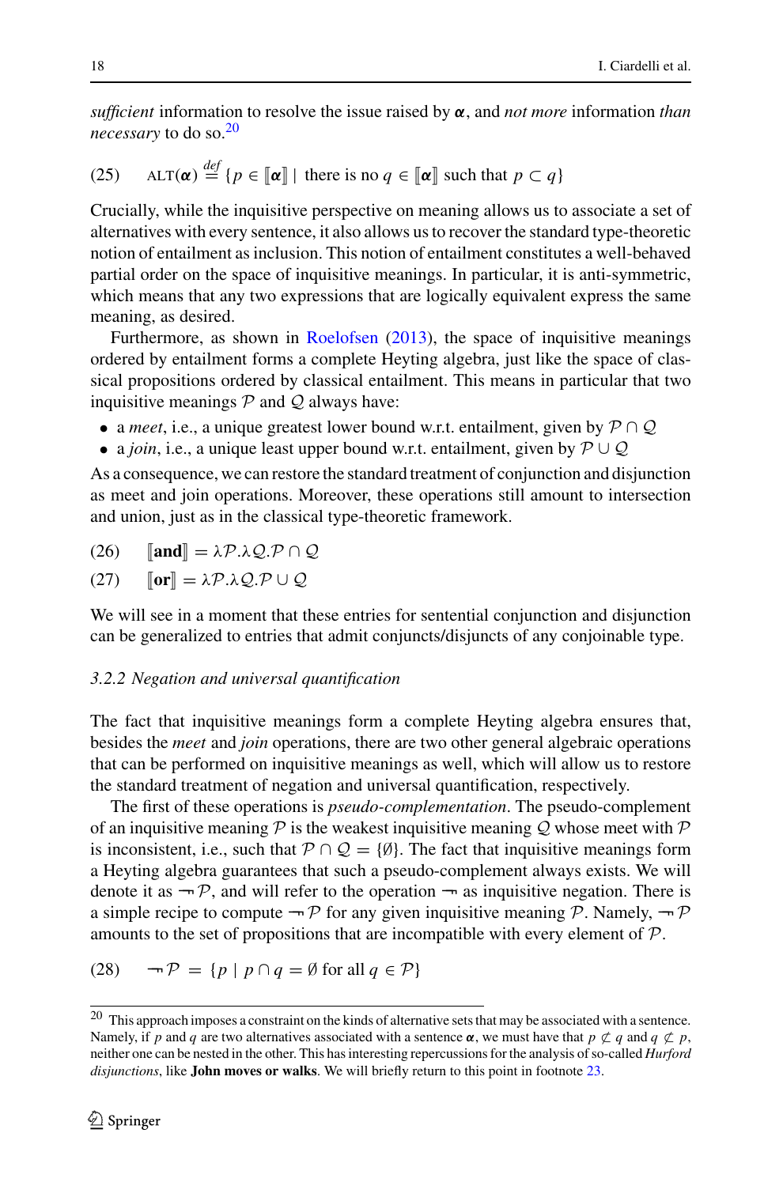*sufficient* information to resolve the issue raised by $\boldsymbol{\alpha}$, and *not more* information *than necessary* to do so.[20]

(25) $\quad \text{ALT}(\boldsymbol{\alpha}) \overset{def}{=} \{p \in [\![\boldsymbol{\alpha}]\!] \mid \text{there is no } q \in [\![\boldsymbol{\alpha}]\!] \text{ such that } p \subset q\}$

Crucially, while the inquisitive perspective on meaning allows us to associate a set of alternatives with every sentence, it also allows us to recover the standard type-theoretic notion of entailment as inclusion. This notion of entailment constitutes a well-behaved partial order on the space of inquisitive meanings. In particular, it is anti-symmetric, which means that any two expressions that are logically equivalent express the same meaning, as desired.

Furthermore, as shown in Roelofsen (2013), the space of inquisitive meanings ordered by entailment forms a complete Heyting algebra, just like the space of classical propositions ordered by classical entailment. This means in particular that two inquisitive meanings $\mathcal{P}$ and $\mathcal{Q}$ always have:

- a *meet*, i.e., a unique greatest lower bound w.r.t. entailment, given by $\mathcal{P} \cap \mathcal{Q}$
- a *join*, i.e., a unique least upper bound w.r.t. entailment, given by $\mathcal{P} \cup \mathcal{Q}$

As a consequence, we can restore the standard treatment of conjunction and disjunction as meet and join operations. Moreover, these operations still amount to intersection and union, just as in the classical type-theoretic framework.

(26) $\quad [\![\textbf{and}]\!] = \lambda \mathcal{P}.\lambda \mathcal{Q}.\mathcal{P} \cap \mathcal{Q}$

(27) $\quad [\![\textbf{or}]\!] = \lambda \mathcal{P}.\lambda \mathcal{Q}.\mathcal{P} \cup \mathcal{Q}$

We will see in a moment that these entries for sentential conjunction and disjunction can be generalized to entries that admit conjuncts/disjuncts of any conjoinable type.

### *3.2.2 Negation and universal quantification*

The fact that inquisitive meanings form a complete Heyting algebra ensures that, besides the *meet* and *join* operations, there are two other general algebraic operations that can be performed on inquisitive meanings as well, which will allow us to restore the standard treatment of negation and universal quantification, respectively.

The first of these operations is *pseudo-complementation*. The pseudo-complement of an inquisitive meaning $\mathcal{P}$ is the weakest inquisitive meaning $\mathcal{Q}$ whose meet with $\mathcal{P}$ is inconsistent, i.e., such that $\mathcal{P} \cap \mathcal{Q} = \{\emptyset\}$. The fact that inquisitive meanings form a Heyting algebra guarantees that such a pseudo-complement always exists. We will denote it as $\neg \mathcal{P}$, and will refer to the operation $\neg$ as inquisitive negation. There is a simple recipe to compute $\neg \mathcal{P}$ for any given inquisitive meaning $\mathcal{P}$. Namely, $\neg \mathcal{P}$ amounts to the set of propositions that are incompatible with every element of $\mathcal{P}$.

(28) $\quad \neg \mathcal{P} = \{p \mid p \cap q = \emptyset \text{ for all } q \in \mathcal{P}\}$

---

[20] This approach imposes a constraint on the kinds of alternative sets that may be associated with a sentence. Namely, if $p$ and $q$ are two alternatives associated with a sentence $\boldsymbol{\alpha}$, we must have that $p \not\subset q$ and $q \not\subset p$, neither one can be nested in the other. This has interesting repercussions for the analysis of so-called *Hurford disjunctions*, like **John moves or walks**. We will briefly return to this point in footnote 23.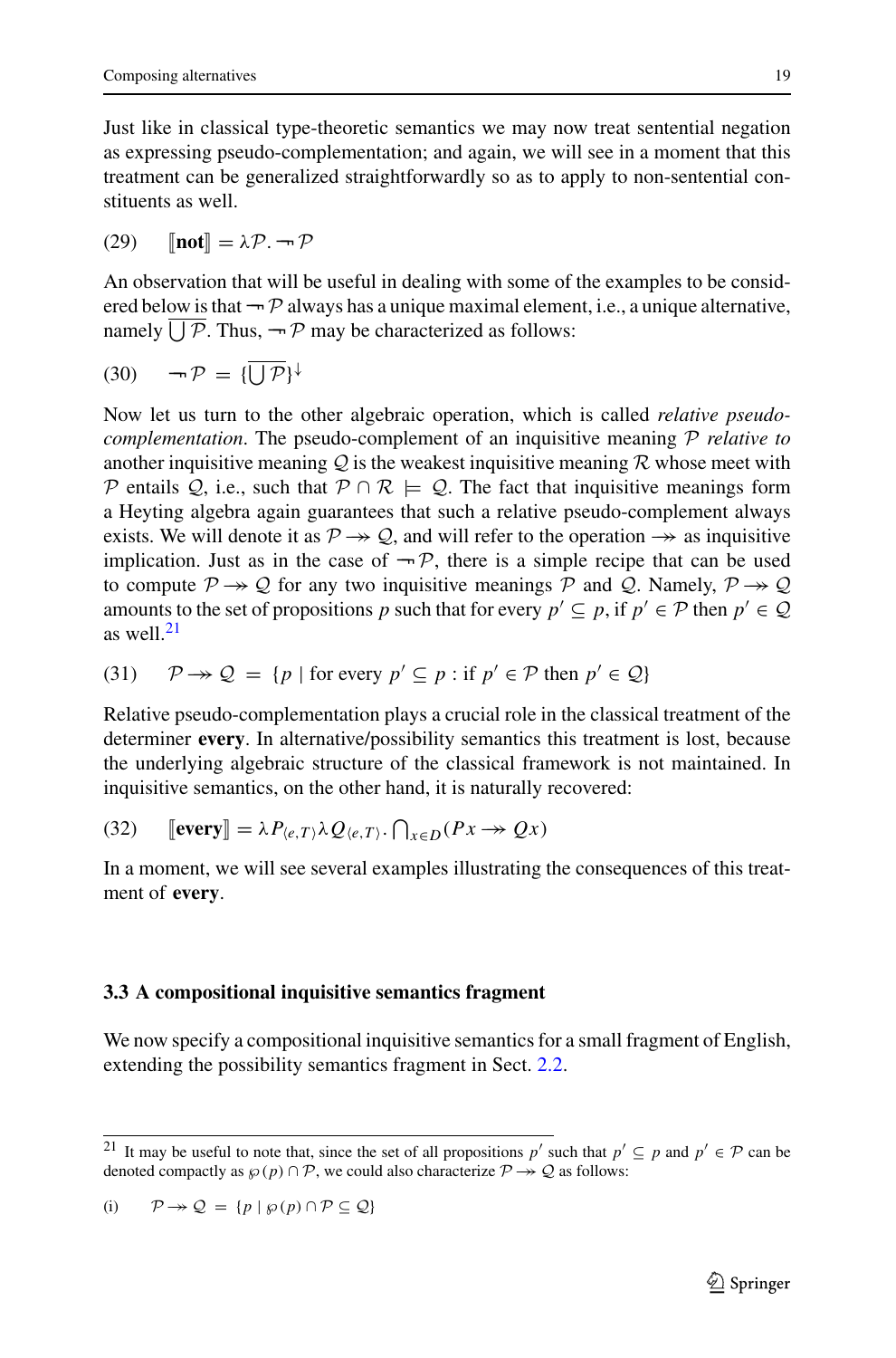Just like in classical type-theoretic semantics we may now treat sentential negation as expressing pseudo-complementation; and again, we will see in a moment that this treatment can be generalized straightforwardly so as to apply to non-sentential constituents as well.

(29) $[\![\textbf{not}]\!] = \lambda \mathcal{P}. \neg\!\!\!\!\neg\, \mathcal{P}$

An observation that will be useful in dealing with some of the examples to be considered below is that $\neg\!\!\!\!\neg\, \mathcal{P}$ always has a unique maximal element, i.e., a unique alternative, namely $\overline{\bigcup \mathcal{P}}$. Thus, $\neg\!\!\!\!\neg\, \mathcal{P}$ may be characterized as follows:

(30) $\neg\!\!\!\!\neg\, \mathcal{P} \;=\; \{\overline{\bigcup \mathcal{P}}\}^{\downarrow}$

Now let us turn to the other algebraic operation, which is called *relative pseudo-complementation*. The pseudo-complement of an inquisitive meaning $\mathcal{P}$ *relative to* another inquisitive meaning $\mathcal{Q}$ is the weakest inquisitive meaning $\mathcal{R}$ whose meet with $\mathcal{P}$ entails $\mathcal{Q}$, i.e., such that $\mathcal{P} \cap \mathcal{R} \models \mathcal{Q}$. The fact that inquisitive meanings form a Heyting algebra again guarantees that such a relative pseudo-complement always exists. We will denote it as $\mathcal{P} \twoheadrightarrow \mathcal{Q}$, and will refer to the operation $\twoheadrightarrow$ as inquisitive implication. Just as in the case of $\neg\!\!\!\!\neg\, \mathcal{P}$, there is a simple recipe that can be used to compute $\mathcal{P} \twoheadrightarrow \mathcal{Q}$ for any two inquisitive meanings $\mathcal{P}$ and $\mathcal{Q}$. Namely, $\mathcal{P} \twoheadrightarrow \mathcal{Q}$ amounts to the set of propositions $p$ such that for every $p' \subseteq p$, if $p' \in \mathcal{P}$ then $p' \in \mathcal{Q}$ as well.[21]

(31) $\mathcal{P} \twoheadrightarrow \mathcal{Q} \;=\; \{p \mid \text{for every } p' \subseteq p : \text{if } p' \in \mathcal{P} \text{ then } p' \in \mathcal{Q}\}$

Relative pseudo-complementation plays a crucial role in the classical treatment of the determiner **every**. In alternative/possibility semantics this treatment is lost, because the underlying algebraic structure of the classical framework is not maintained. In inquisitive semantics, on the other hand, it is naturally recovered:

(32) $[\![\textbf{every}]\!] = \lambda P_{\langle e,T \rangle} \lambda Q_{\langle e,T \rangle}. \bigcap_{x \in D} (Px \twoheadrightarrow Qx)$

In a moment, we will see several examples illustrating the consequences of this treatment of **every**.

### 3.3 A compositional inquisitive semantics fragment

We now specify a compositional inquisitive semantics for a small fragment of English, extending the possibility semantics fragment in Sect. 2.2.

---

[21] It may be useful to note that, since the set of all propositions $p'$ such that $p' \subseteq p$ and $p' \in \mathcal{P}$ can be denoted compactly as $\wp(p) \cap \mathcal{P}$, we could also characterize $\mathcal{P} \twoheadrightarrow \mathcal{Q}$ as follows:

(i) $\mathcal{P} \twoheadrightarrow \mathcal{Q} \;=\; \{p \mid \wp(p) \cap \mathcal{P} \subseteq \mathcal{Q}\}$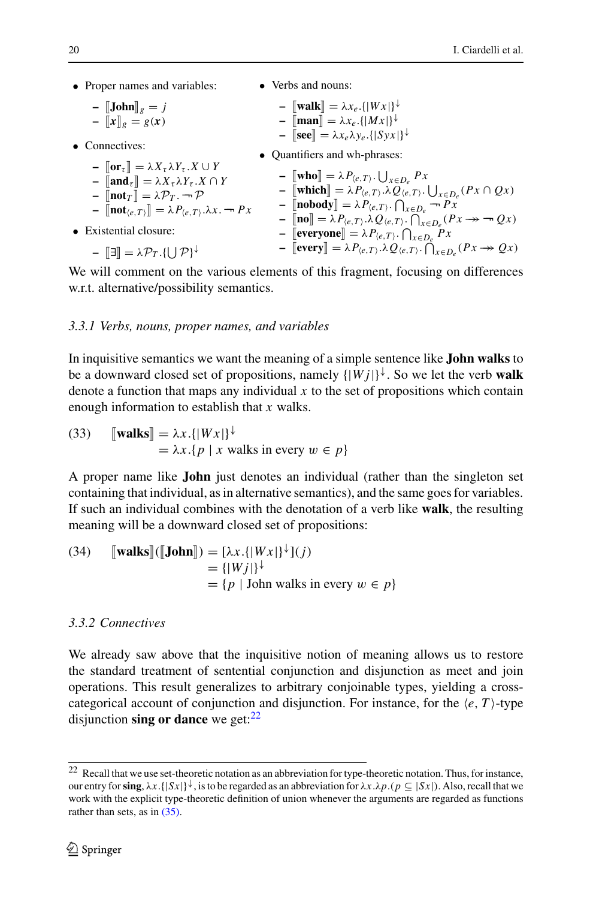- Proper names and variables:
  - $[\![\textbf{John}]\!]_g = j$
  - $[\![\boldsymbol{x}]\!]_g = g(\boldsymbol{x})$
- Connectives:
  - $[\![\textbf{or}_\tau]\!] = \lambda X_\tau \lambda Y_\tau . X \cup Y$
  - $[\![\textbf{and}_\tau]\!] = \lambda X_\tau \lambda Y_\tau . X \cap Y$
  - $[\![\textbf{not}_T]\!] = \lambda \mathcal{P}_T . \neg\mathcal{P}$
  - $[\![\textbf{not}_{\langle e,T\rangle}]\!] = \lambda P_{\langle e,T\rangle} . \lambda x . \neg P x$
- Existential closure:
  - $[\![\exists]\!] = \lambda \mathcal{P}_T . \{\bigcup \mathcal{P}\}^{\downarrow}$
- Verbs and nouns:
  - $[\![\textbf{walk}]\!] = \lambda x_e . \{|Wx|\}^{\downarrow}$
  - $[\![\textbf{man}]\!] = \lambda x_e . \{|Mx|\}^{\downarrow}$
  - $[\![\textbf{see}]\!] = \lambda x_e \lambda y_e . \{|Syx|\}^{\downarrow}$
- Quantifiers and wh-phrases:
  - $[\![\textbf{who}]\!] = \lambda P_{\langle e,T\rangle} . \bigcup_{x \in D_e} Px$
  - $[\![\textbf{which}]\!] = \lambda P_{\langle e,T\rangle} . \lambda Q_{\langle e,T\rangle} . \bigcup_{x \in D_e} (Px \cap Qx)$
  - $[\![\textbf{nobody}]\!] = \lambda P_{\langle e,T\rangle} . \bigcap_{x \in D_e} \neg Px$
  - $[\![\textbf{no}]\!] = \lambda P_{\langle e,T\rangle} . \lambda Q_{\langle e,T\rangle} . \bigcap_{x \in D_e} (Px \twoheadrightarrow \neg Qx)$
  - $[\![\textbf{everyone}]\!] = \lambda P_{\langle e,T\rangle} . \bigcap_{x \in D_e} Px$
  - $[\![\textbf{every}]\!] = \lambda P_{\langle e,T\rangle} . \lambda Q_{\langle e,T\rangle} . \bigcap_{x \in D_e} (Px \twoheadrightarrow Qx)$

We will comment on the various elements of this fragment, focusing on differences w.r.t. alternative/possibility semantics.

### *3.3.1 Verbs, nouns, proper names, and variables*

In inquisitive semantics we want the meaning of a simple sentence like **John walks** to be a downward closed set of propositions, namely $\{|Wj|\}^{\downarrow}$. So we let the verb **walk** denote a function that maps any individual $x$ to the set of propositions which contain enough information to establish that $x$ walks.

(33) $$[\![\textbf{walks}]\!] = \lambda x . \{|Wx|\}^{\downarrow} = \lambda x . \{p \mid x \text{ walks in every } w \in p\}$$

A proper name like **John** just denotes an individual (rather than the singleton set containing that individual, as in alternative semantics), and the same goes for variables. If such an individual combines with the denotation of a verb like **walk**, the resulting meaning will be a downward closed set of propositions:

(34) $$[\![\textbf{walks}]\!]([\![\textbf{John}]\!]) = [\lambda x . \{|Wx|\}^{\downarrow}](j) = \{|Wj|\}^{\downarrow} = \{p \mid \text{John walks in every } w \in p\}$$

### *3.3.2 Connectives*

We already saw above that the inquisitive notion of meaning allows us to restore the standard treatment of sentential conjunction and disjunction as meet and join operations. This result generalizes to arbitrary conjoinable types, yielding a cross-categorical account of conjunction and disjunction. For instance, for the $\langle e, T\rangle$-type disjunction **sing or dance** we get:[22]

[22] Recall that we use set-theoretic notation as an abbreviation for type-theoretic notation. Thus, for instance, our entry for **sing**, $\lambda x . \{|Sx|\}^{\downarrow}$, is to be regarded as an abbreviation for $\lambda x . \lambda p . (p \subseteq |Sx|)$. Also, recall that we work with the explicit type-theoretic definition of union whenever the arguments are regarded as functions rather than sets, as in (35).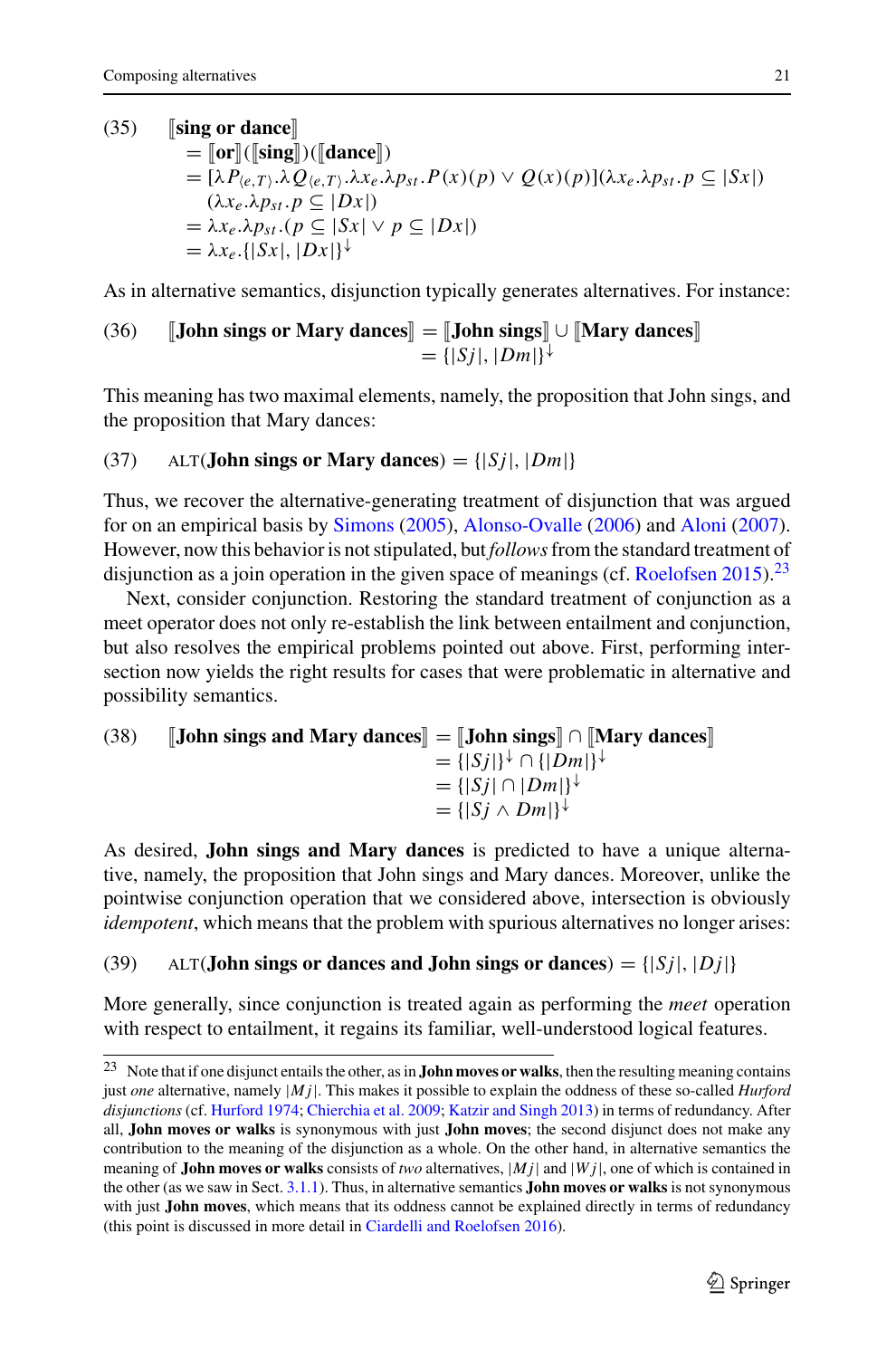(35) $[\![\textbf{sing or dance}]\!]$
$$
\begin{aligned}
&= [\![\textbf{or}]\!]([\![\textbf{sing}]\!])([\![\textbf{dance}]\!]) \\
&= [\lambda P_{\langle e,T\rangle}.\lambda Q_{\langle e,T\rangle}.\lambda x_e.\lambda p_{st}.P(x)(p) \vee Q(x)(p)](\lambda x_e.\lambda p_{st}.p \subseteq |Sx|) \\
&\quad (\lambda x_e.\lambda p_{st}.p \subseteq |Dx|) \\
&= \lambda x_e.\lambda p_{st}.(p \subseteq |Sx| \vee p \subseteq |Dx|) \\
&= \lambda x_e.\{|Sx|, |Dx|\}^{\downarrow}
\end{aligned}
$$

As in alternative semantics, disjunction typically generates alternatives. For instance:

(36) $[\![\textbf{John sings or Mary dances}]\!] = [\![\textbf{John sings}]\!] \cup [\![\textbf{Mary dances}]\!]$
$$
= \{|Sj|, |Dm|\}^{\downarrow}
$$

This meaning has two maximal elements, namely, the proposition that John sings, and the proposition that Mary dances:

(37) ALT(**John sings or Mary dances**) $= \{|Sj|, |Dm|\}$

Thus, we recover the alternative-generating treatment of disjunction that was argued for on an empirical basis by Simons (2005), Alonso-Ovalle (2006) and Aloni (2007). However, now this behavior is not stipulated, but *follows* from the standard treatment of disjunction as a join operation in the given space of meanings (cf. Roelofsen 2015).[23]

Next, consider conjunction. Restoring the standard treatment of conjunction as a meet operator does not only re-establish the link between entailment and conjunction, but also resolves the empirical problems pointed out above. First, performing intersection now yields the right results for cases that were problematic in alternative and possibility semantics.

(38) $[\![\textbf{John sings and Mary dances}]\!] = [\![\textbf{John sings}]\!] \cap [\![\textbf{Mary dances}]\!]$
$$
\begin{aligned}
&= \{|Sj|\}^{\downarrow} \cap \{|Dm|\}^{\downarrow} \\
&= \{|Sj| \cap |Dm|\}^{\downarrow} \\
&= \{|Sj \wedge Dm|\}^{\downarrow}
\end{aligned}
$$

As desired, **John sings and Mary dances** is predicted to have a unique alternative, namely, the proposition that John sings and Mary dances. Moreover, unlike the pointwise conjunction operation that we considered above, intersection is obviously *idempotent*, which means that the problem with spurious alternatives no longer arises:

(39) ALT(**John sings or dances and John sings or dances**) $= \{|Sj|, |Dj|\}$

More generally, since conjunction is treated again as performing the *meet* operation with respect to entailment, it regains its familiar, well-understood logical features.

---

[23] Note that if one disjunct entails the other, as in **John moves or walks**, then the resulting meaning contains just *one* alternative, namely $|Mj|$. This makes it possible to explain the oddness of these so-called *Hurford disjunctions* (cf. Hurford 1974; Chierchia et al. 2009; Katzir and Singh 2013) in terms of redundancy. After all, **John moves or walks** is synonymous with just **John moves**; the second disjunct does not make any contribution to the meaning of the disjunction as a whole. On the other hand, in alternative semantics the meaning of **John moves or walks** consists of *two* alternatives, $|Mj|$ and $|Wj|$, one of which is contained in the other (as we saw in Sect. 3.1.1). Thus, in alternative semantics **John moves or walks** is not synonymous with just **John moves**, which means that its oddness cannot be explained directly in terms of redundancy (this point is discussed in more detail in Ciardelli and Roelofsen 2016).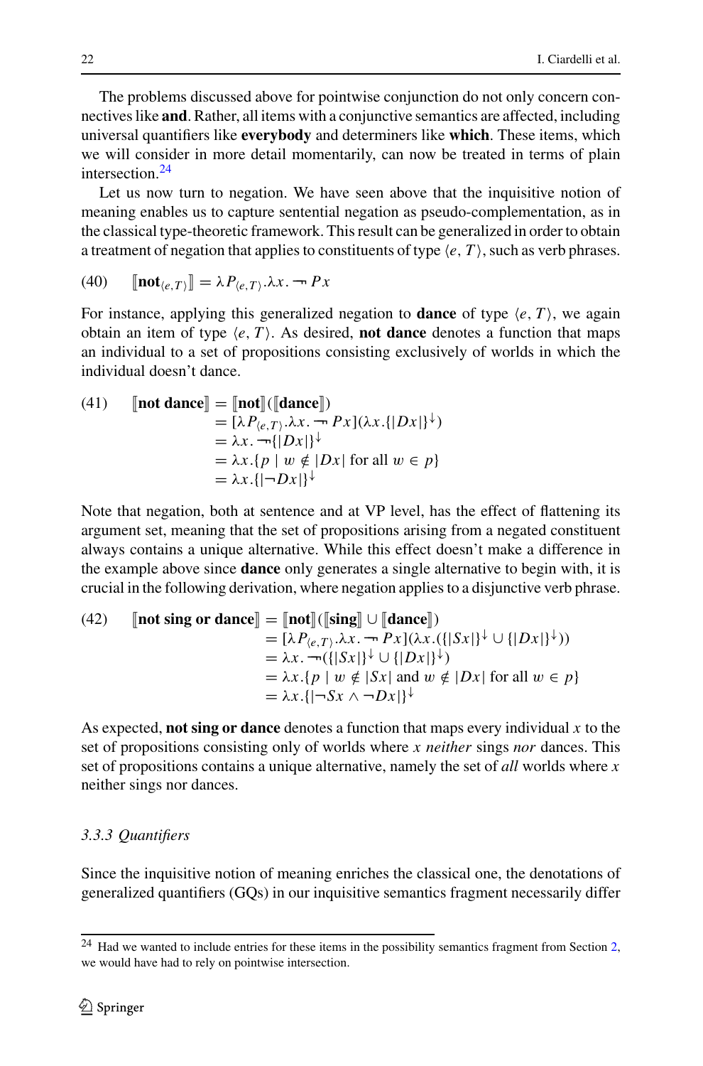The problems discussed above for pointwise conjunction do not only concern connectives like **and**. Rather, all items with a conjunctive semantics are affected, including universal quantifiers like **everybody** and determiners like **which**. These items, which we will consider in more detail momentarily, can now be treated in terms of plain intersection.[24]

Let us now turn to negation. We have seen above that the inquisitive notion of meaning enables us to capture sentential negation as pseudo-complementation, as in the classical type-theoretic framework. This result can be generalized in order to obtain a treatment of negation that applies to constituents of type $\langle e, T\rangle$, such as verb phrases.

$$\text{(40)} \quad [\![\textbf{not}_{\langle e,T\rangle}]\!] = \lambda P_{\langle e,T\rangle}.\lambda x.\, \neg\!\!\neg\, Px$$

For instance, applying this generalized negation to **dance** of type $\langle e, T\rangle$, we again obtain an item of type $\langle e, T\rangle$. As desired, **not dance** denotes a function that maps an individual to a set of propositions consisting exclusively of worlds in which the individual doesn't dance.

$$\text{(41)} \quad \begin{aligned}[\![\textbf{not dance}]\!] &= [\![\textbf{not}]\!]([\![\textbf{dance}]\!]) \\ &= [\lambda P_{\langle e,T\rangle}.\lambda x.\, \neg\!\!\neg\, Px](\lambda x.\{|Dx|\}^{\downarrow}) \\ &= \lambda x.\, \neg\!\!\neg\{|Dx|\}^{\downarrow} \\ &= \lambda x.\{p \mid w \notin |Dx| \text{ for all } w \in p\} \\ &= \lambda x.\{|\neg Dx|\}^{\downarrow}\end{aligned}$$

Note that negation, both at sentence and at VP level, has the effect of flattening its argument set, meaning that the set of propositions arising from a negated constituent always contains a unique alternative. While this effect doesn't make a difference in the example above since **dance** only generates a single alternative to begin with, it is crucial in the following derivation, where negation applies to a disjunctive verb phrase.

$$\text{(42)} \quad \begin{aligned}[\![\textbf{not sing or dance}]\!] &= [\![\textbf{not}]\!]([\![\textbf{sing}]\!] \cup [\![\textbf{dance}]\!]) \\ &= [\lambda P_{\langle e,T\rangle}.\lambda x.\, \neg\!\!\neg\, Px](\lambda x.(\{|Sx|\}^{\downarrow} \cup \{|Dx|\}^{\downarrow})) \\ &= \lambda x.\, \neg\!\!\neg(\{|Sx|\}^{\downarrow} \cup \{|Dx|\}^{\downarrow}) \\ &= \lambda x.\{p \mid w \notin |Sx| \text{ and } w \notin |Dx| \text{ for all } w \in p\} \\ &= \lambda x.\{|\neg Sx \wedge \neg Dx|\}^{\downarrow}\end{aligned}$$

As expected, **not sing or dance** denotes a function that maps every individual $x$ to the set of propositions consisting only of worlds where $x$ *neither* sings *nor* dances. This set of propositions contains a unique alternative, namely the set of *all* worlds where $x$ neither sings nor dances.

### *3.3.3 Quantifiers*

Since the inquisitive notion of meaning enriches the classical one, the denotations of generalized quantifiers (GQs) in our inquisitive semantics fragment necessarily differ

[24] Had we wanted to include entries for these items in the possibility semantics fragment from Section 2, we would have had to rely on pointwise intersection.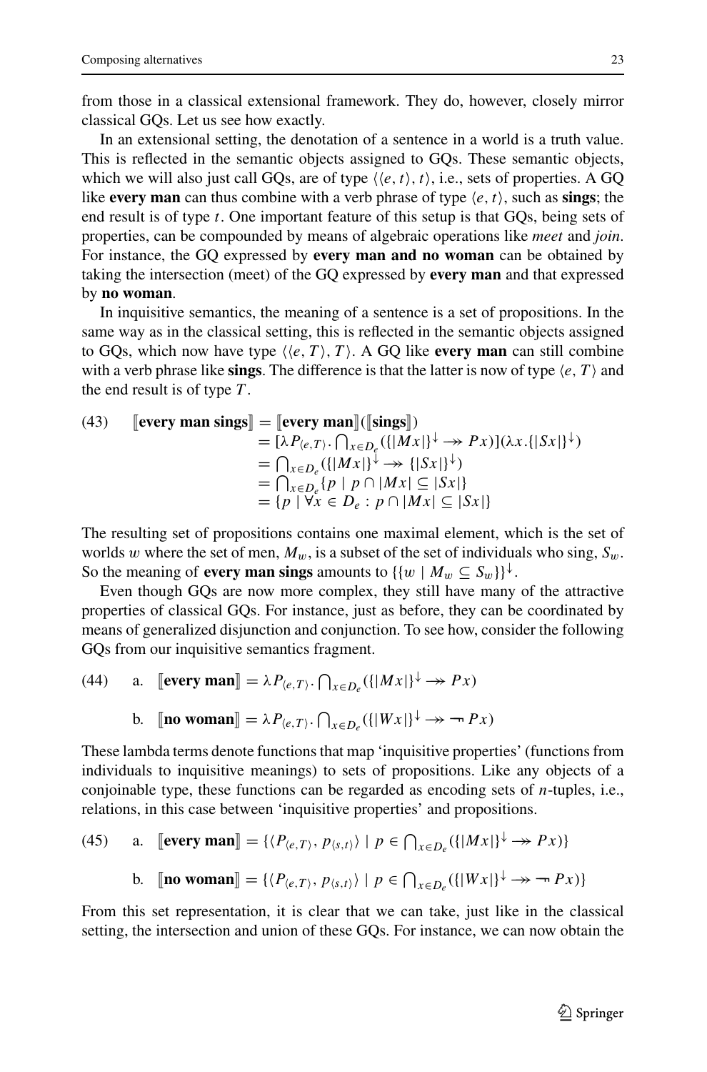from those in a classical extensional framework. They do, however, closely mirror classical GQs. Let us see how exactly.

In an extensional setting, the denotation of a sentence in a world is a truth value. This is reflected in the semantic objects assigned to GQs. These semantic objects, which we will also just call GQs, are of type $\langle\langle e,t\rangle,t\rangle$, i.e., sets of properties. A GQ like **every man** can thus combine with a verb phrase of type $\langle e,t\rangle$, such as **sings**; the end result is of type $t$. One important feature of this setup is that GQs, being sets of properties, can be compounded by means of algebraic operations like *meet* and *join*. For instance, the GQ expressed by **every man and no woman** can be obtained by taking the intersection (meet) of the GQ expressed by **every man** and that expressed by **no woman**.

In inquisitive semantics, the meaning of a sentence is a set of propositions. In the same way as in the classical setting, this is reflected in the semantic objects assigned to GQs, which now have type $\langle\langle e,T\rangle,T\rangle$. A GQ like **every man** can still combine with a verb phrase like **sings**. The difference is that the latter is now of type $\langle e,T\rangle$ and the end result is of type $T$.

(43)
$$\begin{aligned}
[\![\textbf{every man sings}]\!] &= [\![\textbf{every man}]\!]([\![\textbf{sings}]\!]) \\
&= [\lambda P_{\langle e,T\rangle}.\textstyle\bigcap_{x\in D_e}(\{|Mx|\}^{\downarrow} \twoheadrightarrow Px)](\lambda x.\{|Sx|\}^{\downarrow}) \\
&= \textstyle\bigcap_{x\in D_e}(\{|Mx|\}^{\downarrow} \twoheadrightarrow \{|Sx|\}^{\downarrow}) \\
&= \textstyle\bigcap_{x\in D_e}\{p \mid p\cap|Mx| \subseteq |Sx|\} \\
&= \{p \mid \forall x\in D_e : p\cap|Mx| \subseteq |Sx|\}
\end{aligned}$$

The resulting set of propositions contains one maximal element, which is the set of worlds $w$ where the set of men, $M_w$, is a subset of the set of individuals who sing, $S_w$. So the meaning of **every man sings** amounts to $\{\{w \mid M_w \subseteq S_w\}\}^{\downarrow}$.

Even though GQs are now more complex, they still have many of the attractive properties of classical GQs. For instance, just as before, they can be coordinated by means of generalized disjunction and conjunction. To see how, consider the following GQs from our inquisitive semantics fragment.

(44) a. $[\![\textbf{every man}]\!] = \lambda P_{\langle e,T\rangle}.\bigcap_{x\in D_e}(\{|Mx|\}^{\downarrow} \twoheadrightarrow Px)$

b. $[\![\textbf{no woman}]\!] = \lambda P_{\langle e,T\rangle}.\bigcap_{x\in D_e}(\{|Wx|\}^{\downarrow} \twoheadrightarrow \neg Px)$

These lambda terms denote functions that map 'inquisitive properties' (functions from individuals to inquisitive meanings) to sets of propositions. Like any objects of a conjoinable type, these functions can be regarded as encoding sets of $n$-tuples, i.e., relations, in this case between 'inquisitive properties' and propositions.

(45) a. $[\![\textbf{every man}]\!] = \{\langle P_{\langle e,T\rangle}, p_{\langle s,t\rangle}\rangle \mid p \in \bigcap_{x\in D_e}(\{|Mx|\}^{\downarrow} \twoheadrightarrow Px)\}$

b. $[\![\textbf{no woman}]\!] = \{\langle P_{\langle e,T\rangle}, p_{\langle s,t\rangle}\rangle \mid p \in \bigcap_{x\in D_e}(\{|Wx|\}^{\downarrow} \twoheadrightarrow \neg Px)\}$

From this set representation, it is clear that we can take, just like in the classical setting, the intersection and union of these GQs. For instance, we can now obtain the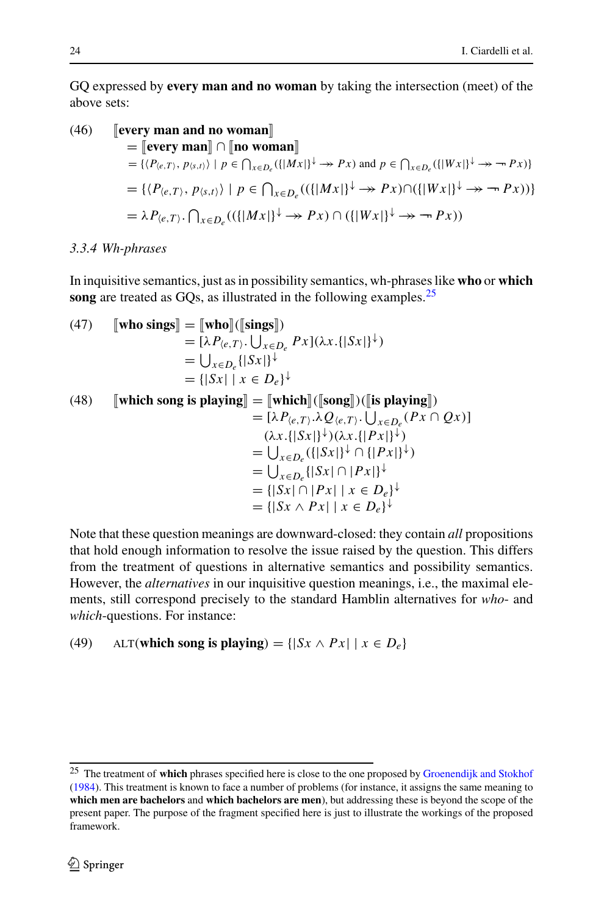GQ expressed by **every man and no woman** by taking the intersection (meet) of the above sets:

(46) $[\![\textbf{every man and no woman}]\!]$

$$= [\![\textbf{every man}]\!] \cap [\![\textbf{no woman}]\!]$$

$$= \{\langle P_{\langle e,T\rangle}, p_{\langle s,t\rangle}\rangle \mid p \in \bigcap_{x \in D_e}(\{|Mx|\}^{\downarrow} \twoheadrightarrow Px) \text{ and } p \in \bigcap_{x \in D_e}(\{|Wx|\}^{\downarrow} \twoheadrightarrow \neg Px)\}$$

$$= \{\langle P_{\langle e,T\rangle}, p_{\langle s,t\rangle}\rangle \mid p \in \bigcap_{x \in D_e}((\{|Mx|\}^{\downarrow} \twoheadrightarrow Px) \cap (\{|Wx|\}^{\downarrow} \twoheadrightarrow \neg Px))\}$$

$$= \lambda P_{\langle e,T\rangle}. \bigcap_{x \in D_e}((\{|Mx|\}^{\downarrow} \twoheadrightarrow Px) \cap (\{|Wx|\}^{\downarrow} \twoheadrightarrow \neg Px))$$

*3.3.4 Wh-phrases*

In inquisitive semantics, just as in possibility semantics, wh-phrases like **who** or **which song** are treated as GQs, as illustrated in the following examples.[25]

(47) 
$$\begin{aligned}[\![\textbf{who sings}]\!] &= [\![\textbf{who}]\!]([\![\textbf{sings}]\!]) \\ &= [\lambda P_{\langle e,T\rangle}. \textstyle\bigcup_{x \in D_e} Px](\lambda x.\{|Sx|\}^{\downarrow}) \\ &= \textstyle\bigcup_{x \in D_e}\{|Sx|\}^{\downarrow} \\ &= \{|Sx| \mid x \in D_e\}^{\downarrow}\end{aligned}$$

(48) 
$$\begin{aligned}[\![\textbf{which song is playing}]\!] &= [\![\textbf{which}]\!]([\![\textbf{song}]\!])([\![\textbf{is playing}]\!]) \\ &= [\lambda P_{\langle e,T\rangle}.\lambda Q_{\langle e,T\rangle}. \textstyle\bigcup_{x \in D_e}(Px \cap Qx)] \\ &\quad (\lambda x.\{|Sx|\}^{\downarrow})(\lambda x.\{|Px|\}^{\downarrow}) \\ &= \textstyle\bigcup_{x \in D_e}(\{|Sx|\}^{\downarrow} \cap \{|Px|\}^{\downarrow}) \\ &= \textstyle\bigcup_{x \in D_e}\{|Sx| \cap |Px|\}^{\downarrow} \\ &= \{|Sx| \cap |Px| \mid x \in D_e\}^{\downarrow} \\ &= \{|Sx \wedge Px| \mid x \in D_e\}^{\downarrow}\end{aligned}$$

Note that these question meanings are downward-closed: they contain *all* propositions that hold enough information to resolve the issue raised by the question. This differs from the treatment of questions in alternative semantics and possibility semantics. However, the *alternatives* in our inquisitive question meanings, i.e., the maximal elements, still correspond precisely to the standard Hamblin alternatives for *who*- and *which*-questions. For instance:

(49) $\text{ALT}(\textbf{which song is playing}) = \{|Sx \wedge Px| \mid x \in D_e\}$

---

[25] The treatment of **which** phrases specified here is close to the one proposed by Groenendijk and Stokhof (1984). This treatment is known to face a number of problems (for instance, it assigns the same meaning to **which men are bachelors** and **which bachelors are men**), but addressing these is beyond the scope of the present paper. The purpose of the fragment specified here is just to illustrate the workings of the proposed framework.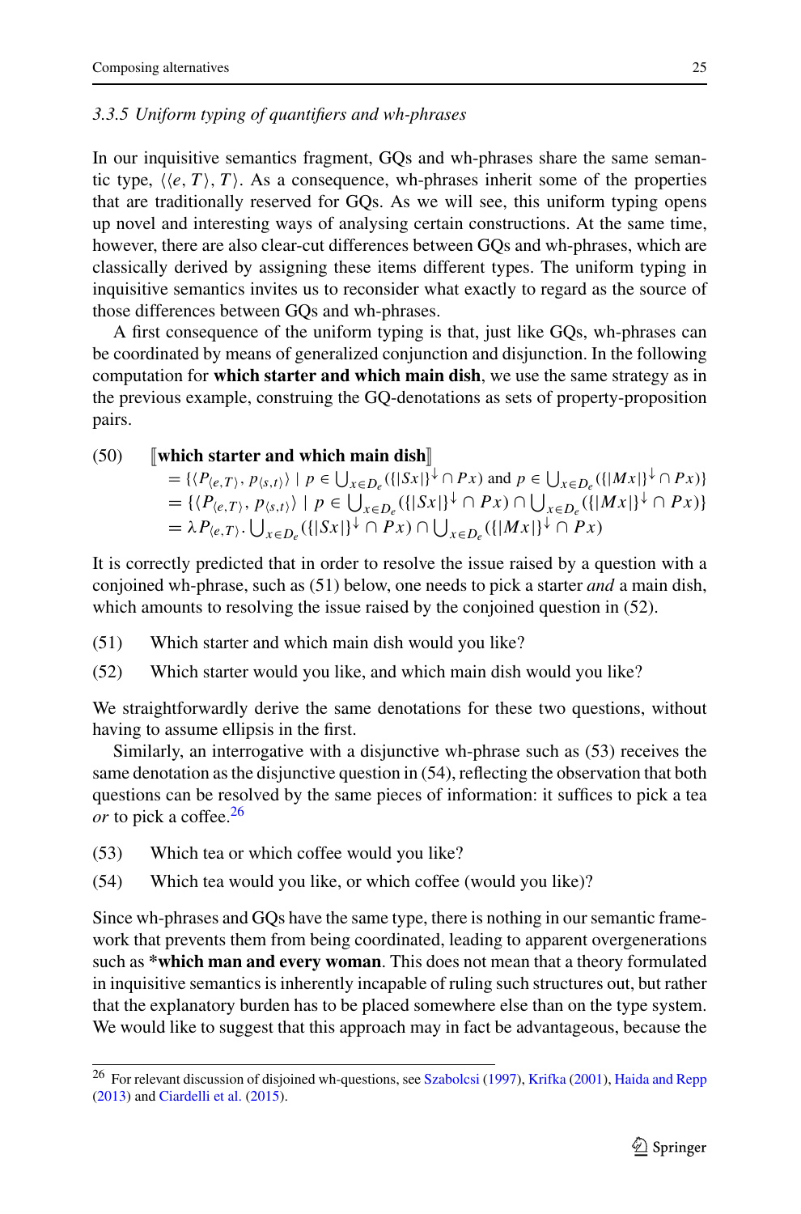### 3.3.5 Uniform typing of quantifiers and wh-phrases

In our inquisitive semantics fragment, GQs and wh-phrases share the same semantic type, $\langle\langle e, T\rangle, T\rangle$. As a consequence, wh-phrases inherit some of the properties that are traditionally reserved for GQs. As we will see, this uniform typing opens up novel and interesting ways of analysing certain constructions. At the same time, however, there are also clear-cut differences between GQs and wh-phrases, which are classically derived by assigning these items different types. The uniform typing in inquisitive semantics invites us to reconsider what exactly to regard as the source of those differences between GQs and wh-phrases.

A first consequence of the uniform typing is that, just like GQs, wh-phrases can be coordinated by means of generalized conjunction and disjunction. In the following computation for **which starter and which main dish**, we use the same strategy as in the previous example, construing the GQ-denotations as sets of property-proposition pairs.

(50) $[\![$**which starter and which main dish**$]\!]$
$$= \{\langle P_{\langle e,T\rangle}, p_{\langle s,t\rangle}\rangle \mid p \in \bigcup_{x\in D_e}(\{|Sx|\}^{\downarrow} \cap Px) \text{ and } p \in \bigcup_{x\in D_e}(\{|Mx|\}^{\downarrow} \cap Px)\}$$
$$= \{\langle P_{\langle e,T\rangle}, p_{\langle s,t\rangle}\rangle \mid p \in \bigcup_{x\in D_e}(\{|Sx|\}^{\downarrow} \cap Px) \cap \bigcup_{x\in D_e}(\{|Mx|\}^{\downarrow} \cap Px)\}$$
$$= \lambda P_{\langle e,T\rangle}. \bigcup_{x\in D_e}(\{|Sx|\}^{\downarrow} \cap Px) \cap \bigcup_{x\in D_e}(\{|Mx|\}^{\downarrow} \cap Px)$$

It is correctly predicted that in order to resolve the issue raised by a question with a conjoined wh-phrase, such as (51) below, one needs to pick a starter *and* a main dish, which amounts to resolving the issue raised by the conjoined question in (52).

(51) Which starter and which main dish would you like?

(52) Which starter would you like, and which main dish would you like?

We straightforwardly derive the same denotations for these two questions, without having to assume ellipsis in the first.

Similarly, an interrogative with a disjunctive wh-phrase such as (53) receives the same denotation as the disjunctive question in (54), reflecting the observation that both questions can be resolved by the same pieces of information: it suffices to pick a tea *or* to pick a coffee.[26]

(53) Which tea or which coffee would you like?

(54) Which tea would you like, or which coffee (would you like)?

Since wh-phrases and GQs have the same type, there is nothing in our semantic framework that prevents them from being coordinated, leading to apparent overgenerations such as ***which man and every woman**. This does not mean that a theory formulated in inquisitive semantics is inherently incapable of ruling such structures out, but rather that the explanatory burden has to be placed somewhere else than on the type system. We would like to suggest that this approach may in fact be advantageous, because the

[26] For relevant discussion of disjoined wh-questions, see Szabolcsi (1997), Krifka (2001), Haida and Repp (2013) and Ciardelli et al. (2015).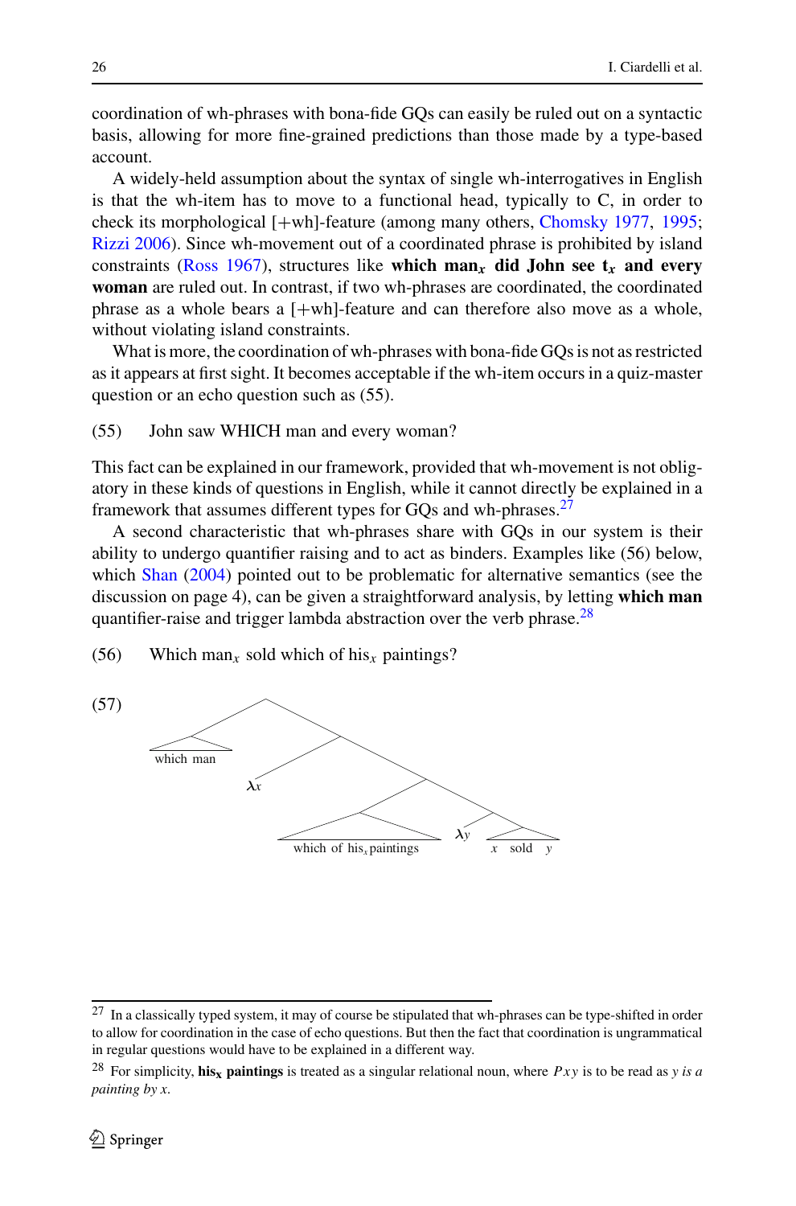coordination of wh-phrases with bona-fide GQs can easily be ruled out on a syntactic basis, allowing for more fine-grained predictions than those made by a type-based account.

A widely-held assumption about the syntax of single wh-interrogatives in English is that the wh-item has to move to a functional head, typically to C, in order to check its morphological [+wh]-feature (among many others, Chomsky 1977, 1995; Rizzi 2006). Since wh-movement out of a coordinated phrase is prohibited by island constraints (Ross 1967), structures like **which man$_x$ did John see t$_x$ and every woman** are ruled out. In contrast, if two wh-phrases are coordinated, the coordinated phrase as a whole bears a [+wh]-feature and can therefore also move as a whole, without violating island constraints.

What is more, the coordination of wh-phrases with bona-fide GQs is not as restricted as it appears at first sight. It becomes acceptable if the wh-item occurs in a quiz-master question or an echo question such as (55).

(55) John saw WHICH man and every woman?

This fact can be explained in our framework, provided that wh-movement is not obligatory in these kinds of questions in English, while it cannot directly be explained in a framework that assumes different types for GQs and wh-phrases.[27]

A second characteristic that wh-phrases share with GQs in our system is their ability to undergo quantifier raising and to act as binders. Examples like (56) below, which Shan (2004) pointed out to be problematic for alternative semantics (see the discussion on page 4), can be given a straightforward analysis, by letting **which man** quantifier-raise and trigger lambda abstraction over the verb phrase.[28]

(56) Which man$_x$ sold which of his$_x$ paintings?

(57) [which man [$\lambda x$ [[which of his$_x$ paintings] [$\lambda y$ [x sold y]]]]]

[27] In a classically typed system, it may of course be stipulated that wh-phrases can be type-shifted in order to allow for coordination in the case of echo questions. But then the fact that coordination is ungrammatical in regular questions would have to be explained in a different way.

[28] For simplicity, **his$_x$ paintings** is treated as a singular relational noun, where $Pxy$ is to be read as *y is a painting by x*.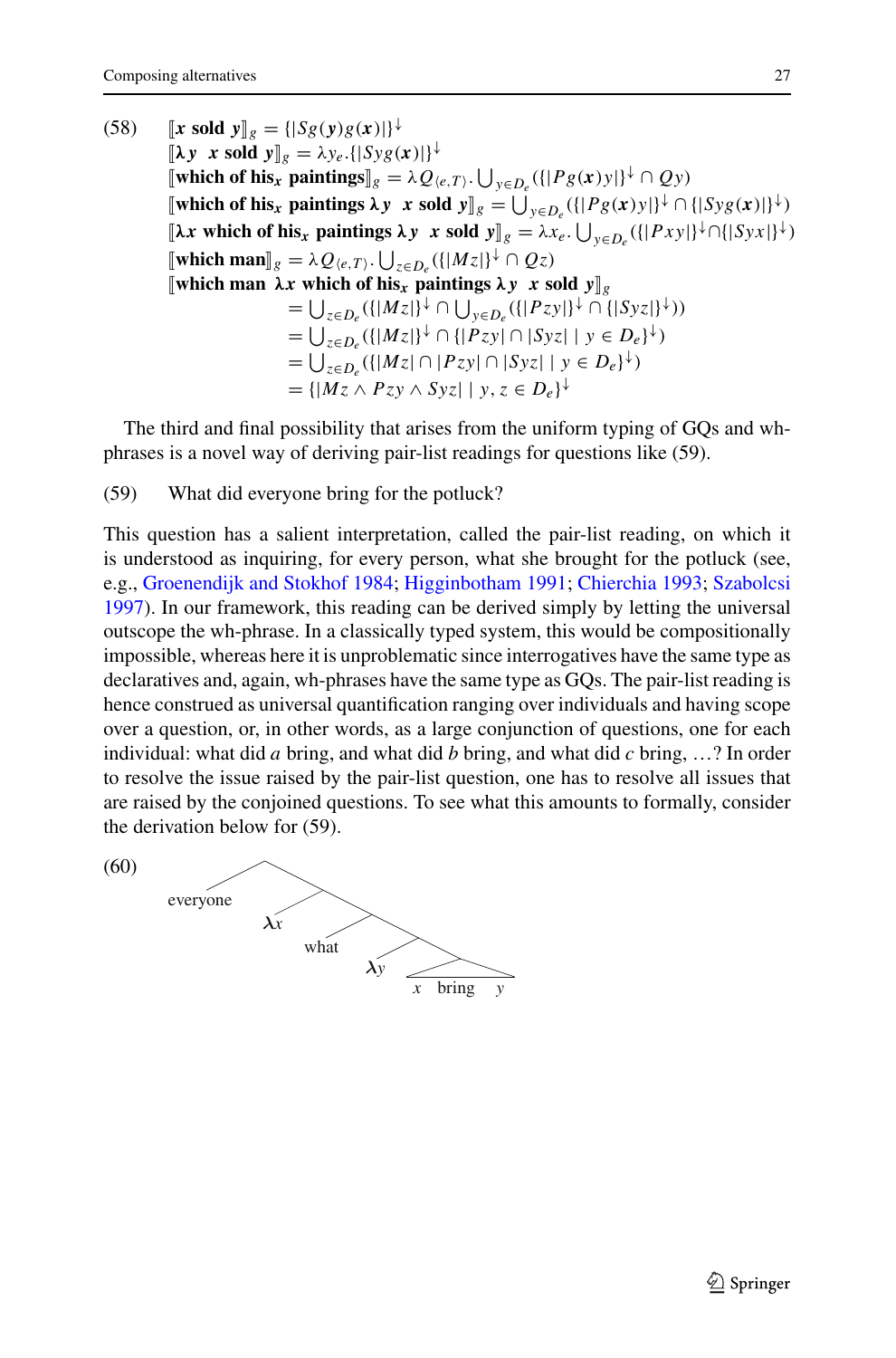(58) $[\![\boldsymbol{x} \textbf{ sold } \boldsymbol{y}]\!]_g = \{|Sg(\boldsymbol{y})g(\boldsymbol{x})|\}^{\downarrow}$

$[\![\boldsymbol{\lambda y} \;\; \boldsymbol{x} \textbf{ sold } \boldsymbol{y}]\!]_g = \lambda y_e.\{|Syg(\boldsymbol{x})|\}^{\downarrow}$

$[\![\textbf{which of his}_{\boldsymbol{x}} \textbf{ paintings}]\!]_g = \lambda Q_{\langle e,T\rangle}.\bigcup_{y\in D_e}(\{|Pg(\boldsymbol{x})y|\}^{\downarrow} \cap Qy)$

$[\![\textbf{which of his}_{\boldsymbol{x}} \textbf{ paintings } \boldsymbol{\lambda y} \;\; \boldsymbol{x} \textbf{ sold } \boldsymbol{y}]\!]_g = \bigcup_{y\in D_e}(\{|Pg(\boldsymbol{x})y|\}^{\downarrow} \cap \{|Syg(\boldsymbol{x})|\}^{\downarrow})$

$[\![\boldsymbol{\lambda x} \textbf{ which of his}_{\boldsymbol{x}} \textbf{ paintings } \boldsymbol{\lambda y} \;\; \boldsymbol{x} \textbf{ sold } \boldsymbol{y}]\!]_g = \lambda x_e.\bigcup_{y\in D_e}(\{|Pxy|\}^{\downarrow} \cap \{|Syx|\}^{\downarrow})$

$[\![\textbf{which man}]\!]_g = \lambda Q_{\langle e,T\rangle}.\bigcup_{z\in D_e}(\{|Mz|\}^{\downarrow} \cap Qz)$

$[\![\textbf{which man } \boldsymbol{\lambda x} \textbf{ which of his}_{\boldsymbol{x}} \textbf{ paintings } \boldsymbol{\lambda y} \;\; \boldsymbol{x} \textbf{ sold } \boldsymbol{y}]\!]_g$

$$= \bigcup_{z\in D_e}(\{|Mz|\}^{\downarrow} \cap \bigcup_{y\in D_e}(\{|Pzy|\}^{\downarrow} \cap \{|Syz|\}^{\downarrow}))$$

$$= \bigcup_{z\in D_e}(\{|Mz|\}^{\downarrow} \cap \{|Pzy| \cap |Syz| \mid y \in D_e\}^{\downarrow})$$

$$= \bigcup_{z\in D_e}(\{|Mz| \cap |Pzy| \cap |Syz| \mid y \in D_e\}^{\downarrow})$$

$$= \{|Mz \wedge Pzy \wedge Syz| \mid y, z \in D_e\}^{\downarrow}$$

The third and final possibility that arises from the uniform typing of GQs and wh-phrases is a novel way of deriving pair-list readings for questions like (59).

(59) What did everyone bring for the potluck?

This question has a salient interpretation, called the pair-list reading, on which it is understood as inquiring, for every person, what she brought for the potluck (see, e.g., Groenendijk and Stokhof 1984; Higginbotham 1991; Chierchia 1993; Szabolcsi 1997). In our framework, this reading can be derived simply by letting the universal outscope the wh-phrase. In a classically typed system, this would be compositionally impossible, whereas here it is unproblematic since interrogatives have the same type as declaratives and, again, wh-phrases have the same type as GQs. The pair-list reading is hence construed as universal quantification ranging over individuals and having scope over a question, or, in other words, as a large conjunction of questions, one for each individual: what did *a* bring, and what did *b* bring, and what did *c* bring, …? In order to resolve the issue raised by the pair-list question, one has to resolve all issues that are raised by the conjoined questions. To see what this amounts to formally, consider the derivation below for (59).

(60) [everyone [$\lambda x$ [what [$\lambda y$ [$x$ bring $y$]]]]]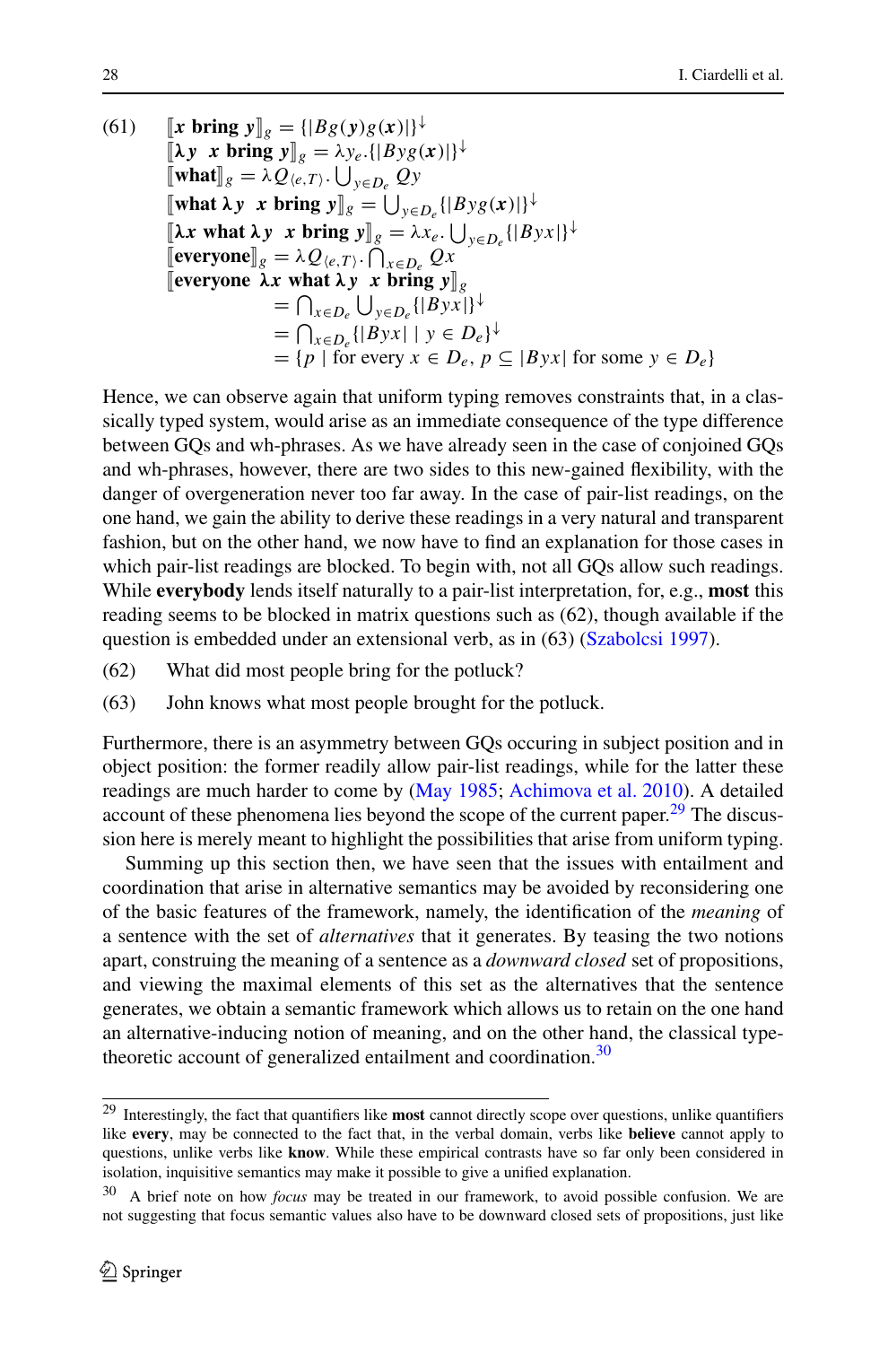(61) $[\![\boldsymbol{x} \textbf{ bring } \boldsymbol{y}]\!]_g = \{|Bg(\boldsymbol{y})g(\boldsymbol{x})|\}^{\downarrow}$

$[\![\boldsymbol{\lambda y} \;\; \boldsymbol{x} \textbf{ bring } \boldsymbol{y}]\!]_g = \lambda y_e.\{|Byg(\boldsymbol{x})|\}^{\downarrow}$

$[\![\textbf{what}]\!]_g = \lambda Q_{\langle e,T\rangle}.\bigcup_{y \in D_e} Qy$

$[\![\textbf{what } \boldsymbol{\lambda y} \;\; \boldsymbol{x} \textbf{ bring } \boldsymbol{y}]\!]_g = \bigcup_{y \in D_e}\{|Byg(\boldsymbol{x})|\}^{\downarrow}$

$[\![\boldsymbol{\lambda x} \textbf{ what } \boldsymbol{\lambda y} \;\; \boldsymbol{x} \textbf{ bring } \boldsymbol{y}]\!]_g = \lambda x_e.\bigcup_{y \in D_e}\{|Byx|\}^{\downarrow}$

$[\![\textbf{everyone}]\!]_g = \lambda Q_{\langle e,T\rangle}.\bigcap_{x \in D_e} Qx$

$[\![\textbf{everyone } \boldsymbol{\lambda x} \textbf{ what } \boldsymbol{\lambda y} \;\; \boldsymbol{x} \textbf{ bring } \boldsymbol{y}]\!]_g$

$$= \bigcap_{x \in D_e}\bigcup_{y \in D_e}\{|Byx|\}^{\downarrow}$$
$$= \bigcap_{x \in D_e}\{|Byx| \mid y \in D_e\}^{\downarrow}$$
$$= \{p \mid \text{for every } x \in D_e,\ p \subseteq |Byx| \text{ for some } y \in D_e\}$$

Hence, we can observe again that uniform typing removes constraints that, in a classically typed system, would arise as an immediate consequence of the type difference between GQs and wh-phrases. As we have already seen in the case of conjoined GQs and wh-phrases, however, there are two sides to this new-gained flexibility, with the danger of overgeneration never too far away. In the case of pair-list readings, on the one hand, we gain the ability to derive these readings in a very natural and transparent fashion, but on the other hand, we now have to find an explanation for those cases in which pair-list readings are blocked. To begin with, not all GQs allow such readings. While **everybody** lends itself naturally to a pair-list interpretation, for, e.g., **most** this reading seems to be blocked in matrix questions such as (62), though available if the question is embedded under an extensional verb, as in (63) (Szabolcsi 1997).

(62) What did most people bring for the potluck?

(63) John knows what most people brought for the potluck.

Furthermore, there is an asymmetry between GQs occuring in subject position and in object position: the former readily allow pair-list readings, while for the latter these readings are much harder to come by (May 1985; Achimova et al. 2010). A detailed account of these phenomena lies beyond the scope of the current paper.[29] The discussion here is merely meant to highlight the possibilities that arise from uniform typing.

Summing up this section then, we have seen that the issues with entailment and coordination that arise in alternative semantics may be avoided by reconsidering one of the basic features of the framework, namely, the identification of the *meaning* of a sentence with the set of *alternatives* that it generates. By teasing the two notions apart, construing the meaning of a sentence as a *downward closed* set of propositions, and viewing the maximal elements of this set as the alternatives that the sentence generates, we obtain a semantic framework which allows us to retain on the one hand an alternative-inducing notion of meaning, and on the other hand, the classical type-theoretic account of generalized entailment and coordination.[30]

---

[29] Interestingly, the fact that quantifiers like **most** cannot directly scope over questions, unlike quantifiers like **every**, may be connected to the fact that, in the verbal domain, verbs like **believe** cannot apply to questions, unlike verbs like **know**. While these empirical contrasts have so far only been considered in isolation, inquisitive semantics may make it possible to give a unified explanation.

[30] A brief note on how *focus* may be treated in our framework, to avoid possible confusion. We are not suggesting that focus semantic values also have to be downward closed sets of propositions, just like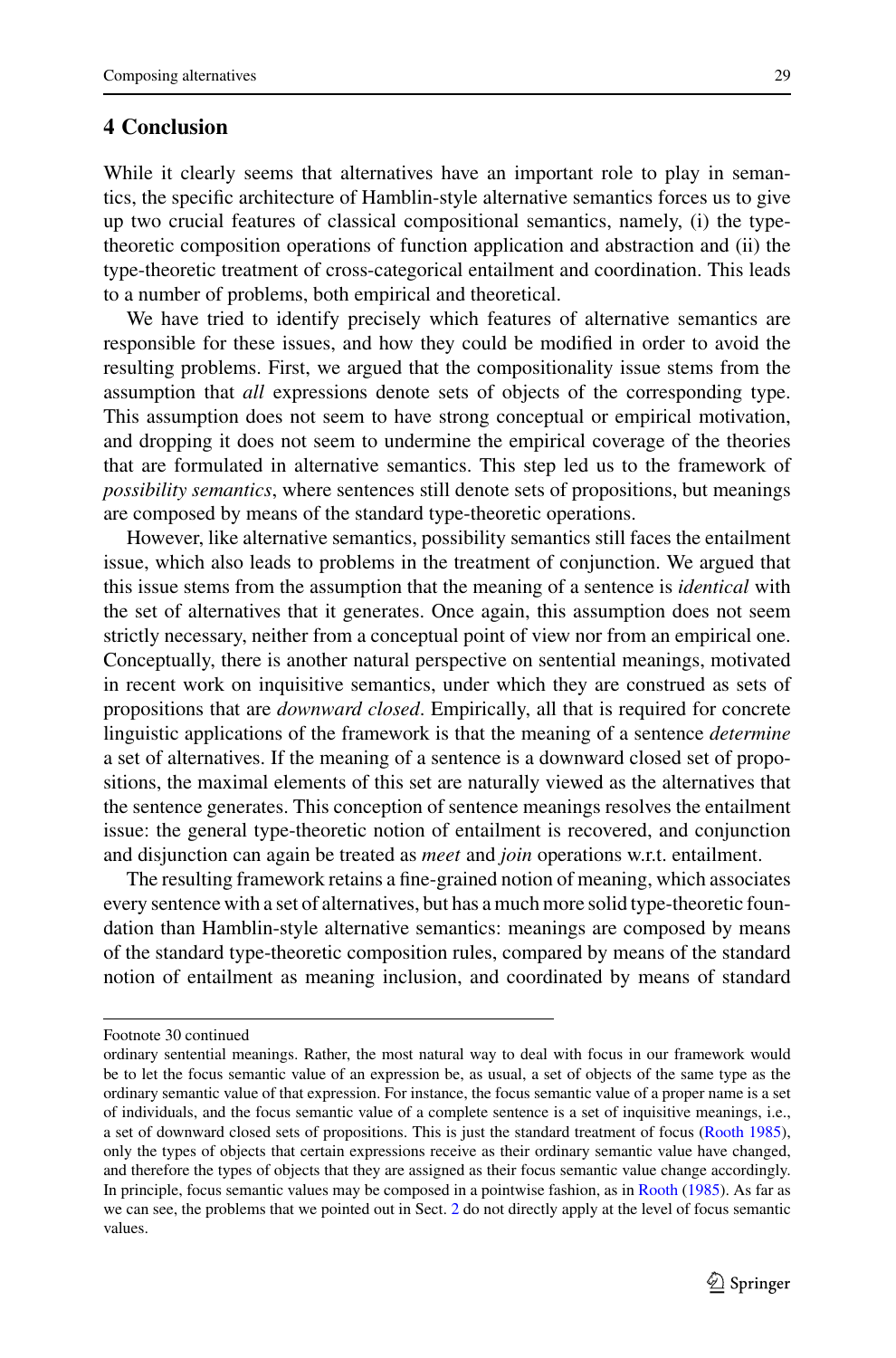## 4 Conclusion

While it clearly seems that alternatives have an important role to play in semantics, the specific architecture of Hamblin-style alternative semantics forces us to give up two crucial features of classical compositional semantics, namely, (i) the type-theoretic composition operations of function application and abstraction and (ii) the type-theoretic treatment of cross-categorical entailment and coordination. This leads to a number of problems, both empirical and theoretical.

We have tried to identify precisely which features of alternative semantics are responsible for these issues, and how they could be modified in order to avoid the resulting problems. First, we argued that the compositionality issue stems from the assumption that *all* expressions denote sets of objects of the corresponding type. This assumption does not seem to have strong conceptual or empirical motivation, and dropping it does not seem to undermine the empirical coverage of the theories that are formulated in alternative semantics. This step led us to the framework of *possibility semantics*, where sentences still denote sets of propositions, but meanings are composed by means of the standard type-theoretic operations.

However, like alternative semantics, possibility semantics still faces the entailment issue, which also leads to problems in the treatment of conjunction. We argued that this issue stems from the assumption that the meaning of a sentence is *identical* with the set of alternatives that it generates. Once again, this assumption does not seem strictly necessary, neither from a conceptual point of view nor from an empirical one. Conceptually, there is another natural perspective on sentential meanings, motivated in recent work on inquisitive semantics, under which they are construed as sets of propositions that are *downward closed*. Empirically, all that is required for concrete linguistic applications of the framework is that the meaning of a sentence *determine* a set of alternatives. If the meaning of a sentence is a downward closed set of propositions, the maximal elements of this set are naturally viewed as the alternatives that the sentence generates. This conception of sentence meanings resolves the entailment issue: the general type-theoretic notion of entailment is recovered, and conjunction and disjunction can again be treated as *meet* and *join* operations w.r.t. entailment.

The resulting framework retains a fine-grained notion of meaning, which associates every sentence with a set of alternatives, but has a much more solid type-theoretic foundation than Hamblin-style alternative semantics: meanings are composed by means of the standard type-theoretic composition rules, compared by means of the standard notion of entailment as meaning inclusion, and coordinated by means of standard

---

Footnote 30 continued

ordinary sentential meanings. Rather, the most natural way to deal with focus in our framework would be to let the focus semantic value of an expression be, as usual, a set of objects of the same type as the ordinary semantic value of that expression. For instance, the focus semantic value of a proper name is a set of individuals, and the focus semantic value of a complete sentence is a set of inquisitive meanings, i.e., a set of downward closed sets of propositions. This is just the standard treatment of focus (Rooth 1985), only the types of objects that certain expressions receive as their ordinary semantic value have changed, and therefore the types of objects that they are assigned as their focus semantic value change accordingly. In principle, focus semantic values may be composed in a pointwise fashion, as in Rooth (1985). As far as we can see, the problems that we pointed out in Sect. 2 do not directly apply at the level of focus semantic values.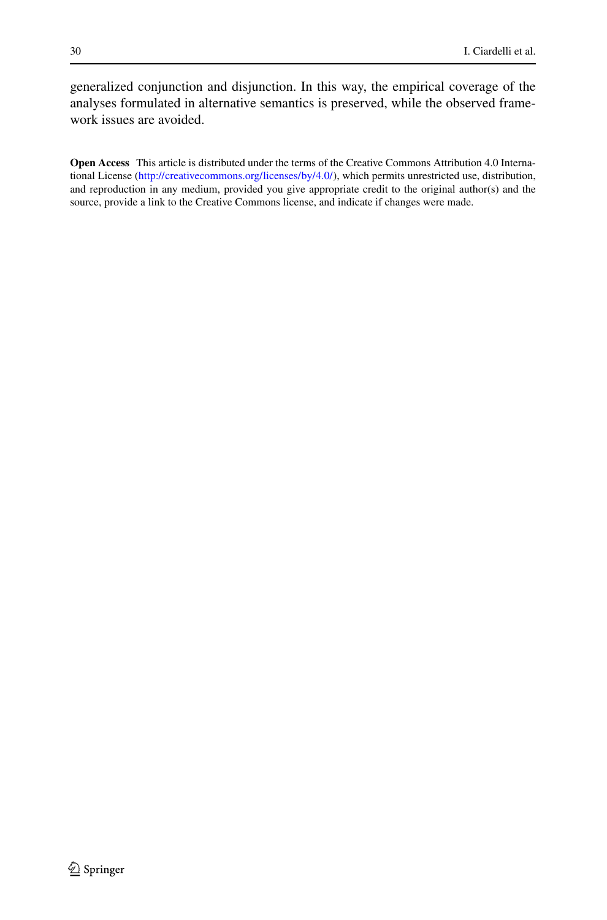generalized conjunction and disjunction. In this way, the empirical coverage of the analyses formulated in alternative semantics is preserved, while the observed framework issues are avoided.

**Open Access** This article is distributed under the terms of the Creative Commons Attribution 4.0 International License (http://creativecommons.org/licenses/by/4.0/), which permits unrestricted use, distribution, and reproduction in any medium, provided you give appropriate credit to the original author(s) and the source, provide a link to the Creative Commons license, and indicate if changes were made.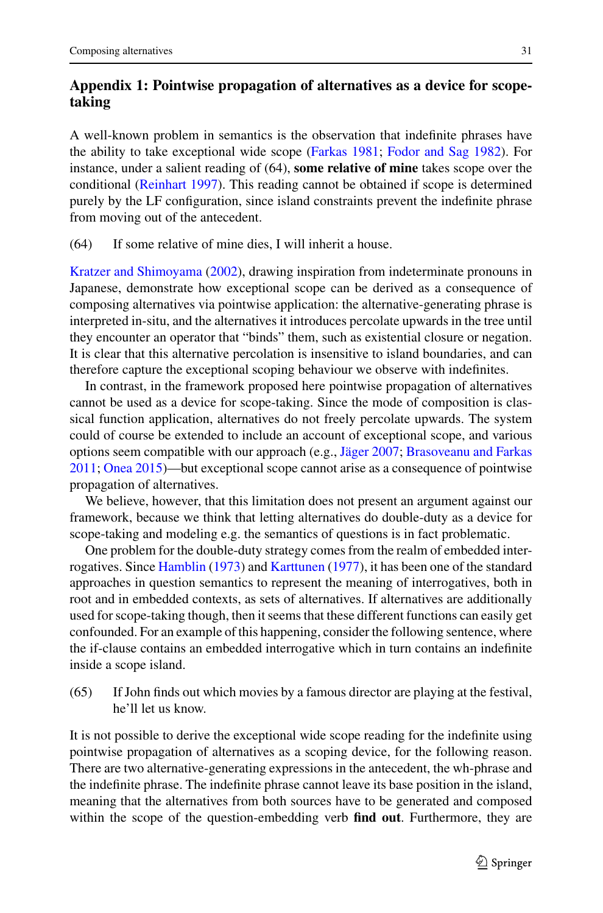## Appendix 1: Pointwise propagation of alternatives as a device for scope-taking

A well-known problem in semantics is the observation that indefinite phrases have the ability to take exceptional wide scope (Farkas 1981; Fodor and Sag 1982). For instance, under a salient reading of (64), **some relative of mine** takes scope over the conditional (Reinhart 1997). This reading cannot be obtained if scope is determined purely by the LF configuration, since island constraints prevent the indefinite phrase from moving out of the antecedent.

(64) If some relative of mine dies, I will inherit a house.

Kratzer and Shimoyama (2002), drawing inspiration from indeterminate pronouns in Japanese, demonstrate how exceptional scope can be derived as a consequence of composing alternatives via pointwise application: the alternative-generating phrase is interpreted in-situ, and the alternatives it introduces percolate upwards in the tree until they encounter an operator that "binds" them, such as existential closure or negation. It is clear that this alternative percolation is insensitive to island boundaries, and can therefore capture the exceptional scoping behaviour we observe with indefinites.

In contrast, in the framework proposed here pointwise propagation of alternatives cannot be used as a device for scope-taking. Since the mode of composition is classical function application, alternatives do not freely percolate upwards. The system could of course be extended to include an account of exceptional scope, and various options seem compatible with our approach (e.g., Jäger 2007; Brasoveanu and Farkas 2011; Onea 2015)—but exceptional scope cannot arise as a consequence of pointwise propagation of alternatives.

We believe, however, that this limitation does not present an argument against our framework, because we think that letting alternatives do double-duty as a device for scope-taking and modeling e.g. the semantics of questions is in fact problematic.

One problem for the double-duty strategy comes from the realm of embedded interrogatives. Since Hamblin (1973) and Karttunen (1977), it has been one of the standard approaches in question semantics to represent the meaning of interrogatives, both in root and in embedded contexts, as sets of alternatives. If alternatives are additionally used for scope-taking though, then it seems that these different functions can easily get confounded. For an example of this happening, consider the following sentence, where the if-clause contains an embedded interrogative which in turn contains an indefinite inside a scope island.

(65) If John finds out which movies by a famous director are playing at the festival, he'll let us know.

It is not possible to derive the exceptional wide scope reading for the indefinite using pointwise propagation of alternatives as a scoping device, for the following reason. There are two alternative-generating expressions in the antecedent, the wh-phrase and the indefinite phrase. The indefinite phrase cannot leave its base position in the island, meaning that the alternatives from both sources have to be generated and composed within the scope of the question-embedding verb **find out**. Furthermore, they are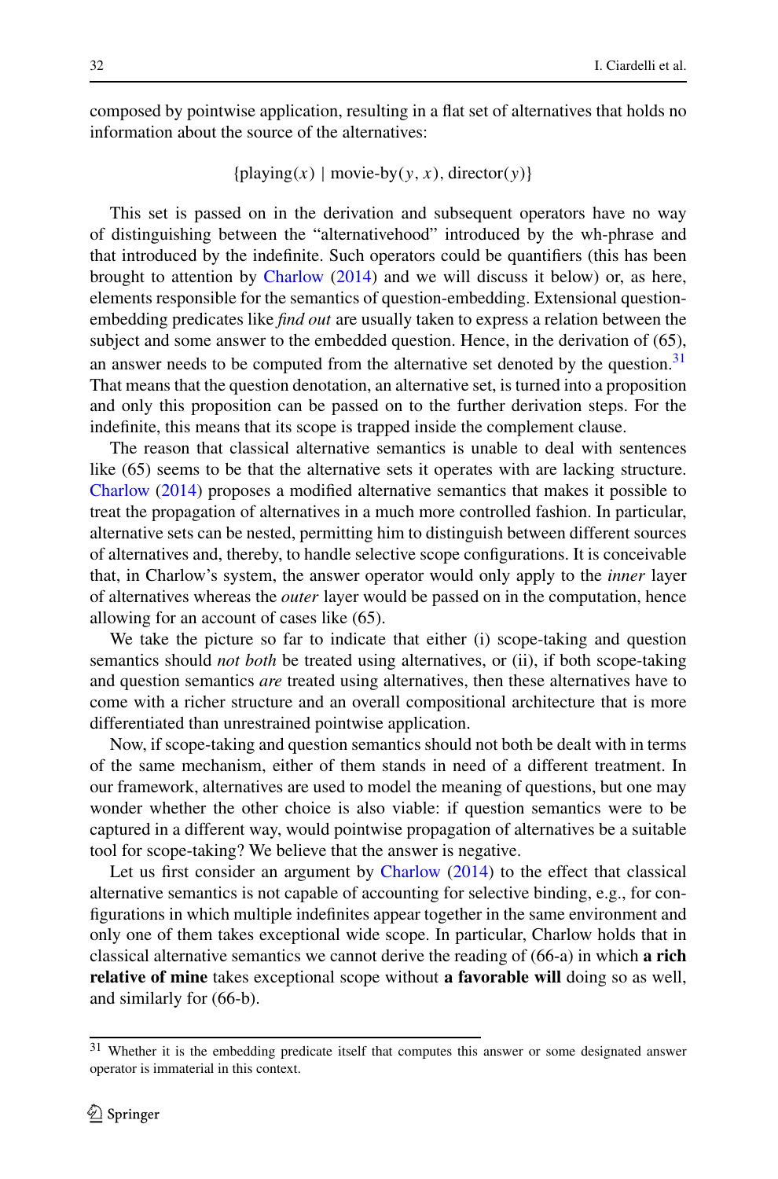composed by pointwise application, resulting in a flat set of alternatives that holds no information about the source of the alternatives:

$$\{\text{playing}(x) \mid \text{movie-by}(y, x), \text{director}(y)\}$$

This set is passed on in the derivation and subsequent operators have no way of distinguishing between the "alternativehood" introduced by the wh-phrase and that introduced by the indefinite. Such operators could be quantifiers (this has been brought to attention by Charlow (2014) and we will discuss it below) or, as here, elements responsible for the semantics of question-embedding. Extensional question-embedding predicates like *find out* are usually taken to express a relation between the subject and some answer to the embedded question. Hence, in the derivation of (65), an answer needs to be computed from the alternative set denoted by the question.[31] That means that the question denotation, an alternative set, is turned into a proposition and only this proposition can be passed on to the further derivation steps. For the indefinite, this means that its scope is trapped inside the complement clause.

The reason that classical alternative semantics is unable to deal with sentences like (65) seems to be that the alternative sets it operates with are lacking structure. Charlow (2014) proposes a modified alternative semantics that makes it possible to treat the propagation of alternatives in a much more controlled fashion. In particular, alternative sets can be nested, permitting him to distinguish between different sources of alternatives and, thereby, to handle selective scope configurations. It is conceivable that, in Charlow's system, the answer operator would only apply to the *inner* layer of alternatives whereas the *outer* layer would be passed on in the computation, hence allowing for an account of cases like (65).

We take the picture so far to indicate that either (i) scope-taking and question semantics should *not both* be treated using alternatives, or (ii), if both scope-taking and question semantics *are* treated using alternatives, then these alternatives have to come with a richer structure and an overall compositional architecture that is more differentiated than unrestrained pointwise application.

Now, if scope-taking and question semantics should not both be dealt with in terms of the same mechanism, either of them stands in need of a different treatment. In our framework, alternatives are used to model the meaning of questions, but one may wonder whether the other choice is also viable: if question semantics were to be captured in a different way, would pointwise propagation of alternatives be a suitable tool for scope-taking? We believe that the answer is negative.

Let us first consider an argument by Charlow (2014) to the effect that classical alternative semantics is not capable of accounting for selective binding, e.g., for configurations in which multiple indefinites appear together in the same environment and only one of them takes exceptional wide scope. In particular, Charlow holds that in classical alternative semantics we cannot derive the reading of (66-a) in which **a rich relative of mine** takes exceptional scope without **a favorable will** doing so as well, and similarly for (66-b).

---

[31] Whether it is the embedding predicate itself that computes this answer or some designated answer operator is immaterial in this context.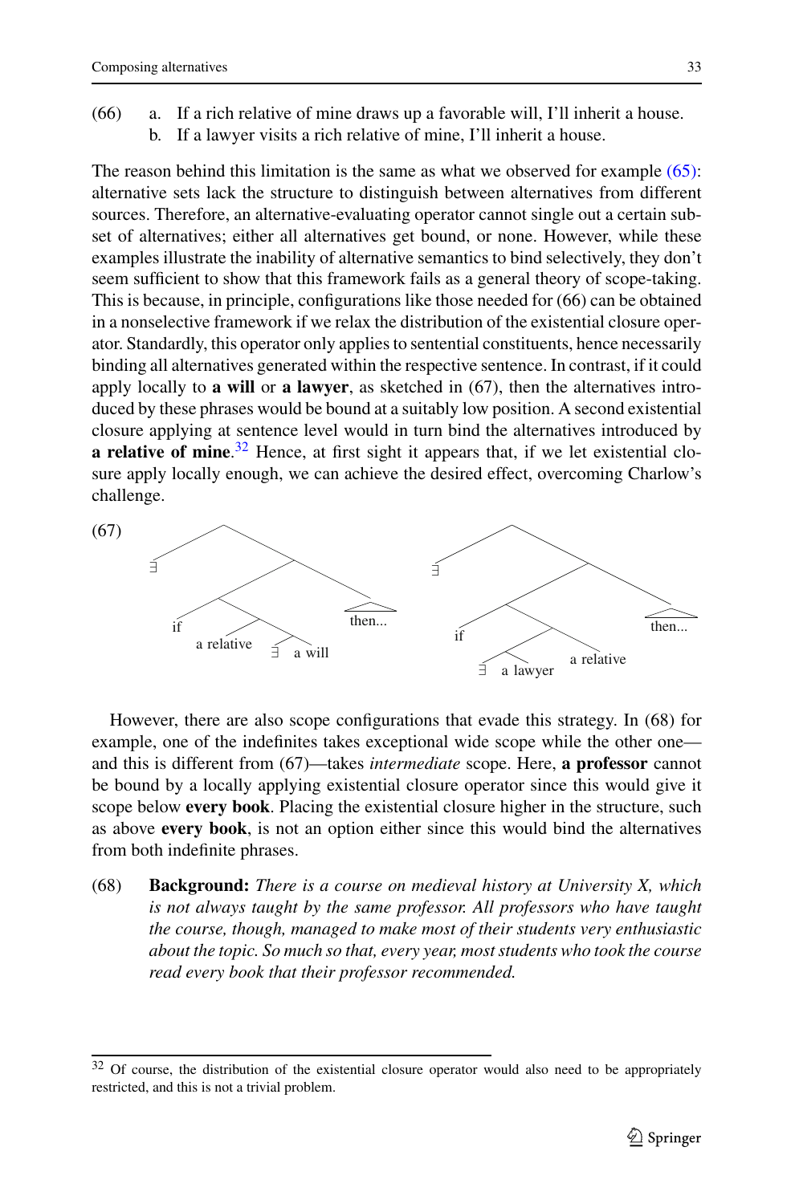(66) a. If a rich relative of mine draws up a favorable will, I'll inherit a house.
b. If a lawyer visits a rich relative of mine, I'll inherit a house.

The reason behind this limitation is the same as what we observed for example (65): alternative sets lack the structure to distinguish between alternatives from different sources. Therefore, an alternative-evaluating operator cannot single out a certain subset of alternatives; either all alternatives get bound, or none. However, while these examples illustrate the inability of alternative semantics to bind selectively, they don't seem sufficient to show that this framework fails as a general theory of scope-taking. This is because, in principle, configurations like those needed for (66) can be obtained in a nonselective framework if we relax the distribution of the existential closure operator. Standardly, this operator only applies to sentential constituents, hence necessarily binding all alternatives generated within the respective sentence. In contrast, if it could apply locally to **a will** or **a lawyer**, as sketched in (67), then the alternatives introduced by these phrases would be bound at a suitably low position. A second existential closure applying at sentence level would in turn bind the alternatives introduced by **a relative of mine**.[32] Hence, at first sight it appears that, if we let existential closure apply locally enough, we can achieve the desired effect, overcoming Charlow's challenge.

(67)

```
        /\                                /\
       ∃  \                              ∃  \
          /\                                /\
         /  then...                        /  then...
        /\                                /\
      if  /\                            if  /\
  a relative /\                            /\  a relative
            ∃  a will                     ∃  a lawyer
```

However, there are also scope configurations that evade this strategy. In (68) for example, one of the indefinites takes exceptional wide scope while the other one—and this is different from (67)—takes *intermediate* scope. Here, **a professor** cannot be bound by a locally applying existential closure operator since this would give it scope below **every book**. Placing the existential closure higher in the structure, such as above **every book**, is not an option either since this would bind the alternatives from both indefinite phrases.

(68) **Background:** *There is a course on medieval history at University X, which is not always taught by the same professor. All professors who have taught the course, though, managed to make most of their students very enthusiastic about the topic. So much so that, every year, most students who took the course read every book that their professor recommended.*

[32] Of course, the distribution of the existential closure operator would also need to be appropriately restricted, and this is not a trivial problem.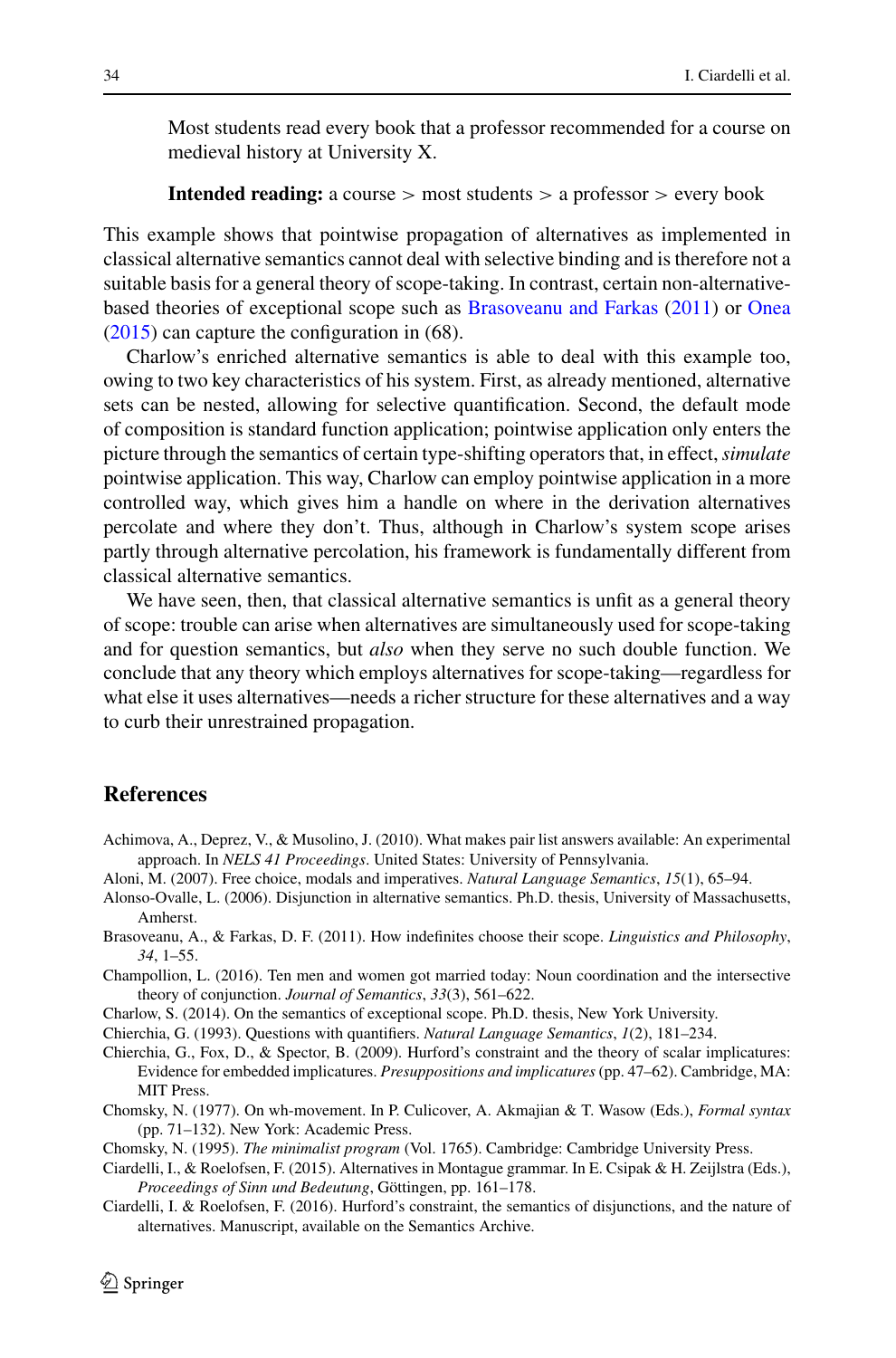Most students read every book that a professor recommended for a course on medieval history at University X.

**Intended reading:** a course > most students > a professor > every book

This example shows that pointwise propagation of alternatives as implemented in classical alternative semantics cannot deal with selective binding and is therefore not a suitable basis for a general theory of scope-taking. In contrast, certain non-alternative-based theories of exceptional scope such as Brasoveanu and Farkas (2011) or Onea (2015) can capture the configuration in (68).

Charlow's enriched alternative semantics is able to deal with this example too, owing to two key characteristics of his system. First, as already mentioned, alternative sets can be nested, allowing for selective quantification. Second, the default mode of composition is standard function application; pointwise application only enters the picture through the semantics of certain type-shifting operators that, in effect, *simulate* pointwise application. This way, Charlow can employ pointwise application in a more controlled way, which gives him a handle on where in the derivation alternatives percolate and where they don't. Thus, although in Charlow's system scope arises partly through alternative percolation, his framework is fundamentally different from classical alternative semantics.

We have seen, then, that classical alternative semantics is unfit as a general theory of scope: trouble can arise when alternatives are simultaneously used for scope-taking and for question semantics, but *also* when they serve no such double function. We conclude that any theory which employs alternatives for scope-taking—regardless for what else it uses alternatives—needs a richer structure for these alternatives and a way to curb their unrestrained propagation.

## References

Achimova, A., Deprez, V., & Musolino, J. (2010). What makes pair list answers available: An experimental approach. In *NELS 41 Proceedings*. United States: University of Pennsylvania.

Aloni, M. (2007). Free choice, modals and imperatives. *Natural Language Semantics*, *15*(1), 65–94.

Alonso-Ovalle, L. (2006). Disjunction in alternative semantics. Ph.D. thesis, University of Massachusetts, Amherst.

Brasoveanu, A., & Farkas, D. F. (2011). How indefinites choose their scope. *Linguistics and Philosophy*, *34*, 1–55.

Champollion, L. (2016). Ten men and women got married today: Noun coordination and the intersective theory of conjunction. *Journal of Semantics*, *33*(3), 561–622.

Charlow, S. (2014). On the semantics of exceptional scope. Ph.D. thesis, New York University.

Chierchia, G. (1993). Questions with quantifiers. *Natural Language Semantics*, *1*(2), 181–234.

Chierchia, G., Fox, D., & Spector, B. (2009). Hurford's constraint and the theory of scalar implicatures: Evidence for embedded implicatures. *Presuppositions and implicatures* (pp. 47–62). Cambridge, MA: MIT Press.

Chomsky, N. (1977). On wh-movement. In P. Culicover, A. Akmajian & T. Wasow (Eds.), *Formal syntax* (pp. 71–132). New York: Academic Press.

Chomsky, N. (1995). *The minimalist program* (Vol. 1765). Cambridge: Cambridge University Press.

Ciardelli, I., & Roelofsen, F. (2015). Alternatives in Montague grammar. In E. Csipak & H. Zeijlstra (Eds.), *Proceedings of Sinn und Bedeutung*, Göttingen, pp. 161–178.

Ciardelli, I. & Roelofsen, F. (2016). Hurford's constraint, the semantics of disjunctions, and the nature of alternatives. Manuscript, available on the Semantics Archive.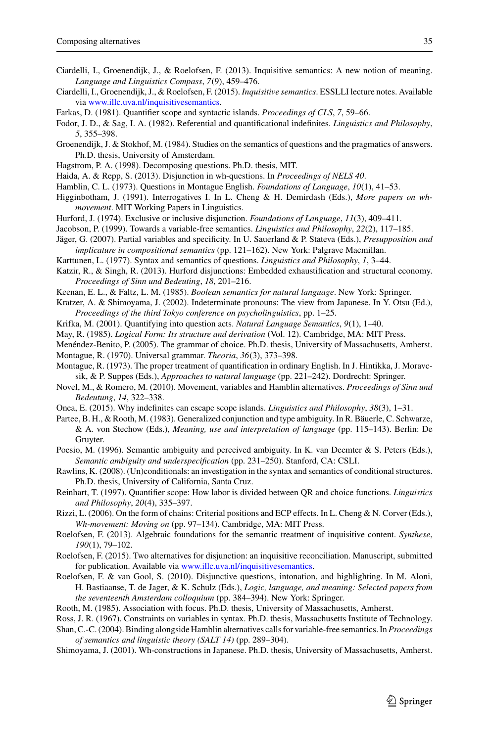Ciardelli, I., Groenendijk, J., & Roelofsen, F. (2013). Inquisitive semantics: A new notion of meaning. *Language and Linguistics Compass*, *7*(9), 459–476.

Ciardelli, I., Groenendijk, J., & Roelofsen, F. (2015). *Inquisitive semantics*. ESSLLI lecture notes. Available via www.illc.uva.nl/inquisitivesemantics.

Farkas, D. (1981). Quantifier scope and syntactic islands. *Proceedings of CLS*, *7*, 59–66.

Fodor, J. D., & Sag, I. A. (1982). Referential and quantificational indefinites. *Linguistics and Philosophy*, *5*, 355–398.

Groenendijk, J. & Stokhof, M. (1984). Studies on the semantics of questions and the pragmatics of answers. Ph.D. thesis, University of Amsterdam.

Hagstrom, P. A. (1998). Decomposing questions. Ph.D. thesis, MIT.

Haida, A. & Repp, S. (2013). Disjunction in wh-questions. In *Proceedings of NELS 40*.

Hamblin, C. L. (1973). Questions in Montague English. *Foundations of Language*, *10*(1), 41–53.

Higginbotham, J. (1991). Interrogatives I. In L. Cheng & H. Demirdash (Eds.), *More papers on wh-movement*. MIT Working Papers in Linguistics.

Hurford, J. (1974). Exclusive or inclusive disjunction. *Foundations of Language*, *11*(3), 409–411.

Jacobson, P. (1999). Towards a variable-free semantics. *Linguistics and Philosophy*, *22*(2), 117–185.

Jäger, G. (2007). Partial variables and specificity. In U. Sauerland & P. Stateva (Eds.), *Presupposition and implicature in compositional semantics* (pp. 121–162). New York: Palgrave Macmillan.

Karttunen, L. (1977). Syntax and semantics of questions. *Linguistics and Philosophy*, *1*, 3–44.

Katzir, R., & Singh, R. (2013). Hurford disjunctions: Embedded exhaustification and structural economy. *Proceedings of Sinn und Bedeutung*, *18*, 201–216.

Keenan, E. L., & Faltz, L. M. (1985). *Boolean semantics for natural language*. New York: Springer.

Kratzer, A. & Shimoyama, J. (2002). Indeterminate pronouns: The view from Japanese. In Y. Otsu (Ed.), *Proceedings of the third Tokyo conference on psycholinguistics*, pp. 1–25.

Krifka, M. (2001). Quantifying into question acts. *Natural Language Semantics*, *9*(1), 1–40.

May, R. (1985). *Logical Form: Its structure and derivation* (Vol. 12). Cambridge, MA: MIT Press.

Menéndez-Benito, P. (2005). The grammar of choice. Ph.D. thesis, University of Massachusetts, Amherst.

Montague, R. (1970). Universal grammar. *Theoria*, *36*(3), 373–398.

Montague, R. (1973). The proper treatment of quantification in ordinary English. In J. Hintikka, J. Moravcsik, & P. Suppes (Eds.), *Approaches to natural language* (pp. 221–242). Dordrecht: Springer.

Novel, M., & Romero, M. (2010). Movement, variables and Hamblin alternatives. *Proceedings of Sinn und Bedeutung*, *14*, 322–338.

Onea, E. (2015). Why indefinites can escape scope islands. *Linguistics and Philosophy*, *38*(3), 1–31.

Partee, B. H., & Rooth, M. (1983). Generalized conjunction and type ambiguity. In R. Bäuerle, C. Schwarze, & A. von Stechow (Eds.), *Meaning, use and interpretation of language* (pp. 115–143). Berlin: De Gruyter.

Poesio, M. (1996). Semantic ambiguity and perceived ambiguity. In K. van Deemter & S. Peters (Eds.), *Semantic ambiguity and underspecification* (pp. 231–250). Stanford, CA: CSLI.

Rawlins, K. (2008). (Un)conditionals: an investigation in the syntax and semantics of conditional structures. Ph.D. thesis, University of California, Santa Cruz.

Reinhart, T. (1997). Quantifier scope: How labor is divided between QR and choice functions. *Linguistics and Philosophy*, *20*(4), 335–397.

Rizzi, L. (2006). On the form of chains: Criterial positions and ECP effects. In L. Cheng & N. Corver (Eds.), *Wh-movement: Moving on* (pp. 97–134). Cambridge, MA: MIT Press.

Roelofsen, F. (2013). Algebraic foundations for the semantic treatment of inquisitive content. *Synthese*, *190*(1), 79–102.

Roelofsen, F. (2015). Two alternatives for disjunction: an inquisitive reconciliation. Manuscript, submitted for publication. Available via www.illc.uva.nl/inquisitivesemantics.

Roelofsen, F. & van Gool, S. (2010). Disjunctive questions, intonation, and highlighting. In M. Aloni, H. Bastiaanse, T. de Jager, & K. Schulz (Eds.), *Logic, language, and meaning: Selected papers from the seventeenth Amsterdam colloquium* (pp. 384–394). New York: Springer.

Rooth, M. (1985). Association with focus. Ph.D. thesis, University of Massachusetts, Amherst.

Ross, J. R. (1967). Constraints on variables in syntax. Ph.D. thesis, Massachusetts Institute of Technology.

Shan, C.-C. (2004). Binding alongside Hamblin alternatives calls for variable-free semantics. In *Proceedings of semantics and linguistic theory (SALT 14)* (pp. 289–304).

Shimoyama, J. (2001). Wh-constructions in Japanese. Ph.D. thesis, University of Massachusetts, Amherst.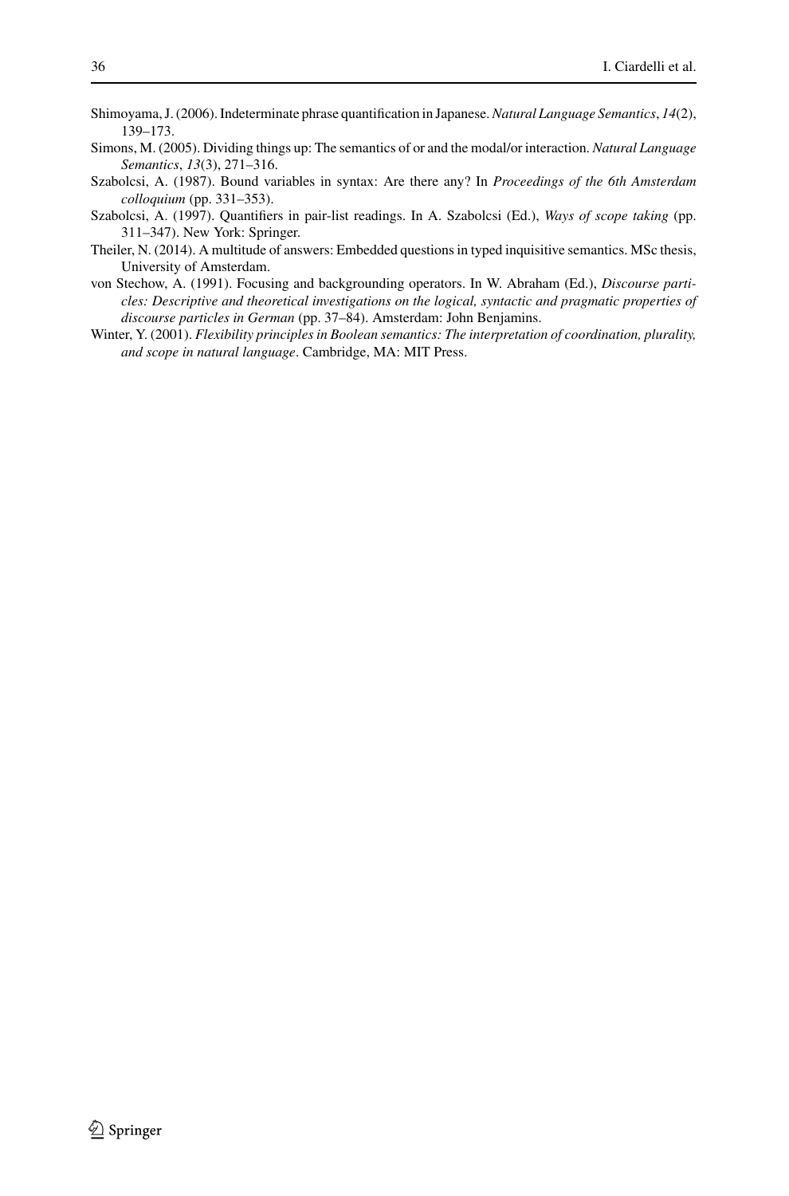Shimoyama, J. (2006). Indeterminate phrase quantification in Japanese. *Natural Language Semantics*, *14*(2), 139–173.

Simons, M. (2005). Dividing things up: The semantics of or and the modal/or interaction. *Natural Language Semantics*, *13*(3), 271–316.

Szabolcsi, A. (1987). Bound variables in syntax: Are there any? In *Proceedings of the 6th Amsterdam colloquium* (pp. 331–353).

Szabolcsi, A. (1997). Quantifiers in pair-list readings. In A. Szabolcsi (Ed.), *Ways of scope taking* (pp. 311–347). New York: Springer.

Theiler, N. (2014). A multitude of answers: Embedded questions in typed inquisitive semantics. MSc thesis, University of Amsterdam.

von Stechow, A. (1991). Focusing and backgrounding operators. In W. Abraham (Ed.), *Discourse particles: Descriptive and theoretical investigations on the logical, syntactic and pragmatic properties of discourse particles in German* (pp. 37–84). Amsterdam: John Benjamins.

Winter, Y. (2001). *Flexibility principles in Boolean semantics: The interpretation of coordination, plurality, and scope in natural language*. Cambridge, MA: MIT Press.